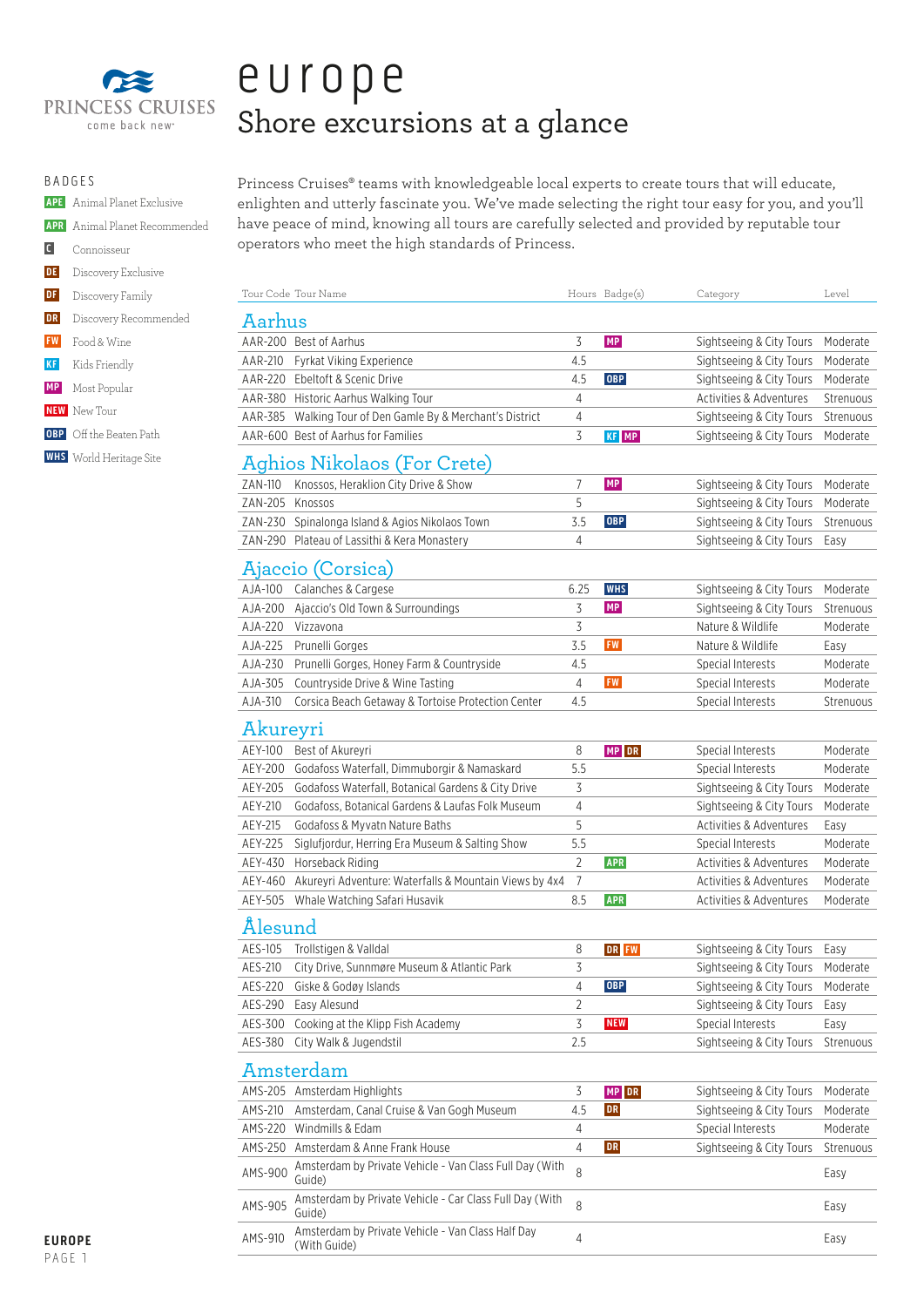PRINCESS CRUISES
come back new

# europe

## Shore excursions at a glance

BADGES

- **APE** Animal Planet Exclusive
- **APR** Animal Planet Recommended
- **C** Connoisseur
- **DE** Discovery Exclusive
- **DF** Discovery Family
- **DR** Discovery Recommended
- **FW** Food & Wine
- **KF** Kids Friendly
- **MP** Most Popular
- **NEW** New Tour
- **OBP** Off the Beaten Path
- **WHS** World Heritage Site

Princess Cruises® teams with knowledgeable local experts to create tours that will educate, enlighten and utterly fascinate you. We've made selecting the right tour easy for you, and you'll have peace of mind, knowing all tours are carefully selected and provided by reputable tour operators who meet the high standards of Princess.

| Tour Code | Tour Name | Hours | Badge(s) | Category | Level |
|---|---|---|---|---|---|
| **Aarhus** | | | | | |
| AAR-200 | Best of Aarhus | 3 | MP | Sightseeing & City Tours | Moderate |
| AAR-210 | Fyrkat Viking Experience | 4.5 | | Sightseeing & City Tours | Moderate |
| AAR-220 | Ebeltoft & Scenic Drive | 4.5 | OBP | Sightseeing & City Tours | Moderate |
| AAR-380 | Historic Aarhus Walking Tour | 4 | | Activities & Adventures | Strenuous |
| AAR-385 | Walking Tour of Den Gamle By & Merchant's District | 4 | | Sightseeing & City Tours | Strenuous |
| AAR-600 | Best of Aarhus for Families | 3 | KF MP | Sightseeing & City Tours | Moderate |
| **Aghios Nikolaos (For Crete)** | | | | | |
| ZAN-110 | Knossos, Heraklion City Drive & Show | 7 | MP | Sightseeing & City Tours | Moderate |
| ZAN-205 | Knossos | 5 | | Sightseeing & City Tours | Moderate |
| ZAN-230 | Spinalonga Island & Agios Nikolaos Town | 3.5 | OBP | Sightseeing & City Tours | Strenuous |
| ZAN-290 | Plateau of Lassithi & Kera Monastery | 4 | | Sightseeing & City Tours | Easy |
| **Ajaccio (Corsica)** | | | | | |
| AJA-100 | Calanches & Cargese | 6.25 | WHS | Sightseeing & City Tours | Moderate |
| AJA-200 | Ajaccio's Old Town & Surroundings | 3 | MP | Sightseeing & City Tours | Strenuous |
| AJA-220 | Vizzavona | 3 | | Nature & Wildlife | Moderate |
| AJA-225 | Prunelli Gorges | 3.5 | FW | Nature & Wildlife | Easy |
| AJA-230 | Prunelli Gorges, Honey Farm & Countryside | 4.5 | | Special Interests | Moderate |
| AJA-305 | Countryside Drive & Wine Tasting | 4 | FW | Special Interests | Moderate |
| AJA-310 | Corsica Beach Getaway & Tortoise Protection Center | 4.5 | | Special Interests | Strenuous |
| **Akureyri** | | | | | |
| AEY-100 | Best of Akureyri | 8 | MP DR | Special Interests | Moderate |
| AEY-200 | Godafoss Waterfall, Dimmuborgir & Namaskard | 5.5 | | Special Interests | Moderate |
| AEY-205 | Godafoss Waterfall, Botanical Gardens & City Drive | 3 | | Sightseeing & City Tours | Moderate |
| AEY-210 | Godafoss, Botanical Gardens & Laufas Folk Museum | 4 | | Sightseeing & City Tours | Moderate |
| AEY-215 | Godafoss & Myvatn Nature Baths | 5 | | Activities & Adventures | Easy |
| AEY-225 | Siglufjordur, Herring Era Museum & Salting Show | 5.5 | | Special Interests | Moderate |
| AEY-430 | Horseback Riding | 2 | APR | Activities & Adventures | Moderate |
| AEY-460 | Akureyri Adventure: Waterfalls & Mountain Views by 4x4 | 7 | | Activities & Adventures | Moderate |
| AEY-505 | Whale Watching Safari Husavik | 8.5 | APR | Activities & Adventures | Moderate |
| **Ålesund** | | | | | |
| AES-105 | Trollstigen & Valldal | 8 | DR FW | Sightseeing & City Tours | Easy |
| AES-210 | City Drive, Sunnmøre Museum & Atlantic Park | 3 | | Sightseeing & City Tours | Moderate |
| AES-220 | Giske & Godøy Islands | 4 | OBP | Sightseeing & City Tours | Moderate |
| AES-290 | Easy Alesund | 2 | | Sightseeing & City Tours | Easy |
| AES-300 | Cooking at the Klipp Fish Academy | 3 | NEW | Special Interests | Easy |
| AES-380 | City Walk & Jugendstil | 2.5 | | Sightseeing & City Tours | Strenuous |
| **Amsterdam** | | | | | |
| AMS-205 | Amsterdam Highlights | 3 | MP DR | Sightseeing & City Tours | Moderate |
| AMS-210 | Amsterdam, Canal Cruise & Van Gogh Museum | 4.5 | DR | Sightseeing & City Tours | Moderate |
| AMS-220 | Windmills & Edam | 4 | | Special Interests | Moderate |
| AMS-250 | Amsterdam & Anne Frank House | 4 | DR | Sightseeing & City Tours | Strenuous |
| AMS-900 | Amsterdam by Private Vehicle - Van Class Full Day (With Guide) | 8 | | | Easy |
| AMS-905 | Amsterdam by Private Vehicle - Car Class Full Day (With Guide) | 8 | | | Easy |
| AMS-910 | Amsterdam by Private Vehicle - Van Class Half Day (With Guide) | 4 | | | Easy |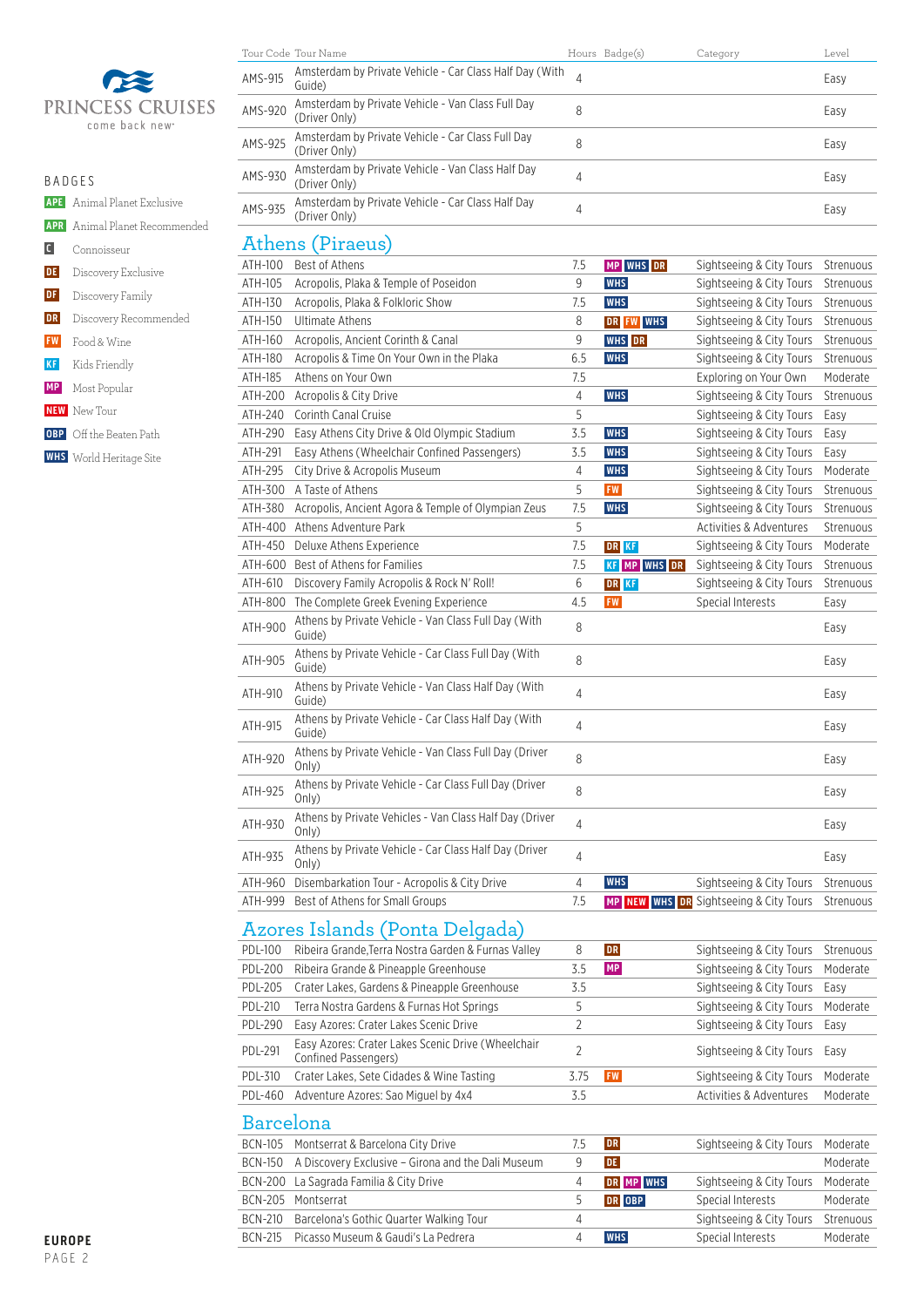PRINCESS CRUISES
come back new

BADGES

- APE Animal Planet Exclusive
- APR Animal Planet Recommended
- C Connoisseur
- DE Discovery Exclusive
- DF Discovery Family
- DR Discovery Recommended
- FW Food & Wine
- KF Kids Friendly
- MP Most Popular
- NEW New Tour
- OBP Off the Beaten Path
- WHS World Heritage Site

| Tour Code | Tour Name | Hours | Badge(s) | Category | Level |
|---|---|---|---|---|---|
| AMS-915 | Amsterdam by Private Vehicle - Car Class Half Day (With Guide) | 4 | | | Easy |
| AMS-920 | Amsterdam by Private Vehicle - Van Class Full Day (Driver Only) | 8 | | | Easy |
| AMS-925 | Amsterdam by Private Vehicle - Car Class Full Day (Driver Only) | 8 | | | Easy |
| AMS-930 | Amsterdam by Private Vehicle - Van Class Half Day (Driver Only) | 4 | | | Easy |
| AMS-935 | Amsterdam by Private Vehicle - Car Class Half Day (Driver Only) | 4 | | | Easy |

## Athens (Piraeus)

| Tour Code | Tour Name | Hours | Badge(s) | Category | Level |
|---|---|---|---|---|---|
| ATH-100 | Best of Athens | 7.5 | MP WHS DR | Sightseeing & City Tours | Strenuous |
| ATH-105 | Acropolis, Plaka & Temple of Poseidon | 9 | WHS | Sightseeing & City Tours | Strenuous |
| ATH-130 | Acropolis, Plaka & Folkloric Show | 7.5 | WHS | Sightseeing & City Tours | Strenuous |
| ATH-150 | Ultimate Athens | 8 | DR FW WHS | Sightseeing & City Tours | Strenuous |
| ATH-160 | Acropolis, Ancient Corinth & Canal | 9 | WHS DR | Sightseeing & City Tours | Strenuous |
| ATH-180 | Acropolis & Time On Your Own in the Plaka | 6.5 | WHS | Sightseeing & City Tours | Strenuous |
| ATH-185 | Athens on Your Own | 7.5 | | Exploring on Your Own | Moderate |
| ATH-200 | Acropolis & City Drive | 4 | WHS | Sightseeing & City Tours | Strenuous |
| ATH-240 | Corinth Canal Cruise | 5 | | Sightseeing & City Tours | Easy |
| ATH-290 | Easy Athens City Drive & Old Olympic Stadium | 3.5 | WHS | Sightseeing & City Tours | Easy |
| ATH-291 | Easy Athens (Wheelchair Confined Passengers) | 3.5 | WHS | Sightseeing & City Tours | Easy |
| ATH-295 | City Drive & Acropolis Museum | 4 | WHS | Sightseeing & City Tours | Moderate |
| ATH-300 | A Taste of Athens | 5 | FW | Sightseeing & City Tours | Strenuous |
| ATH-380 | Acropolis, Ancient Agora & Temple of Olympian Zeus | 7.5 | WHS | Sightseeing & City Tours | Strenuous |
| ATH-400 | Athens Adventure Park | 5 | | Activities & Adventures | Strenuous |
| ATH-450 | Deluxe Athens Experience | 7.5 | DR KF | Sightseeing & City Tours | Moderate |
| ATH-600 | Best of Athens for Families | 7.5 | KF MP WHS DR | Sightseeing & City Tours | Strenuous |
| ATH-610 | Discovery Family Acropolis & Rock N' Roll! | 6 | DR KF | Sightseeing & City Tours | Strenuous |
| ATH-800 | The Complete Greek Evening Experience | 4.5 | FW | Special Interests | Easy |
| ATH-900 | Athens by Private Vehicle - Van Class Full Day (With Guide) | 8 | | | Easy |
| ATH-905 | Athens by Private Vehicle - Car Class Full Day (With Guide) | 8 | | | Easy |
| ATH-910 | Athens by Private Vehicle - Van Class Half Day (With Guide) | 4 | | | Easy |
| ATH-915 | Athens by Private Vehicle - Car Class Half Day (With Guide) | 4 | | | Easy |
| ATH-920 | Athens by Private Vehicle - Van Class Full Day (Driver Only) | 8 | | | Easy |
| ATH-925 | Athens by Private Vehicle - Car Class Full Day (Driver Only) | 8 | | | Easy |
| ATH-930 | Athens by Private Vehicles - Van Class Half Day (Driver Only) | 4 | | | Easy |
| ATH-935 | Athens by Private Vehicle - Car Class Half Day (Driver Only) | 4 | | | Easy |
| ATH-960 | Disembarkation Tour - Acropolis & City Drive | 4 | WHS | Sightseeing & City Tours | Strenuous |
| ATH-999 | Best of Athens for Small Groups | 7.5 | MP NEW WHS DR | Sightseeing & City Tours | Strenuous |

## Azores Islands (Ponta Delgada)

| Tour Code | Tour Name | Hours | Badge(s) | Category | Level |
|---|---|---|---|---|---|
| PDL-100 | Ribeira Grande,Terra Nostra Garden & Furnas Valley | 8 | DR | Sightseeing & City Tours | Strenuous |
| PDL-200 | Ribeira Grande & Pineapple Greenhouse | 3.5 | MP | Sightseeing & City Tours | Moderate |
| PDL-205 | Crater Lakes, Gardens & Pineapple Greenhouse | 3.5 | | Sightseeing & City Tours | Easy |
| PDL-210 | Terra Nostra Gardens & Furnas Hot Springs | 5 | | Sightseeing & City Tours | Moderate |
| PDL-290 | Easy Azores: Crater Lakes Scenic Drive | 2 | | Sightseeing & City Tours | Easy |
| PDL-291 | Easy Azores: Crater Lakes Scenic Drive (Wheelchair Confined Passengers) | 2 | | Sightseeing & City Tours | Easy |
| PDL-310 | Crater Lakes, Sete Cidades & Wine Tasting | 3.75 | FW | Sightseeing & City Tours | Moderate |
| PDL-460 | Adventure Azores: Sao Miguel by 4x4 | 3.5 | | Activities & Adventures | Moderate |

## Barcelona

| Tour Code | Tour Name | Hours | Badge(s) | Category | Level |
|---|---|---|---|---|---|
| BCN-105 | Montserrat & Barcelona City Drive | 7.5 | DR | Sightseeing & City Tours | Moderate |
| BCN-150 | A Discovery Exclusive – Girona and the Dali Museum | 9 | DE | | Moderate |
| BCN-200 | La Sagrada Familia & City Drive | 4 | DR MP WHS | Sightseeing & City Tours | Moderate |
| BCN-205 | Montserrat | 5 | DR OBP | Special Interests | Moderate |
| BCN-210 | Barcelona's Gothic Quarter Walking Tour | 4 | | Sightseeing & City Tours | Strenuous |
| BCN-215 | Picasso Museum & Gaudi's La Pedrera | 4 | WHS | Special Interests | Moderate |

EUROPE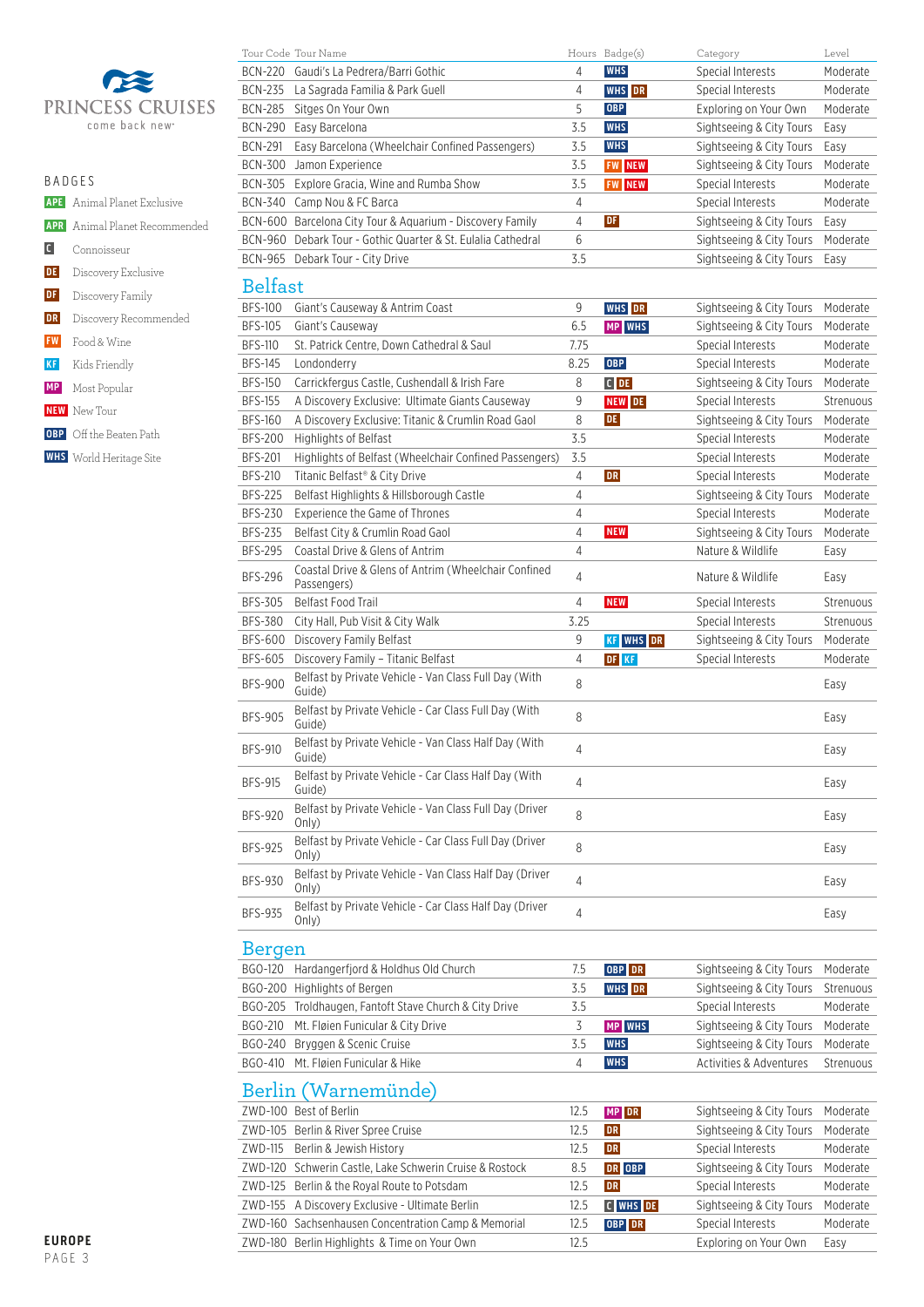PRINCESS CRUISES
come back new

## BADGES

- APE Animal Planet Exclusive
- APR Animal Planet Recommended
- C Connoisseur
- DE Discovery Exclusive
- DF Discovery Family
- DR Discovery Recommended
- FW Food & Wine
- KF Kids Friendly
- MP Most Popular
- NEW New Tour
- OBP Off the Beaten Path
- WHS World Heritage Site

| Tour Code | Tour Name | Hours | Badge(s) | Category | Level |
|---|---|---|---|---|---|
| BCN-220 | Gaudi's La Pedrera/Barri Gothic | 4 | WHS | Special Interests | Moderate |
| BCN-235 | La Sagrada Familia & Park Guell | 4 | WHS DR | Special Interests | Moderate |
| BCN-285 | Sitges On Your Own | 5 | OBP | Exploring on Your Own | Moderate |
| BCN-290 | Easy Barcelona | 3.5 | WHS | Sightseeing & City Tours | Easy |
| BCN-291 | Easy Barcelona (Wheelchair Confined Passengers) | 3.5 | WHS | Sightseeing & City Tours | Easy |
| BCN-300 | Jamon Experience | 3.5 | FW NEW | Sightseeing & City Tours | Moderate |
| BCN-305 | Explore Gracia, Wine and Rumba Show | 3.5 | FW NEW | Special Interests | Moderate |
| BCN-340 | Camp Nou & FC Barca | 4 | | Special Interests | Moderate |
| BCN-600 | Barcelona City Tour & Aquarium - Discovery Family | 4 | DF | Sightseeing & City Tours | Easy |
| BCN-960 | Debark Tour - Gothic Quarter & St. Eulalia Cathedral | 6 | | Sightseeing & City Tours | Moderate |
| BCN-965 | Debark Tour - City Drive | 3.5 | | Sightseeing & City Tours | Easy |

## Belfast

| Tour Code | Tour Name | Hours | Badge(s) | Category | Level |
|---|---|---|---|---|---|
| BFS-100 | Giant's Causeway & Antrim Coast | 9 | WHS DR | Sightseeing & City Tours | Moderate |
| BFS-105 | Giant's Causeway | 6.5 | MP WHS | Sightseeing & City Tours | Moderate |
| BFS-110 | St. Patrick Centre, Down Cathedral & Saul | 7.75 | | Special Interests | Moderate |
| BFS-145 | Londonderry | 8.25 | OBP | Special Interests | Moderate |
| BFS-150 | Carrickfergus Castle, Cushendall & Irish Fare | 8 | C DE | Sightseeing & City Tours | Moderate |
| BFS-155 | A Discovery Exclusive: Ultimate Giants Causeway | 9 | NEW DE | Special Interests | Strenuous |
| BFS-160 | A Discovery Exclusive: Titanic & Crumlin Road Gaol | 8 | DE | Sightseeing & City Tours | Moderate |
| BFS-200 | Highlights of Belfast | 3.5 | | Special Interests | Moderate |
| BFS-201 | Highlights of Belfast (Wheelchair Confined Passengers) | 3.5 | | Special Interests | Moderate |
| BFS-210 | Titanic Belfast® & City Drive | 4 | DR | Special Interests | Moderate |
| BFS-225 | Belfast Highlights & Hillsborough Castle | 4 | | Sightseeing & City Tours | Moderate |
| BFS-230 | Experience the Game of Thrones | 4 | | Special Interests | Moderate |
| BFS-235 | Belfast City & Crumlin Road Gaol | 4 | NEW | Sightseeing & City Tours | Moderate |
| BFS-295 | Coastal Drive & Glens of Antrim | 4 | | Nature & Wildlife | Easy |
| BFS-296 | Coastal Drive & Glens of Antrim (Wheelchair Confined Passengers) | 4 | | Nature & Wildlife | Easy |
| BFS-305 | Belfast Food Trail | 4 | NEW | Special Interests | Strenuous |
| BFS-380 | City Hall, Pub Visit & City Walk | 3.25 | | Special Interests | Strenuous |
| BFS-600 | Discovery Family Belfast | 9 | KF WHS DR | Sightseeing & City Tours | Moderate |
| BFS-605 | Discovery Family – Titanic Belfast | 4 | DF KF | Special Interests | Moderate |
| BFS-900 | Belfast by Private Vehicle - Van Class Full Day (With Guide) | 8 | | | Easy |
| BFS-905 | Belfast by Private Vehicle - Car Class Full Day (With Guide) | 8 | | | Easy |
| BFS-910 | Belfast by Private Vehicle - Van Class Half Day (With Guide) | 4 | | | Easy |
| BFS-915 | Belfast by Private Vehicle - Car Class Half Day (With Guide) | 4 | | | Easy |
| BFS-920 | Belfast by Private Vehicle - Van Class Full Day (Driver Only) | 8 | | | Easy |
| BFS-925 | Belfast by Private Vehicle - Car Class Full Day (Driver Only) | 8 | | | Easy |
| BFS-930 | Belfast by Private Vehicle - Van Class Half Day (Driver Only) | 4 | | | Easy |
| BFS-935 | Belfast by Private Vehicle - Car Class Half Day (Driver Only) | 4 | | | Easy |

## Bergen

| Tour Code | Tour Name | Hours | Badge(s) | Category | Level |
|---|---|---|---|---|---|
| BGO-120 | Hardangerfjord & Holdhus Old Church | 7.5 | OBP DR | Sightseeing & City Tours | Moderate |
| BGO-200 | Highlights of Bergen | 3.5 | WHS DR | Sightseeing & City Tours | Strenuous |
| BGO-205 | Troldhaugen, Fantoft Stave Church & City Drive | 3.5 | | Special Interests | Moderate |
| BGO-210 | Mt. Fløien Funicular & City Drive | 3 | MP WHS | Sightseeing & City Tours | Moderate |
| BGO-240 | Bryggen & Scenic Cruise | 3.5 | WHS | Sightseeing & City Tours | Moderate |
| BGO-410 | Mt. Fløien Funicular & Hike | 4 | WHS | Activities & Adventures | Strenuous |

## Berlin (Warnemünde)

| Tour Code | Tour Name | Hours | Badge(s) | Category | Level |
|---|---|---|---|---|---|
| ZWD-100 | Best of Berlin | 12.5 | MP DR | Sightseeing & City Tours | Moderate |
| ZWD-105 | Berlin & River Spree Cruise | 12.5 | DR | Sightseeing & City Tours | Moderate |
| ZWD-115 | Berlin & Jewish History | 12.5 | DR | Special Interests | Moderate |
| ZWD-120 | Schwerin Castle, Lake Schwerin Cruise & Rostock | 8.5 | DR OBP | Sightseeing & City Tours | Moderate |
| ZWD-125 | Berlin & the Royal Route to Potsdam | 12.5 | DR | Special Interests | Moderate |
| ZWD-155 | A Discovery Exclusive - Ultimate Berlin | 12.5 | C WHS DE | Sightseeing & City Tours | Moderate |
| ZWD-160 | Sachsenhausen Concentration Camp & Memorial | 12.5 | OBP DR | Special Interests | Moderate |
| ZWD-180 | Berlin Highlights & Time on Your Own | 12.5 | | Exploring on Your Own | Easy |

EUROPE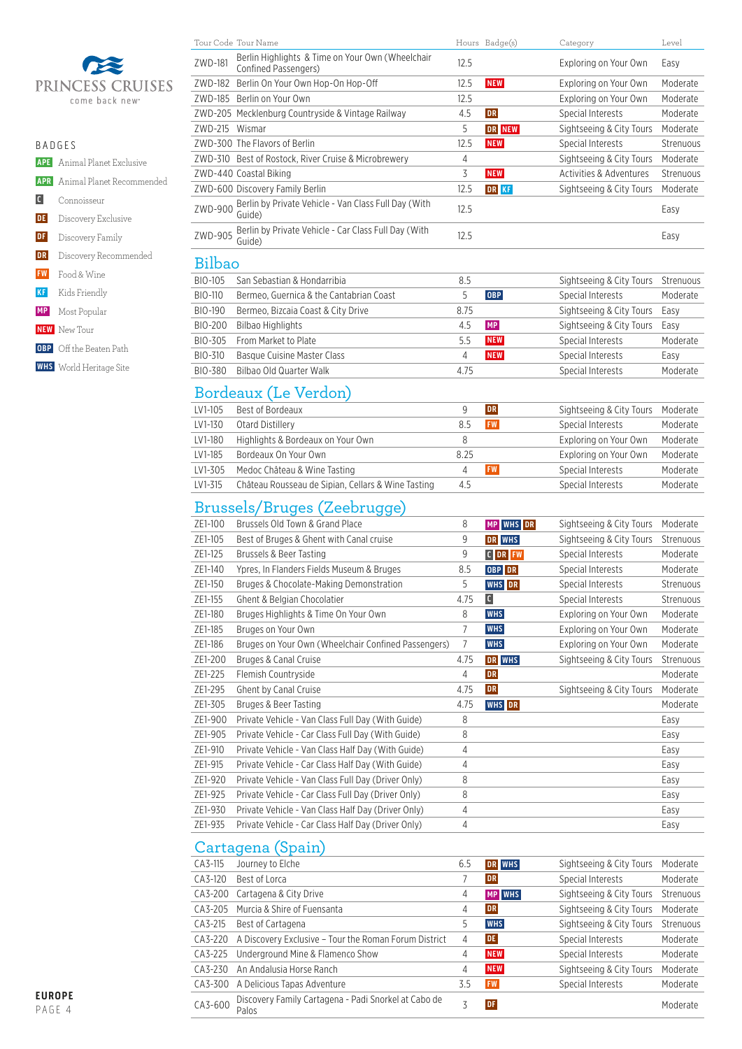PRINCESS CRUISES
come back new

BADGES

- APE Animal Planet Exclusive
- APR Animal Planet Recommended
- C Connoisseur
- DE Discovery Exclusive
- DF Discovery Family
- DR Discovery Recommended
- FW Food & Wine
- KF Kids Friendly
- MP Most Popular
- NEW New Tour
- OBP Off the Beaten Path
- WHS World Heritage Site

| Tour Code | Tour Name | Hours | Badge(s) | Category | Level |
|---|---|---|---|---|---|
| ZWD-181 | Berlin Highlights & Time on Your Own (Wheelchair Confined Passengers) | 12.5 | | Exploring on Your Own | Easy |
| ZWD-182 | Berlin On Your Own Hop-On Hop-Off | 12.5 | NEW | Exploring on Your Own | Moderate |
| ZWD-185 | Berlin on Your Own | 12.5 | | Exploring on Your Own | Moderate |
| ZWD-205 | Mecklenburg Countryside & Vintage Railway | 4.5 | DR | Special Interests | Moderate |
| ZWD-215 | Wismar | 5 | DR NEW | Sightseeing & City Tours | Moderate |
| ZWD-300 | The Flavors of Berlin | 12.5 | NEW | Special Interests | Strenuous |
| ZWD-310 | Best of Rostock, River Cruise & Microbrewery | 4 | | Sightseeing & City Tours | Moderate |
| ZWD-440 | Coastal Biking | 3 | NEW | Activities & Adventures | Strenuous |
| ZWD-600 | Discovery Family Berlin | 12.5 | DR KF | Sightseeing & City Tours | Moderate |
| ZWD-900 | Berlin by Private Vehicle - Van Class Full Day (With Guide) | 12.5 | | | Easy |
| ZWD-905 | Berlin by Private Vehicle - Car Class Full Day (With Guide) | 12.5 | | | Easy |

## Bilbao

| Tour Code | Tour Name | Hours | Badge(s) | Category | Level |
|---|---|---|---|---|---|
| BIO-105 | San Sebastian & Hondarribia | 8.5 | | Sightseeing & City Tours | Strenuous |
| BIO-110 | Bermeo, Guernica & the Cantabrian Coast | 5 | OBP | Special Interests | Moderate |
| BIO-190 | Bermeo, Bizcaia Coast & City Drive | 8.75 | | Sightseeing & City Tours | Easy |
| BIO-200 | Bilbao Highlights | 4.5 | MP | Sightseeing & City Tours | Easy |
| BIO-305 | From Market to Plate | 5.5 | NEW | Special Interests | Moderate |
| BIO-310 | Basque Cuisine Master Class | 4 | NEW | Special Interests | Easy |
| BIO-380 | Bilbao Old Quarter Walk | 4.75 | | Special Interests | Moderate |

## Bordeaux (Le Verdon)

| Tour Code | Tour Name | Hours | Badge(s) | Category | Level |
|---|---|---|---|---|---|
| LV1-105 | Best of Bordeaux | 9 | DR | Sightseeing & City Tours | Moderate |
| LV1-130 | Otard Distillery | 8.5 | FW | Special Interests | Moderate |
| LV1-180 | Highlights & Bordeaux on Your Own | 8 | | Exploring on Your Own | Moderate |
| LV1-185 | Bordeaux On Your Own | 8.25 | | Exploring on Your Own | Moderate |
| LV1-305 | Medoc Château & Wine Tasting | 4 | FW | Special Interests | Moderate |
| LV1-315 | Château Rousseau de Sipian, Cellars & Wine Tasting | 4.5 | | Special Interests | Moderate |

## Brussels/Bruges (Zeebrugge)

| Tour Code | Tour Name | Hours | Badge(s) | Category | Level |
|---|---|---|---|---|---|
| ZE1-100 | Brussels Old Town & Grand Place | 8 | MP WHS DR | Sightseeing & City Tours | Moderate |
| ZE1-105 | Best of Bruges & Ghent with Canal cruise | 9 | DR WHS | Sightseeing & City Tours | Strenuous |
| ZE1-125 | Brussels & Beer Tasting | 9 | C DR FW | Special Interests | Moderate |
| ZE1-140 | Ypres, In Flanders Fields Museum & Bruges | 8.5 | OBP DR | Special Interests | Moderate |
| ZE1-150 | Bruges & Chocolate-Making Demonstration | 5 | WHS DR | Special Interests | Strenuous |
| ZE1-155 | Ghent & Belgian Chocolatier | 4.75 | C | Special Interests | Strenuous |
| ZE1-180 | Bruges Highlights & Time On Your Own | 8 | WHS | Exploring on Your Own | Moderate |
| ZE1-185 | Bruges on Your Own | 7 | WHS | Exploring on Your Own | Moderate |
| ZE1-186 | Bruges on Your Own (Wheelchair Confined Passengers) | 7 | WHS | Exploring on Your Own | Moderate |
| ZE1-200 | Bruges & Canal Cruise | 4.75 | DR WHS | Sightseeing & City Tours | Strenuous |
| ZE1-225 | Flemish Countryside | 4 | DR | | Moderate |
| ZE1-295 | Ghent by Canal Cruise | 4.75 | DR | Sightseeing & City Tours | Moderate |
| ZE1-305 | Bruges & Beer Tasting | 4.75 | WHS DR | | Moderate |
| ZE1-900 | Private Vehicle - Van Class Full Day (With Guide) | 8 | | | Easy |
| ZE1-905 | Private Vehicle - Car Class Full Day (With Guide) | 8 | | | Easy |
| ZE1-910 | Private Vehicle - Van Class Half Day (With Guide) | 4 | | | Easy |
| ZE1-915 | Private Vehicle - Car Class Half Day (With Guide) | 4 | | | Easy |
| ZE1-920 | Private Vehicle - Van Class Full Day (Driver Only) | 8 | | | Easy |
| ZE1-925 | Private Vehicle - Car Class Full Day (Driver Only) | 8 | | | Easy |
| ZE1-930 | Private Vehicle - Van Class Half Day (Driver Only) | 4 | | | Easy |
| ZE1-935 | Private Vehicle - Car Class Half Day (Driver Only) | 4 | | | Easy |

## Cartagena (Spain)

| Tour Code | Tour Name | Hours | Badge(s) | Category | Level |
|---|---|---|---|---|---|
| CA3-115 | Journey to Elche | 6.5 | DR WHS | Sightseeing & City Tours | Moderate |
| CA3-120 | Best of Lorca | 7 | DR | Special Interests | Moderate |
| CA3-200 | Cartagena & City Drive | 4 | MP WHS | Sightseeing & City Tours | Strenuous |
| CA3-205 | Murcia & Shire of Fuensanta | 4 | DR | Sightseeing & City Tours | Moderate |
| CA3-215 | Best of Cartagena | 5 | WHS | Sightseeing & City Tours | Strenuous |
| CA3-220 | A Discovery Exclusive – Tour the Roman Forum District | 4 | DE | Special Interests | Moderate |
| CA3-225 | Underground Mine & Flamenco Show | 4 | NEW | Special Interests | Moderate |
| CA3-230 | An Andalusia Horse Ranch | 4 | NEW | Sightseeing & City Tours | Moderate |
| CA3-300 | A Delicious Tapas Adventure | 3.5 | FW | Special Interests | Moderate |
| CA3-600 | Discovery Family Cartagena - Padi Snorkel at Cabo de Palos | 3 | DF | | Moderate |

EUROPE
PAGE 4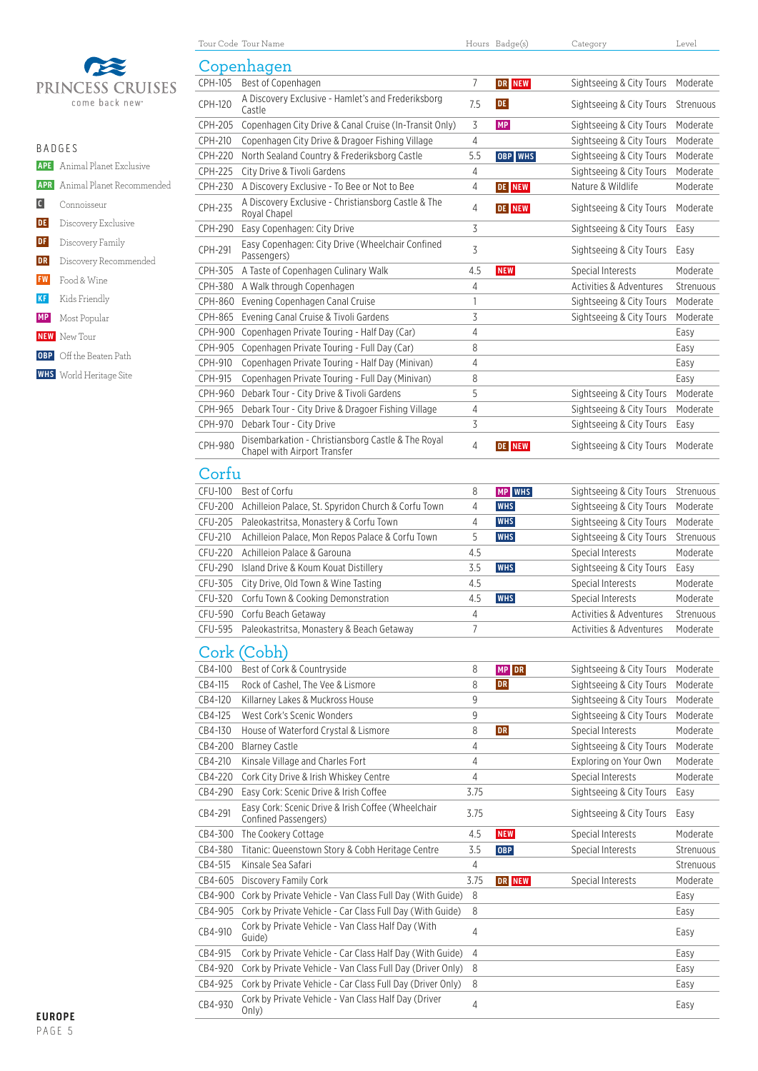**PRINCESS CRUISES**
come back new

## BADGES

- **APE** Animal Planet Exclusive
- **APR** Animal Planet Recommended
- **C** Connoisseur
- **DE** Discovery Exclusive
- **DF** Discovery Family
- **DR** Discovery Recommended
- **FW** Food & Wine
- **KF** Kids Friendly
- **MP** Most Popular
- **NEW** New Tour
- **OBP** Off the Beaten Path
- **WHS** World Heritage Site

**EUROPE**

## Copenhagen

| Tour Code | Tour Name | Hours | Badge(s) | Category | Level |
|---|---|---|---|---|---|
| CPH-105 | Best of Copenhagen | 7 | DR NEW | Sightseeing & City Tours | Moderate |
| CPH-120 | A Discovery Exclusive - Hamlet's and Frederiksborg Castle | 7.5 | DE | Sightseeing & City Tours | Strenuous |
| CPH-205 | Copenhagen City Drive & Canal Cruise (In-Transit Only) | 3 | MP | Sightseeing & City Tours | Moderate |
| CPH-210 | Copenhagen City Drive & Dragoer Fishing Village | 4 | | Sightseeing & City Tours | Moderate |
| CPH-220 | North Sealand Country & Frederiksborg Castle | 5.5 | OBP WHS | Sightseeing & City Tours | Moderate |
| CPH-225 | City Drive & Tivoli Gardens | 4 | | Sightseeing & City Tours | Moderate |
| CPH-230 | A Discovery Exclusive - To Bee or Not to Bee | 4 | DE NEW | Nature & Wildlife | Moderate |
| CPH-235 | A Discovery Exclusive - Christiansborg Castle & The Royal Chapel | 4 | DE NEW | Sightseeing & City Tours | Moderate |
| CPH-290 | Easy Copenhagen: City Drive | 3 | | Sightseeing & City Tours | Easy |
| CPH-291 | Easy Copenhagen: City Drive (Wheelchair Confined Passengers) | 3 | | Sightseeing & City Tours | Easy |
| CPH-305 | A Taste of Copenhagen Culinary Walk | 4.5 | NEW | Special Interests | Moderate |
| CPH-380 | A Walk through Copenhagen | 4 | | Activities & Adventures | Strenuous |
| CPH-860 | Evening Copenhagen Canal Cruise | 1 | | Sightseeing & City Tours | Moderate |
| CPH-865 | Evening Canal Cruise & Tivoli Gardens | 3 | | Sightseeing & City Tours | Moderate |
| CPH-900 | Copenhagen Private Touring - Half Day (Car) | 4 | | | Easy |
| CPH-905 | Copenhagen Private Touring - Full Day (Car) | 8 | | | Easy |
| CPH-910 | Copenhagen Private Touring - Half Day (Minivan) | 4 | | | Easy |
| CPH-915 | Copenhagen Private Touring - Full Day (Minivan) | 8 | | | Easy |
| CPH-960 | Debark Tour - City Drive & Tivoli Gardens | 5 | | Sightseeing & City Tours | Moderate |
| CPH-965 | Debark Tour - City Drive & Dragoer Fishing Village | 4 | | Sightseeing & City Tours | Moderate |
| CPH-970 | Debark Tour - City Drive | 3 | | Sightseeing & City Tours | Easy |
| CPH-980 | Disembarkation - Christiansborg Castle & The Royal Chapel with Airport Transfer | 4 | DE NEW | Sightseeing & City Tours | Moderate |

## Corfu

| Tour Code | Tour Name | Hours | Badge(s) | Category | Level |
|---|---|---|---|---|---|
| CFU-100 | Best of Corfu | 8 | MP WHS | Sightseeing & City Tours | Strenuous |
| CFU-200 | Achilleion Palace, St. Spyridon Church & Corfu Town | 4 | WHS | Sightseeing & City Tours | Moderate |
| CFU-205 | Paleokastritsa, Monastery & Corfu Town | 4 | WHS | Sightseeing & City Tours | Moderate |
| CFU-210 | Achilleion Palace, Mon Repos Palace & Corfu Town | 5 | WHS | Sightseeing & City Tours | Strenuous |
| CFU-220 | Achilleion Palace & Garouna | 4.5 | | Special Interests | Moderate |
| CFU-290 | Island Drive & Koum Kouat Distillery | 3.5 | WHS | Sightseeing & City Tours | Easy |
| CFU-305 | City Drive, Old Town & Wine Tasting | 4.5 | | Special Interests | Moderate |
| CFU-320 | Corfu Town & Cooking Demonstration | 4.5 | WHS | Special Interests | Moderate |
| CFU-590 | Corfu Beach Getaway | 4 | | Activities & Adventures | Strenuous |
| CFU-595 | Paleokastritsa, Monastery & Beach Getaway | 7 | | Activities & Adventures | Moderate |

## Cork (Cobh)

| Tour Code | Tour Name | Hours | Badge(s) | Category | Level |
|---|---|---|---|---|---|
| CB4-100 | Best of Cork & Countryside | 8 | MP DR | Sightseeing & City Tours | Moderate |
| CB4-115 | Rock of Cashel, The Vee & Lismore | 8 | DR | Sightseeing & City Tours | Moderate |
| CB4-120 | Killarney Lakes & Muckross House | 9 | | Sightseeing & City Tours | Moderate |
| CB4-125 | West Cork's Scenic Wonders | 9 | | Sightseeing & City Tours | Moderate |
| CB4-130 | House of Waterford Crystal & Lismore | 8 | DR | Special Interests | Moderate |
| CB4-200 | Blarney Castle | 4 | | Sightseeing & City Tours | Moderate |
| CB4-210 | Kinsale Village and Charles Fort | 4 | | Exploring on Your Own | Moderate |
| CB4-220 | Cork City Drive & Irish Whiskey Centre | 4 | | Special Interests | Moderate |
| CB4-290 | Easy Cork: Scenic Drive & Irish Coffee | 3.75 | | Sightseeing & City Tours | Easy |
| CB4-291 | Easy Cork: Scenic Drive & Irish Coffee (Wheelchair Confined Passengers) | 3.75 | | Sightseeing & City Tours | Easy |
| CB4-300 | The Cookery Cottage | 4.5 | NEW | Special Interests | Moderate |
| CB4-380 | Titanic: Queenstown Story & Cobh Heritage Centre | 3.5 | OBP | Special Interests | Strenuous |
| CB4-515 | Kinsale Sea Safari | 4 | | | Strenuous |
| CB4-605 | Discovery Family Cork | 3.75 | DR NEW | Special Interests | Moderate |
| CB4-900 | Cork by Private Vehicle - Van Class Full Day (With Guide) | 8 | | | Easy |
| CB4-905 | Cork by Private Vehicle - Car Class Full Day (With Guide) | 8 | | | Easy |
| CB4-910 | Cork by Private Vehicle - Van Class Half Day (With Guide) | 4 | | | Easy |
| CB4-915 | Cork by Private Vehicle - Car Class Half Day (With Guide) | 4 | | | Easy |
| CB4-920 | Cork by Private Vehicle - Van Class Full Day (Driver Only) | 8 | | | Easy |
| CB4-925 | Cork by Private Vehicle - Car Class Full Day (Driver Only) | 8 | | | Easy |
| CB4-930 | Cork by Private Vehicle - Van Class Half Day (Driver Only) | 4 | | | Easy |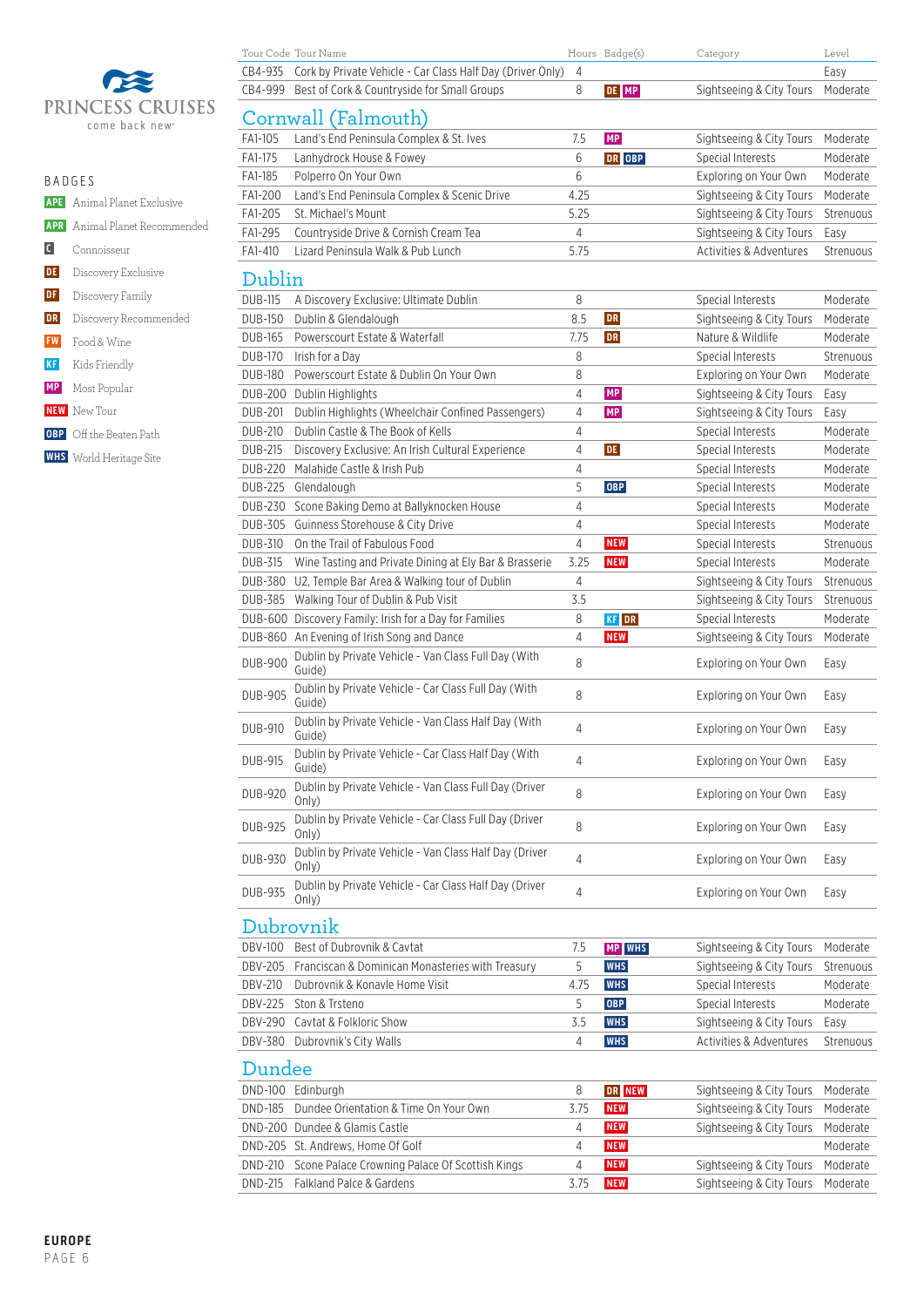PRINCESS CRUISES
come back new

BADGES

- APE Animal Planet Exclusive
- APR Animal Planet Recommended
- C Connoisseur
- DE Discovery Exclusive
- DF Discovery Family
- DR Discovery Recommended
- FW Food & Wine
- KF Kids Friendly
- MP Most Popular
- NEW New Tour
- OBP Off the Beaten Path
- WHS World Heritage Site

| Tour Code | Tour Name | Hours | Badge(s) | Category | Level |
|---|---|---|---|---|---|
| CB4-935 | Cork by Private Vehicle - Car Class Half Day (Driver Only) | 4 | | | Easy |
| CB4-999 | Best of Cork & Countryside for Small Groups | 8 | DE MP | Sightseeing & City Tours | Moderate |

## Cornwall (Falmouth)

| Tour Code | Tour Name | Hours | Badge(s) | Category | Level |
|---|---|---|---|---|---|
| FA1-105 | Land's End Peninsula Complex & St. Ives | 7.5 | MP | Sightseeing & City Tours | Moderate |
| FA1-175 | Lanhydrock House & Fowey | 6 | DR OBP | Special Interests | Moderate |
| FA1-185 | Polperro On Your Own | 6 | | Exploring on Your Own | Moderate |
| FA1-200 | Land's End Peninsula Complex & Scenic Drive | 4.25 | | Sightseeing & City Tours | Moderate |
| FA1-205 | St. Michael's Mount | 5.25 | | Sightseeing & City Tours | Strenuous |
| FA1-295 | Countryside Drive & Cornish Cream Tea | 4 | | Sightseeing & City Tours | Easy |
| FA1-410 | Lizard Peninsula Walk & Pub Lunch | 5.75 | | Activities & Adventures | Strenuous |

## Dublin

| Tour Code | Tour Name | Hours | Badge(s) | Category | Level |
|---|---|---|---|---|---|
| DUB-115 | A Discovery Exclusive: Ultimate Dublin | 8 | | Special Interests | Moderate |
| DUB-150 | Dublin & Glendalough | 8.5 | DR | Sightseeing & City Tours | Moderate |
| DUB-165 | Powerscourt Estate & Waterfall | 7.75 | DR | Nature & Wildlife | Moderate |
| DUB-170 | Irish for a Day | 8 | | Special Interests | Strenuous |
| DUB-180 | Powerscourt Estate & Dublin On Your Own | 8 | | Exploring on Your Own | Moderate |
| DUB-200 | Dublin Highlights | 4 | MP | Sightseeing & City Tours | Easy |
| DUB-201 | Dublin Highlights (Wheelchair Confined Passengers) | 4 | MP | Sightseeing & City Tours | Easy |
| DUB-210 | Dublin Castle & The Book of Kells | 4 | | Special Interests | Moderate |
| DUB-215 | Discovery Exclusive: An Irish Cultural Experience | 4 | DE | Special Interests | Moderate |
| DUB-220 | Malahide Castle & Irish Pub | 4 | | Special Interests | Moderate |
| DUB-225 | Glendalough | 5 | OBP | Special Interests | Moderate |
| DUB-230 | Scone Baking Demo at Ballyknocken House | 4 | | Special Interests | Moderate |
| DUB-305 | Guinness Storehouse & City Drive | 4 | | Special Interests | Moderate |
| DUB-310 | On the Trail of Fabulous Food | 4 | NEW | Special Interests | Strenuous |
| DUB-315 | Wine Tasting and Private Dining at Ely Bar & Brasserie | 3.25 | NEW | Special Interests | Moderate |
| DUB-380 | U2, Temple Bar Area & Walking tour of Dublin | 4 | | Sightseeing & City Tours | Strenuous |
| DUB-385 | Walking Tour of Dublin & Pub Visit | 3.5 | | Sightseeing & City Tours | Strenuous |
| DUB-600 | Discovery Family: Irish for a Day for Families | 8 | KF DR | Special Interests | Moderate |
| DUB-860 | An Evening of Irish Song and Dance | 4 | NEW | Sightseeing & City Tours | Moderate |
| DUB-900 | Dublin by Private Vehicle - Van Class Full Day (With Guide) | 8 | | Exploring on Your Own | Easy |
| DUB-905 | Dublin by Private Vehicle - Car Class Full Day (With Guide) | 8 | | Exploring on Your Own | Easy |
| DUB-910 | Dublin by Private Vehicle - Van Class Half Day (With Guide) | 4 | | Exploring on Your Own | Easy |
| DUB-915 | Dublin by Private Vehicle - Car Class Half Day (With Guide) | 4 | | Exploring on Your Own | Easy |
| DUB-920 | Dublin by Private Vehicle - Van Class Full Day (Driver Only) | 8 | | Exploring on Your Own | Easy |
| DUB-925 | Dublin by Private Vehicle - Car Class Full Day (Driver Only) | 8 | | Exploring on Your Own | Easy |
| DUB-930 | Dublin by Private Vehicle - Van Class Half Day (Driver Only) | 4 | | Exploring on Your Own | Easy |
| DUB-935 | Dublin by Private Vehicle - Car Class Half Day (Driver Only) | 4 | | Exploring on Your Own | Easy |

## Dubrovnik

| Tour Code | Tour Name | Hours | Badge(s) | Category | Level |
|---|---|---|---|---|---|
| DBV-100 | Best of Dubrovnik & Cavtat | 7.5 | MP WHS | Sightseeing & City Tours | Moderate |
| DBV-205 | Franciscan & Dominican Monasteries with Treasury | 5 | WHS | Sightseeing & City Tours | Strenuous |
| DBV-210 | Dubrovnik & Konavle Home Visit | 4.75 | WHS | Special Interests | Moderate |
| DBV-225 | Ston & Trsteno | 5 | OBP | Special Interests | Moderate |
| DBV-290 | Cavtat & Folkloric Show | 3.5 | WHS | Sightseeing & City Tours | Easy |
| DBV-380 | Dubrovnik's City Walls | 4 | WHS | Activities & Adventures | Strenuous |

## Dundee

| Tour Code | Tour Name | Hours | Badge(s) | Category | Level |
|---|---|---|---|---|---|
| DND-100 | Edinburgh | 8 | DR NEW | Sightseeing & City Tours | Moderate |
| DND-185 | Dundee Orientation & Time On Your Own | 3.75 | NEW | Sightseeing & City Tours | Moderate |
| DND-200 | Dundee & Glamis Castle | 4 | NEW | Sightseeing & City Tours | Moderate |
| DND-205 | St. Andrews, Home Of Golf | 4 | NEW | | Moderate |
| DND-210 | Scone Palace Crowning Palace Of Scottish Kings | 4 | NEW | Sightseeing & City Tours | Moderate |
| DND-215 | Falkland Palce & Gardens | 3.75 | NEW | Sightseeing & City Tours | Moderate |

EUROPE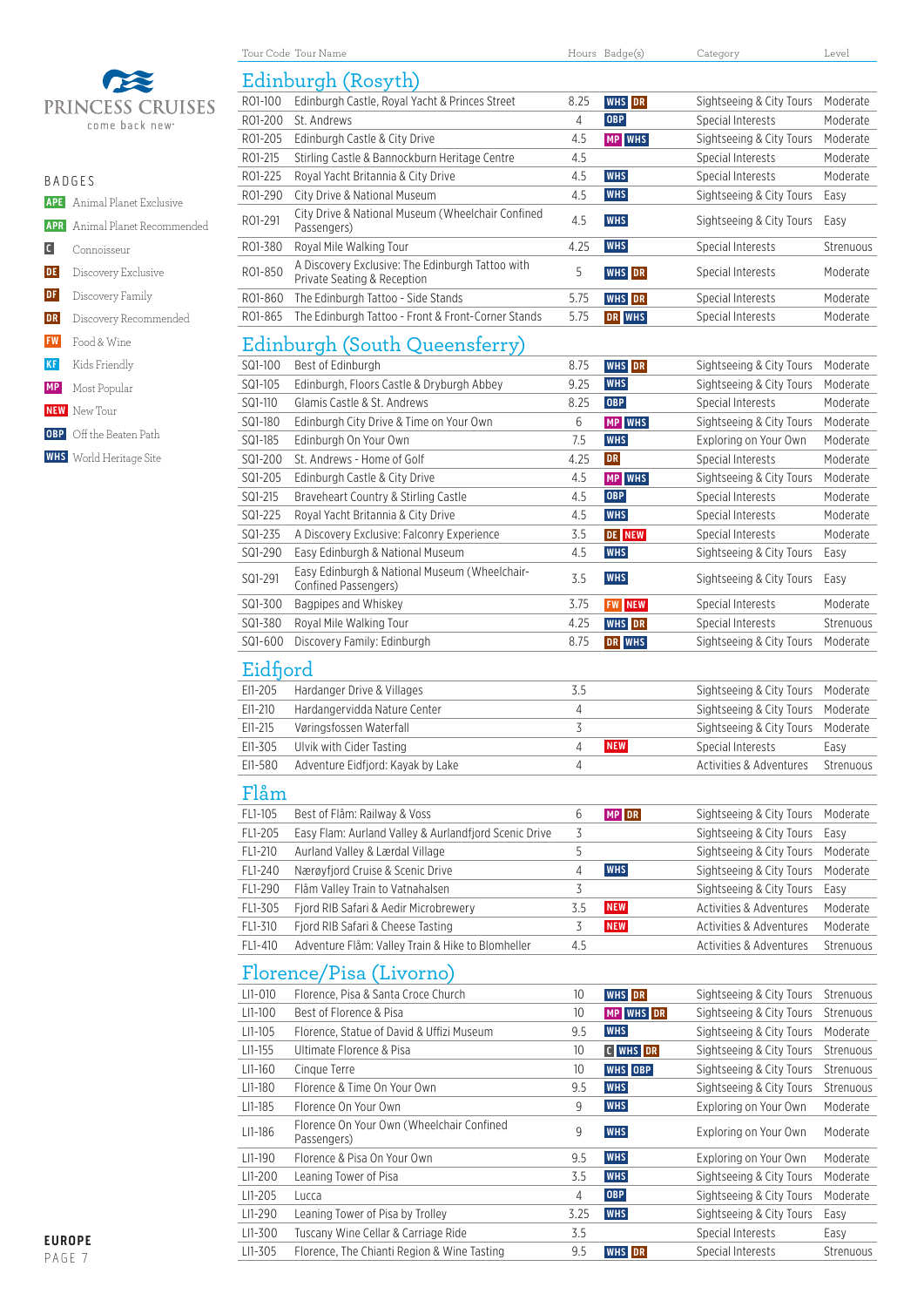PRINCESS CRUISES
come back new

BADGES

- **APE** Animal Planet Exclusive
- **APR** Animal Planet Recommended
- **C** Connoisseur
- **DE** Discovery Exclusive
- **DF** Discovery Family
- **DR** Discovery Recommended
- **FW** Food & Wine
- **KF** Kids Friendly
- **MP** Most Popular
- **NEW** New Tour
- **OBP** Off the Beaten Path
- **WHS** World Heritage Site

## Edinburgh (Rosyth)

| Tour Code | Tour Name | Hours | Badge(s) | Category | Level |
|---|---|---|---|---|---|
| RO1-100 | Edinburgh Castle, Royal Yacht & Princes Street | 8.25 | WHS DR | Sightseeing & City Tours | Moderate |
| RO1-200 | St. Andrews | 4 | OBP | Special Interests | Moderate |
| RO1-205 | Edinburgh Castle & City Drive | 4.5 | MP WHS | Sightseeing & City Tours | Moderate |
| RO1-215 | Stirling Castle & Bannockburn Heritage Centre | 4.5 | | Special Interests | Moderate |
| RO1-225 | Royal Yacht Britannia & City Drive | 4.5 | WHS | Special Interests | Moderate |
| RO1-290 | City Drive & National Museum | 4.5 | WHS | Sightseeing & City Tours | Easy |
| RO1-291 | City Drive & National Museum (Wheelchair Confined Passengers) | 4.5 | WHS | Sightseeing & City Tours | Easy |
| RO1-380 | Royal Mile Walking Tour | 4.25 | WHS | Special Interests | Strenuous |
| RO1-850 | A Discovery Exclusive: The Edinburgh Tattoo with Private Seating & Reception | 5 | WHS DR | Special Interests | Moderate |
| RO1-860 | The Edinburgh Tattoo - Side Stands | 5.75 | WHS DR | Special Interests | Moderate |
| RO1-865 | The Edinburgh Tattoo - Front & Front-Corner Stands | 5.75 | DR WHS | Special Interests | Moderate |

## Edinburgh (South Queensferry)

| Tour Code | Tour Name | Hours | Badge(s) | Category | Level |
|---|---|---|---|---|---|
| SQ1-100 | Best of Edinburgh | 8.75 | WHS DR | Sightseeing & City Tours | Moderate |
| SQ1-105 | Edinburgh, Floors Castle & Dryburgh Abbey | 9.25 | WHS | Sightseeing & City Tours | Moderate |
| SQ1-110 | Glamis Castle & St. Andrews | 8.25 | OBP | Special Interests | Moderate |
| SQ1-180 | Edinburgh City Drive & Time on Your Own | 6 | MP WHS | Sightseeing & City Tours | Moderate |
| SQ1-185 | Edinburgh On Your Own | 7.5 | WHS | Exploring on Your Own | Moderate |
| SQ1-200 | St. Andrews - Home of Golf | 4.25 | DR | Special Interests | Moderate |
| SQ1-205 | Edinburgh Castle & City Drive | 4.5 | MP WHS | Sightseeing & City Tours | Moderate |
| SQ1-215 | Braveheart Country & Stirling Castle | 4.5 | OBP | Special Interests | Moderate |
| SQ1-225 | Royal Yacht Britannia & City Drive | 4.5 | WHS | Special Interests | Moderate |
| SQ1-235 | A Discovery Exclusive: Falconry Experience | 3.5 | DE NEW | Special Interests | Moderate |
| SQ1-290 | Easy Edinburgh & National Museum | 4.5 | WHS | Sightseeing & City Tours | Easy |
| SQ1-291 | Easy Edinburgh & National Museum (Wheelchair-Confined Passengers) | 3.5 | WHS | Sightseeing & City Tours | Easy |
| SQ1-300 | Bagpipes and Whiskey | 3.75 | FW NEW | Special Interests | Moderate |
| SQ1-380 | Royal Mile Walking Tour | 4.25 | WHS DR | Special Interests | Strenuous |
| SQ1-600 | Discovery Family: Edinburgh | 8.75 | DR WHS | Sightseeing & City Tours | Moderate |

## Eidfjord

| Tour Code | Tour Name | Hours | Badge(s) | Category | Level |
|---|---|---|---|---|---|
| EI1-205 | Hardanger Drive & Villages | 3.5 | | Sightseeing & City Tours | Moderate |
| EI1-210 | Hardangervidda Nature Center | 4 | | Sightseeing & City Tours | Moderate |
| EI1-215 | Vøringsfossen Waterfall | 3 | | Sightseeing & City Tours | Moderate |
| EI1-305 | Ulvik with Cider Tasting | 4 | NEW | Special Interests | Easy |
| EI1-580 | Adventure Eidfjord: Kayak by Lake | 4 | | Activities & Adventures | Strenuous |

## Flåm

| Tour Code | Tour Name | Hours | Badge(s) | Category | Level |
|---|---|---|---|---|---|
| FL1-105 | Best of Flåm: Railway & Voss | 6 | MP DR | Sightseeing & City Tours | Moderate |
| FL1-205 | Easy Flam: Aurland Valley & Aurlandfjord Scenic Drive | 3 | | Sightseeing & City Tours | Easy |
| FL1-210 | Aurland Valley & Lærdal Village | 5 | | Sightseeing & City Tours | Moderate |
| FL1-240 | Nærøyfjord Cruise & Scenic Drive | 4 | WHS | Sightseeing & City Tours | Moderate |
| FL1-290 | Flåm Valley Train to Vatnahalsen | 3 | | Sightseeing & City Tours | Easy |
| FL1-305 | Fjord RIB Safari & Aedir Microbrewery | 3.5 | NEW | Activities & Adventures | Moderate |
| FL1-310 | Fjord RIB Safari & Cheese Tasting | 3 | NEW | Activities & Adventures | Moderate |
| FL1-410 | Adventure Flåm: Valley Train & Hike to Blomheller | 4.5 | | Activities & Adventures | Strenuous |

## Florence/Pisa (Livorno)

| Tour Code | Tour Name | Hours | Badge(s) | Category | Level |
|---|---|---|---|---|---|
| LI1-010 | Florence, Pisa & Santa Croce Church | 10 | WHS DR | Sightseeing & City Tours | Strenuous |
| LI1-100 | Best of Florence & Pisa | 10 | MP WHS DR | Sightseeing & City Tours | Strenuous |
| LI1-105 | Florence, Statue of David & Uffizi Museum | 9.5 | WHS | Sightseeing & City Tours | Moderate |
| LI1-155 | Ultimate Florence & Pisa | 10 | C WHS DR | Sightseeing & City Tours | Strenuous |
| LI1-160 | Cinque Terre | 10 | WHS OBP | Sightseeing & City Tours | Strenuous |
| LI1-180 | Florence & Time On Your Own | 9.5 | WHS | Sightseeing & City Tours | Strenuous |
| LI1-185 | Florence On Your Own | 9 | WHS | Exploring on Your Own | Moderate |
| LI1-186 | Florence On Your Own (Wheelchair Confined Passengers) | 9 | WHS | Exploring on Your Own | Moderate |
| LI1-190 | Florence & Pisa On Your Own | 9.5 | WHS | Exploring on Your Own | Moderate |
| LI1-200 | Leaning Tower of Pisa | 3.5 | WHS | Sightseeing & City Tours | Moderate |
| LI1-205 | Lucca | 4 | OBP | Sightseeing & City Tours | Moderate |
| LI1-290 | Leaning Tower of Pisa by Trolley | 3.25 | WHS | Sightseeing & City Tours | Easy |
| LI1-300 | Tuscany Wine Cellar & Carriage Ride | 3.5 | | Special Interests | Easy |
| LI1-305 | Florence, The Chianti Region & Wine Tasting | 9.5 | WHS DR | Special Interests | Strenuous |

EUROPE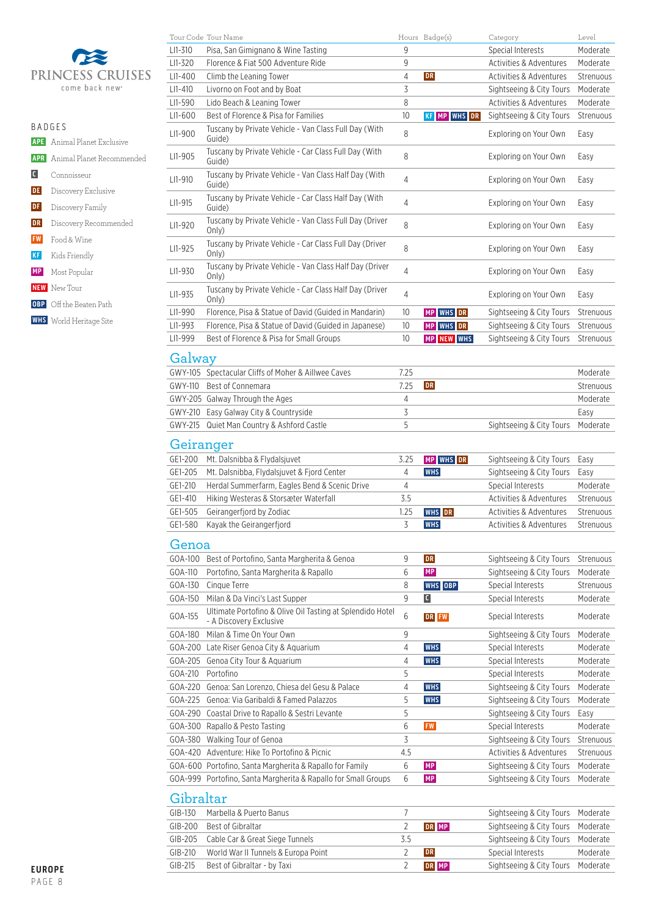PRINCESS CRUISES
come back new

## BADGES

- APE Animal Planet Exclusive
- APR Animal Planet Recommended
- C Connoisseur
- DE Discovery Exclusive
- DF Discovery Family
- DR Discovery Recommended
- FW Food & Wine
- KF Kids Friendly
- MP Most Popular
- NEW New Tour
- OBP Off the Beaten Path
- WHS World Heritage Site

| Tour Code | Tour Name | Hours | Badge(s) | Category | Level |
|---|---|---|---|---|---|
| LI1-310 | Pisa, San Gimignano & Wine Tasting | 9 | | Special Interests | Moderate |
| LI1-320 | Florence & Fiat 500 Adventure Ride | 9 | | Activities & Adventures | Moderate |
| LI1-400 | Climb the Leaning Tower | 4 | DR | Activities & Adventures | Strenuous |
| LI1-410 | Livorno on Foot and by Boat | 3 | | Sightseeing & City Tours | Moderate |
| LI1-590 | Lido Beach & Leaning Tower | 8 | | Activities & Adventures | Moderate |
| LI1-600 | Best of Florence & Pisa for Families | 10 | KF MP WHS DR | Sightseeing & City Tours | Strenuous |
| LI1-900 | Tuscany by Private Vehicle - Van Class Full Day (With Guide) | 8 | | Exploring on Your Own | Easy |
| LI1-905 | Tuscany by Private Vehicle - Car Class Full Day (With Guide) | 8 | | Exploring on Your Own | Easy |
| LI1-910 | Tuscany by Private Vehicle - Van Class Half Day (With Guide) | 4 | | Exploring on Your Own | Easy |
| LI1-915 | Tuscany by Private Vehicle - Car Class Half Day (With Guide) | 4 | | Exploring on Your Own | Easy |
| LI1-920 | Tuscany by Private Vehicle - Van Class Full Day (Driver Only) | 8 | | Exploring on Your Own | Easy |
| LI1-925 | Tuscany by Private Vehicle - Car Class Full Day (Driver Only) | 8 | | Exploring on Your Own | Easy |
| LI1-930 | Tuscany by Private Vehicle - Van Class Half Day (Driver Only) | 4 | | Exploring on Your Own | Easy |
| LI1-935 | Tuscany by Private Vehicle - Car Class Half Day (Driver Only) | 4 | | Exploring on Your Own | Easy |
| LI1-990 | Florence, Pisa & Statue of David (Guided in Mandarin) | 10 | MP WHS DR | Sightseeing & City Tours | Strenuous |
| LI1-993 | Florence, Pisa & Statue of David (Guided in Japanese) | 10 | MP WHS DR | Sightseeing & City Tours | Strenuous |
| LI1-999 | Best of Florence & Pisa for Small Groups | 10 | MP NEW WHS | Sightseeing & City Tours | Strenuous |

## Galway

| Tour Code | Tour Name | Hours | Badge(s) | Category | Level |
|---|---|---|---|---|---|
| GWY-105 | Spectacular Cliffs of Moher & Aillwee Caves | 7.25 | | | Moderate |
| GWY-110 | Best of Connemara | 7.25 | DR | | Strenuous |
| GWY-205 | Galway Through the Ages | 4 | | | Moderate |
| GWY-210 | Easy Galway City & Countryside | 3 | | | Easy |
| GWY-215 | Quiet Man Country & Ashford Castle | 5 | | Sightseeing & City Tours | Moderate |

## Geiranger

| Tour Code | Tour Name | Hours | Badge(s) | Category | Level |
|---|---|---|---|---|---|
| GEI-200 | Mt. Dalsnibba & Flydalsjuvet | 3.25 | MP WHS DR | Sightseeing & City Tours | Easy |
| GEI-205 | Mt. Dalsnibba, Flydalsjuvet & Fjord Center | 4 | WHS | Sightseeing & City Tours | Easy |
| GEI-210 | Herdal Summerfarm, Eagles Bend & Scenic Drive | 4 | | Special Interests | Moderate |
| GEI-410 | Hiking Westeras & Storsæter Waterfall | 3.5 | | Activities & Adventures | Strenuous |
| GEI-505 | Geirangerfjord by Zodiac | 1.25 | WHS DR | Activities & Adventures | Strenuous |
| GEI-580 | Kayak the Geirangerfjord | 3 | WHS | Activities & Adventures | Strenuous |

## Genoa

| Tour Code | Tour Name | Hours | Badge(s) | Category | Level |
|---|---|---|---|---|---|
| GOA-100 | Best of Portofino, Santa Margherita & Genoa | 9 | DR | Sightseeing & City Tours | Strenuous |
| GOA-110 | Portofino, Santa Margherita & Rapallo | 6 | MP | Sightseeing & City Tours | Moderate |
| GOA-130 | Cinque Terre | 8 | WHS OBP | Special Interests | Strenuous |
| GOA-150 | Milan & Da Vinci's Last Supper | 9 | C | Special Interests | Moderate |
| GOA-155 | Ultimate Portofino & Olive Oil Tasting at Splendido Hotel - A Discovery Exclusive | 6 | DR FW | Special Interests | Moderate |
| GOA-180 | Milan & Time On Your Own | 9 | | Sightseeing & City Tours | Moderate |
| GOA-200 | Late Riser Genoa City & Aquarium | 4 | WHS | Special Interests | Moderate |
| GOA-205 | Genoa City Tour & Aquarium | 4 | WHS | Special Interests | Moderate |
| GOA-210 | Portofino | 5 | | Special Interests | Moderate |
| GOA-220 | Genoa: San Lorenzo, Chiesa del Gesu & Palace | 4 | WHS | Sightseeing & City Tours | Moderate |
| GOA-225 | Genoa: Via Garibaldi & Famed Palazzos | 5 | WHS | Sightseeing & City Tours | Moderate |
| GOA-290 | Coastal Drive to Rapallo & Sestri Levante | 5 | | Sightseeing & City Tours | Easy |
| GOA-300 | Rapallo & Pesto Tasting | 6 | FW | Special Interests | Moderate |
| GOA-380 | Walking Tour of Genoa | 3 | | Sightseeing & City Tours | Strenuous |
| GOA-420 | Adventure: Hike To Portofino & Picnic | 4.5 | | Activities & Adventures | Strenuous |
| GOA-600 | Portofino, Santa Margherita & Rapallo for Family | 6 | MP | Sightseeing & City Tours | Moderate |
| GOA-999 | Portofino, Santa Margherita & Rapallo for Small Groups | 6 | MP | Sightseeing & City Tours | Moderate |

## Gibraltar

| Tour Code | Tour Name | Hours | Badge(s) | Category | Level |
|---|---|---|---|---|---|
| GIB-130 | Marbella & Puerto Banus | 7 | | Sightseeing & City Tours | Moderate |
| GIB-200 | Best of Gibraltar | 2 | DR MP | Sightseeing & City Tours | Moderate |
| GIB-205 | Cable Car & Great Siege Tunnels | 3.5 | | Sightseeing & City Tours | Moderate |
| GIB-210 | World War II Tunnels & Europa Point | 2 | DR | Special Interests | Moderate |
| GIB-215 | Best of Gibraltar - by Taxi | 2 | DR MP | Sightseeing & City Tours | Moderate |

**EUROPE**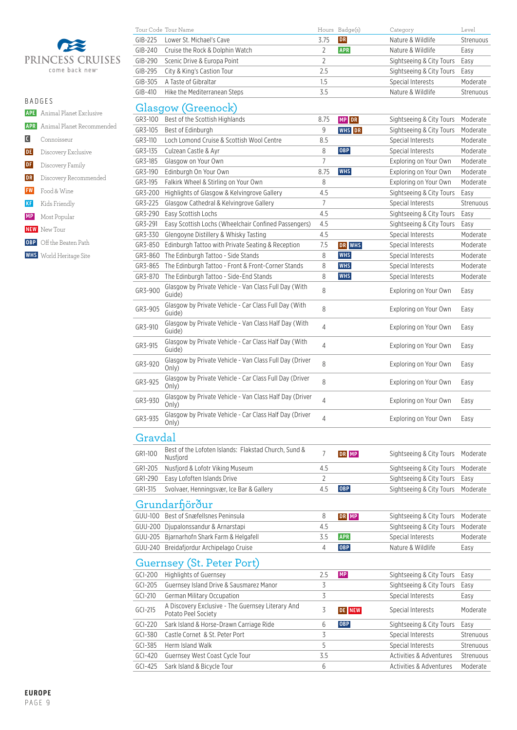**PRINCESS CRUISES**
come back new

## BADGES

- APE Animal Planet Exclusive
- APR Animal Planet Recommended
- C Connoisseur
- DE Discovery Exclusive
- DF Discovery Family
- DR Discovery Recommended
- FW Food & Wine
- KF Kids Friendly
- MP Most Popular
- NEW New Tour
- OBP Off the Beaten Path
- WHS World Heritage Site

| Tour Code | Tour Name | Hours | Badge(s) | Category | Level |
|---|---|---|---|---|---|
| GIB-225 | Lower St. Michael's Cave | 3.75 | DR | Nature & Wildlife | Strenuous |
| GIB-240 | Cruise the Rock & Dolphin Watch | 2 | APR | Nature & Wildlife | Easy |
| GIB-290 | Scenic Drive & Europa Point | 2 | | Sightseeing & City Tours | Easy |
| GIB-295 | City & King's Castion Tour | 2.5 | | Sightseeing & City Tours | Easy |
| GIB-305 | A Taste of Gibraltar | 1.5 | | Special Interests | Moderate |
| GIB-410 | Hike the Mediterranean Steps | 3.5 | | Nature & Wildlife | Strenuous |

## Glasgow (Greenock)

| Tour Code | Tour Name | Hours | Badge(s) | Category | Level |
|---|---|---|---|---|---|
| GR3-100 | Best of the Scottish Highlands | 8.75 | MP DR | Sightseeing & City Tours | Moderate |
| GR3-105 | Best of Edinburgh | 9 | WHS DR | Sightseeing & City Tours | Moderate |
| GR3-110 | Loch Lomond Cruise & Scottish Wool Centre | 8.5 | | Special Interests | Moderate |
| GR3-135 | Culzean Castle & Ayr | 8 | OBP | Special Interests | Moderate |
| GR3-185 | Glasgow on Your Own | 7 | | Exploring on Your Own | Moderate |
| GR3-190 | Edinburgh On Your Own | 8.75 | WHS | Exploring on Your Own | Moderate |
| GR3-195 | Falkirk Wheel & Stirling on Your Own | 8 | | Exploring on Your Own | Moderate |
| GR3-200 | Highlights of Glasgow & Kelvingrove Gallery | 4.5 | | Sightseeing & City Tours | Easy |
| GR3-225 | Glasgow Cathedral & Kelvingrove Gallery | 7 | | Special Interests | Strenuous |
| GR3-290 | Easy Scottish Lochs | 4.5 | | Sightseeing & City Tours | Easy |
| GR3-291 | Easy Scottish Lochs (Wheelchair Confined Passengers) | 4.5 | | Sightseeing & City Tours | Easy |
| GR3-330 | Glengoyne Distillery & Whisky Tasting | 4.5 | | Special Interests | Moderate |
| GR3-850 | Edinburgh Tattoo with Private Seating & Reception | 7.5 | DR WHS | Special Interests | Moderate |
| GR3-860 | The Edinburgh Tattoo - Side Stands | 8 | WHS | Special Interests | Moderate |
| GR3-865 | The Edinburgh Tattoo - Front & Front-Corner Stands | 8 | WHS | Special Interests | Moderate |
| GR3-870 | The Edinburgh Tattoo - Side-End Stands | 8 | WHS | Special Interests | Moderate |
| GR3-900 | Glasgow by Private Vehicle - Van Class Full Day (With Guide) | 8 | | Exploring on Your Own | Easy |
| GR3-905 | Glasgow by Private Vehicle - Car Class Full Day (With Guide) | 8 | | Exploring on Your Own | Easy |
| GR3-910 | Glasgow by Private Vehicle - Van Class Half Day (With Guide) | 4 | | Exploring on Your Own | Easy |
| GR3-915 | Glasgow by Private Vehicle - Car Class Half Day (With Guide) | 4 | | Exploring on Your Own | Easy |
| GR3-920 | Glasgow by Private Vehicle - Van Class Full Day (Driver Only) | 8 | | Exploring on Your Own | Easy |
| GR3-925 | Glasgow by Private Vehicle - Car Class Full Day (Driver Only) | 8 | | Exploring on Your Own | Easy |
| GR3-930 | Glasgow by Private Vehicle - Van Class Half Day (Driver Only) | 4 | | Exploring on Your Own | Easy |
| GR3-935 | Glasgow by Private Vehicle - Car Class Half Day (Driver Only) | 4 | | Exploring on Your Own | Easy |

## Gravdal

| Tour Code | Tour Name | Hours | Badge(s) | Category | Level |
|---|---|---|---|---|---|
| GR1-100 | Best of the Lofoten Islands: Flakstad Church, Sund & Nusfjord | 7 | DR MP | Sightseeing & City Tours | Moderate |
| GR1-205 | Nusfjord & Lofotr Viking Museum | 4.5 | | Sightseeing & City Tours | Moderate |
| GR1-290 | Easy Lofoten Islands Drive | 2 | | Sightseeing & City Tours | Easy |
| GR1-315 | Svolvaer, Henningsvær, Ice Bar & Gallery | 4.5 | OBP | Sightseeing & City Tours | Moderate |

## Grundarfjörður

| Tour Code | Tour Name | Hours | Badge(s) | Category | Level |
|---|---|---|---|---|---|
| GUU-100 | Best of Snæfellsnes Peninsula | 8 | DR MP | Sightseeing & City Tours | Moderate |
| GUU-200 | Djupalonssandur & Arnarstapi | 4.5 | | Sightseeing & City Tours | Moderate |
| GUU-205 | Bjarnarhofn Shark Farm & Helgafell | 3.5 | APR | Special Interests | Moderate |
| GUU-240 | Breidafjordur Archipelago Cruise | 4 | OBP | Nature & Wildlife | Easy |

## Guernsey (St. Peter Port)

| Tour Code | Tour Name | Hours | Badge(s) | Category | Level |
|---|---|---|---|---|---|
| GCI-200 | Highlights of Guernsey | 2.5 | MP | Sightseeing & City Tours | Easy |
| GCI-205 | Guernsey Island Drive & Sausmarez Manor | 3 | | Sightseeing & City Tours | Easy |
| GCI-210 | German Military Occupation | 3 | | Special Interests | Easy |
| GCI-215 | A Discovery Exclusive - The Guernsey Literary And Potato Peel Society | 3 | DE NEW | Special Interests | Moderate |
| GCI-220 | Sark Island & Horse-Drawn Carriage Ride | 6 | OBP | Sightseeing & City Tours | Easy |
| GCI-380 | Castle Cornet & St. Peter Port | 3 | | Special Interests | Strenuous |
| GCI-385 | Herm Island Walk | 5 | | Special Interests | Strenuous |
| GCI-420 | Guernsey West Coast Cycle Tour | 3.5 | | Activities & Adventures | Strenuous |
| GCI-425 | Sark Island & Bicycle Tour | 6 | | Activities & Adventures | Moderate |

**EUROPE**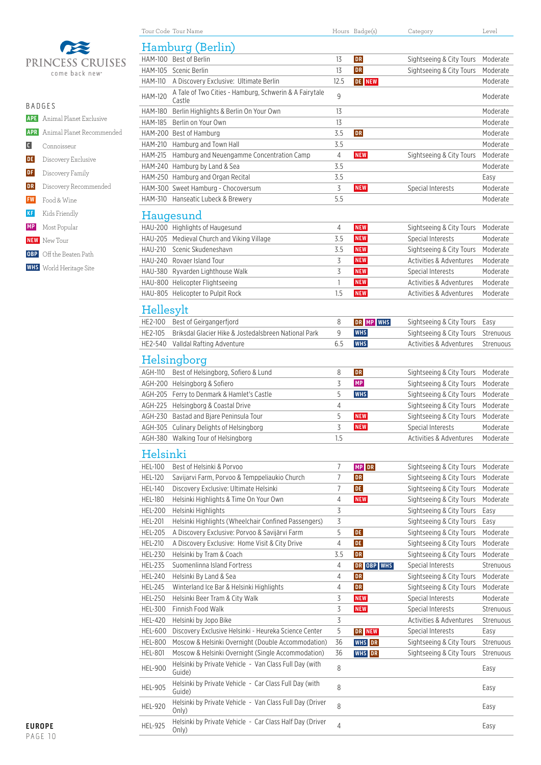PRINCESS CRUISES
come back new

**BADGES**

- APE Animal Planet Exclusive
- APR Animal Planet Recommended
- C Connoisseur
- DE Discovery Exclusive
- DF Discovery Family
- DR Discovery Recommended
- FW Food & Wine
- KF Kids Friendly
- MP Most Popular
- NEW New Tour
- OBP Off the Beaten Path
- WHS World Heritage Site

| Tour Code | Tour Name | Hours | Badge(s) | Category | Level |
|---|---|---|---|---|---|

## Hamburg (Berlin)

| Tour Code | Tour Name | Hours | Badge(s) | Category | Level |
|---|---|---|---|---|---|
| HAM-100 | Best of Berlin | 13 | DR | Sightseeing & City Tours | Moderate |
| HAM-105 | Scenic Berlin | 13 | DR | Sightseeing & City Tours | Moderate |
| HAM-110 | A Discovery Exclusive: Ultimate Berlin | 12.5 | DE NEW | | Moderate |
| HAM-120 | A Tale of Two Cities - Hamburg, Schwerin & A Fairytale Castle | 9 | | | Moderate |
| HAM-180 | Berlin Highlights & Berlin On Your Own | 13 | | | Moderate |
| HAM-185 | Berlin on Your Own | 13 | | | Moderate |
| HAM-200 | Best of Hamburg | 3.5 | DR | | Moderate |
| HAM-210 | Hamburg and Town Hall | 3.5 | | | Moderate |
| HAM-215 | Hamburg and Neuengamme Concentration Camp | 4 | NEW | Sightseeing & City Tours | Moderate |
| HAM-240 | Hamburg by Land & Sea | 3.5 | | | Moderate |
| HAM-250 | Hamburg and Organ Recital | 3.5 | | | Easy |
| HAM-300 | Sweet Hamburg - Chocoversum | 3 | NEW | Special Interests | Moderate |
| HAM-310 | Hanseatic Lubeck & Brewery | 5.5 | | | Moderate |

## Haugesund

| Tour Code | Tour Name | Hours | Badge(s) | Category | Level |
|---|---|---|---|---|---|
| HAU-200 | Highlights of Haugesund | 4 | NEW | Sightseeing & City Tours | Moderate |
| HAU-205 | Medieval Church and Viking Village | 3.5 | NEW | Special Interests | Moderate |
| HAU-210 | Scenic Skudeneshavn | 3.5 | NEW | Sightseeing & City Tours | Moderate |
| HAU-240 | Rovaer Island Tour | 3 | NEW | Activities & Adventures | Moderate |
| HAU-380 | Ryvarden Lighthouse Walk | 3 | NEW | Special Interests | Moderate |
| HAU-800 | Helicopter Flightseeing | 1 | NEW | Activities & Adventures | Moderate |
| HAU-805 | Helicopter to Pulpit Rock | 1.5 | NEW | Activities & Adventures | Moderate |

## Hellesylt

| Tour Code | Tour Name | Hours | Badge(s) | Category | Level |
|---|---|---|---|---|---|
| HE2-100 | Best of Geirgangerfjord | 8 | DR MP WHS | Sightseeing & City Tours | Easy |
| HE2-105 | Briksdal Glacier Hike & Jostedalsbreen National Park | 9 | WHS | Sightseeing & City Tours | Strenuous |
| HE2-540 | Valldal Rafting Adventure | 6.5 | WHS | Activities & Adventures | Strenuous |

## Helsingborg

| Tour Code | Tour Name | Hours | Badge(s) | Category | Level |
|---|---|---|---|---|---|
| AGH-110 | Best of Helsingborg, Sofiero & Lund | 8 | DR | Sightseeing & City Tours | Moderate |
| AGH-200 | Helsingborg & Sofiero | 3 | MP | Sightseeing & City Tours | Moderate |
| AGH-205 | Ferry to Denmark & Hamlet's Castle | 5 | WHS | Sightseeing & City Tours | Moderate |
| AGH-225 | Helsingborg & Coastal Drive | 4 | | Sightseeing & City Tours | Moderate |
| AGH-230 | Bastad and Bjare Peninsula Tour | 5 | NEW | Sightseeing & City Tours | Moderate |
| AGH-305 | Culinary Delights of Helsingborg | 3 | NEW | Special Interests | Moderate |
| AGH-380 | Walking Tour of Helsingborg | 1.5 | | Activities & Adventures | Moderate |

## Helsinki

| Tour Code | Tour Name | Hours | Badge(s) | Category | Level |
|---|---|---|---|---|---|
| HEL-100 | Best of Helsinki & Porvoo | 7 | MP DR | Sightseeing & City Tours | Moderate |
| HEL-120 | Savijarvi Farm, Porvoo & Temppeliaukio Church | 7 | DR | Sightseeing & City Tours | Moderate |
| HEL-140 | Discovery Exclusive: Ultimate Helsinki | 7 | DE | Sightseeing & City Tours | Moderate |
| HEL-180 | Helsinki Highlights & Time On Your Own | 4 | NEW | Sightseeing & City Tours | Moderate |
| HEL-200 | Helsinki Highlights | 3 | | Sightseeing & City Tours | Easy |
| HEL-201 | Helsinki Highlights (Wheelchair Confined Passengers) | 3 | | Sightseeing & City Tours | Easy |
| HEL-205 | A Discovery Exclusive: Porvoo & Savijärvi Farm | 5 | DE | Sightseeing & City Tours | Moderate |
| HEL-210 | A Discovery Exclusive: Home Visit & City Drive | 4 | DE | Sightseeing & City Tours | Moderate |
| HEL-230 | Helsinki by Tram & Coach | 3.5 | DR | Sightseeing & City Tours | Moderate |
| HEL-235 | Suomenlinna Island Fortress | 4 | DR OBP WHS | Special Interests | Strenuous |
| HEL-240 | Helsinki By Land & Sea | 4 | DR | Sightseeing & City Tours | Moderate |
| HEL-245 | Winterland Ice Bar & Helsinki Highlights | 4 | DR | Sightseeing & City Tours | Moderate |
| HEL-250 | Helsinki Beer Tram & City Walk | 3 | NEW | Special Interests | Moderate |
| HEL-300 | Finnish Food Walk | 3 | NEW | Special Interests | Strenuous |
| HEL-420 | Helsinki by Jopo Bike | 3 | | Activities & Adventures | Strenuous |
| HEL-600 | Discovery Exclusive Helsinki - Heureka Science Center | 5 | DR NEW | Special Interests | Easy |
| HEL-800 | Moscow & Helsinki Overnight (Double Accommodation) | 36 | WHS DR | Sightseeing & City Tours | Strenuous |
| HEL-801 | Moscow & Helsinki Overnight (Single Accommodation) | 36 | WHS DR | Sightseeing & City Tours | Strenuous |
| HEL-900 | Helsinki by Private Vehicle - Van Class Full Day (with Guide) | 8 | | | Easy |
| HEL-905 | Helsinki by Private Vehicle - Car Class Full Day (with Guide) | 8 | | | Easy |
| HEL-920 | Helsinki by Private Vehicle - Van Class Full Day (Driver Only) | 8 | | | Easy |
| HEL-925 | Helsinki by Private Vehicle - Car Class Half Day (Driver Only) | 4 | | | Easy |

**EUROPE**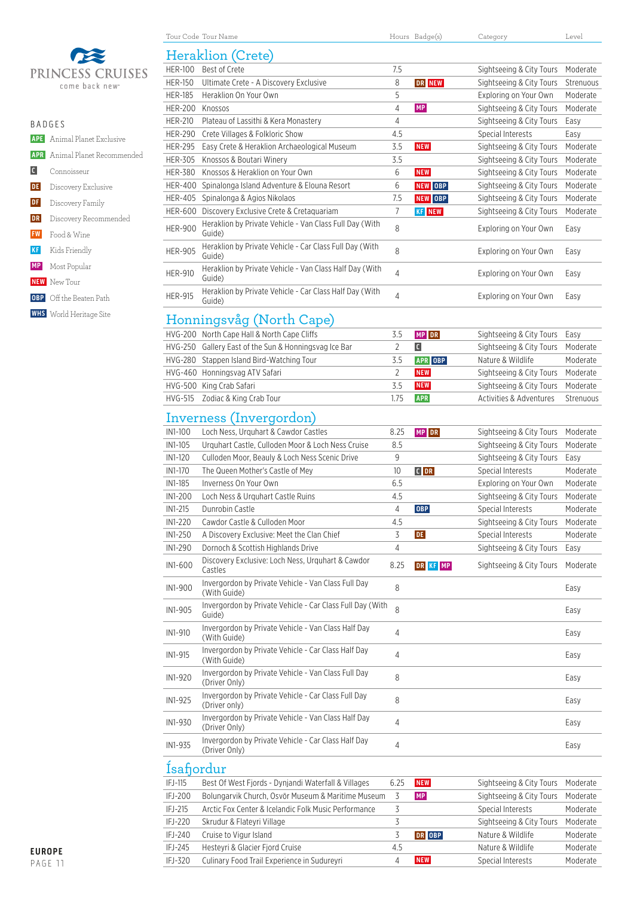PRINCESS CRUISES
come back new

BADGES

- APE Animal Planet Exclusive
- APR Animal Planet Recommended
- C Connoisseur
- DE Discovery Exclusive
- DF Discovery Family
- DR Discovery Recommended
- FW Food & Wine
- KF Kids Friendly
- MP Most Popular
- NEW New Tour
- OBP Off the Beaten Path
- WHS World Heritage Site

| Tour Code | Tour Name | Hours | Badge(s) | Category | Level |
|---|---|---|---|---|---|
| **Heraklion (Crete)** | | | | | |
| HER-100 | Best of Crete | 7.5 | | Sightseeing & City Tours | Moderate |
| HER-150 | Ultimate Crete - A Discovery Exclusive | 8 | DR NEW | Sightseeing & City Tours | Strenuous |
| HER-185 | Heraklion On Your Own | 5 | | Exploring on Your Own | Moderate |
| HER-200 | Knossos | 4 | MP | Sightseeing & City Tours | Moderate |
| HER-210 | Plateau of Lassithi & Kera Monastery | 4 | | Sightseeing & City Tours | Easy |
| HER-290 | Crete Villages & Folkloric Show | 4.5 | | Special Interests | Easy |
| HER-295 | Easy Crete & Heraklion Archaeological Museum | 3.5 | NEW | Sightseeing & City Tours | Moderate |
| HER-305 | Knossos & Boutari Winery | 3.5 | | Sightseeing & City Tours | Moderate |
| HER-380 | Knossos & Heraklion on Your Own | 6 | NEW | Sightseeing & City Tours | Moderate |
| HER-400 | Spinalonga Island Adventure & Elouna Resort | 6 | NEW OBP | Sightseeing & City Tours | Moderate |
| HER-405 | Spinalonga & Agios Nikolaos | 7.5 | NEW OBP | Sightseeing & City Tours | Moderate |
| HER-600 | Discovery Exclusive Crete & Cretaquariam | 7 | KF NEW | Sightseeing & City Tours | Moderate |
| HER-900 | Heraklion by Private Vehicle - Van Class Full Day (With Guide) | 8 | | Exploring on Your Own | Easy |
| HER-905 | Heraklion by Private Vehicle - Car Class Full Day (With Guide) | 8 | | Exploring on Your Own | Easy |
| HER-910 | Heraklion by Private Vehicle - Van Class Half Day (With Guide) | 4 | | Exploring on Your Own | Easy |
| HER-915 | Heraklion by Private Vehicle - Car Class Half Day (With Guide) | 4 | | Exploring on Your Own | Easy |
| **Honningsvåg (North Cape)** | | | | | |
| HVG-200 | North Cape Hall & North Cape Cliffs | 3.5 | MP DR | Sightseeing & City Tours | Easy |
| HVG-250 | Gallery East of the Sun & Honningsvag Ice Bar | 2 | C | Sightseeing & City Tours | Moderate |
| HVG-280 | Stappen Island Bird-Watching Tour | 3.5 | APR OBP | Nature & Wildlife | Moderate |
| HVG-460 | Honningsvag ATV Safari | 2 | NEW | Sightseeing & City Tours | Moderate |
| HVG-500 | King Crab Safari | 3.5 | NEW | Sightseeing & City Tours | Moderate |
| HVG-515 | Zodiac & King Crab Tour | 1.75 | APR | Activities & Adventures | Strenuous |
| **Inverness (Invergordon)** | | | | | |
| INI-100 | Loch Ness, Urquhart & Cawdor Castles | 8.25 | MP DR | Sightseeing & City Tours | Moderate |
| INI-105 | Urquhart Castle, Culloden Moor & Loch Ness Cruise | 8.5 | | Sightseeing & City Tours | Moderate |
| INI-120 | Culloden Moor, Beauly & Loch Ness Scenic Drive | 9 | | Sightseeing & City Tours | Easy |
| INI-170 | The Queen Mother's Castle of Mey | 10 | C DR | Special Interests | Moderate |
| INI-185 | Inverness On Your Own | 6.5 | | Exploring on Your Own | Moderate |
| INI-200 | Loch Ness & Urquhart Castle Ruins | 4.5 | | Sightseeing & City Tours | Moderate |
| INI-215 | Dunrobin Castle | 4 | OBP | Special Interests | Moderate |
| INI-220 | Cawdor Castle & Culloden Moor | 4.5 | | Sightseeing & City Tours | Moderate |
| INI-250 | A Discovery Exclusive: Meet the Clan Chief | 3 | DE | Special Interests | Moderate |
| INI-290 | Dornoch & Scottish Highlands Drive | 4 | | Sightseeing & City Tours | Easy |
| INI-600 | Discovery Exclusive: Loch Ness, Urquhart & Cawdor Castles | 8.25 | DR KF MP | Sightseeing & City Tours | Moderate |
| INI-900 | Invergordon by Private Vehicle - Van Class Full Day (With Guide) | 8 | | | Easy |
| INI-905 | Invergordon by Private Vehicle - Car Class Full Day (With Guide) | 8 | | | Easy |
| INI-910 | Invergordon by Private Vehicle - Van Class Half Day (With Guide) | 4 | | | Easy |
| INI-915 | Invergordon by Private Vehicle - Car Class Half Day (With Guide) | 4 | | | Easy |
| INI-920 | Invergordon by Private Vehicle - Van Class Full Day (Driver Only) | 8 | | | Easy |
| INI-925 | Invergordon by Private Vehicle - Car Class Full Day (Driver only) | 8 | | | Easy |
| INI-930 | Invergordon by Private Vehicle - Van Class Half Day (Driver Only) | 4 | | | Easy |
| INI-935 | Invergordon by Private Vehicle - Car Class Half Day (Driver Only) | 4 | | | Easy |
| **Ísafjordur** | | | | | |
| IFJ-115 | Best Of West Fjords - Dynjandi Waterfall & Villages | 6.25 | NEW | Sightseeing & City Tours | Moderate |
| IFJ-200 | Bolungarvik Church, Osvör Museum & Maritime Museum | 3 | MP | Sightseeing & City Tours | Moderate |
| IFJ-215 | Arctic Fox Center & Icelandic Folk Music Performance | 3 | | Special Interests | Moderate |
| IFJ-220 | Skrudur & Flateyri Village | 3 | | Sightseeing & City Tours | Moderate |
| IFJ-240 | Cruise to Vigur Island | 3 | DR OBP | Nature & Wildlife | Moderate |
| IFJ-245 | Hesteyri & Glacier Fjord Cruise | 4.5 | | Nature & Wildlife | Moderate |
| IFJ-320 | Culinary Food Trail Experience in Sudureyri | 4 | NEW | Special Interests | Moderate |

EUROPE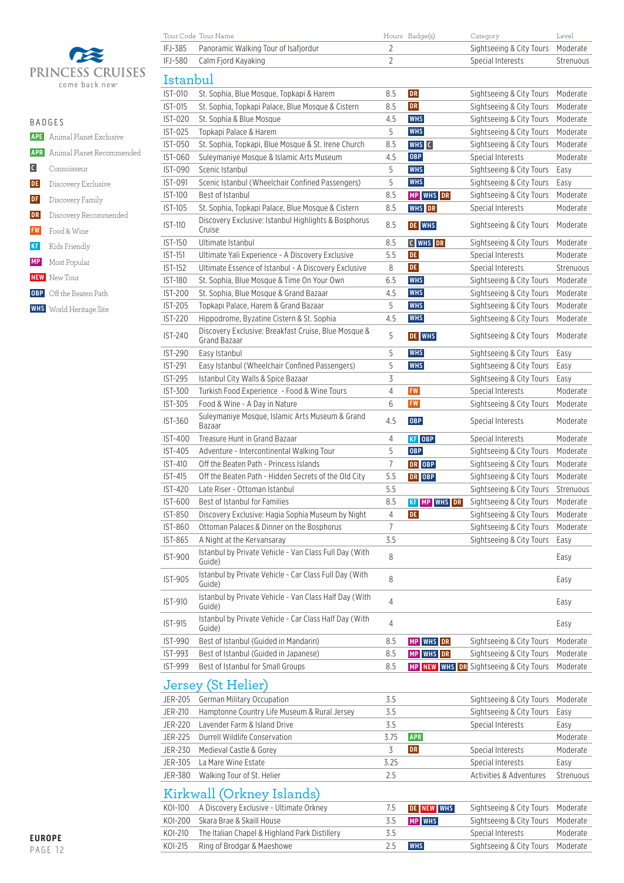PRINCESS CRUISES
come back new

BADGES

- APE Animal Planet Exclusive
- APR Animal Planet Recommended
- C Connoisseur
- DE Discovery Exclusive
- DF Discovery Family
- DR Discovery Recommended
- FW Food & Wine
- KF Kids Friendly
- MP Most Popular
- NEW New Tour
- OBP Off the Beaten Path
- WHS World Heritage Site

| Tour Code | Tour Name | Hours | Badge(s) | Category | Level |
|---|---|---|---|---|---|
| IFJ-385 | Panoramic Walking Tour of Isafjordur | 2 | | Sightseeing & City Tours | Moderate |
| IFJ-580 | Calm Fjord Kayaking | 2 | | Special Interests | Strenuous |

## Istanbul

| Tour Code | Tour Name | Hours | Badge(s) | Category | Level |
|---|---|---|---|---|---|
| IST-010 | St. Sophia, Blue Mosque, Topkapi & Harem | 8.5 | DR | Sightseeing & City Tours | Moderate |
| IST-015 | St. Sophia, Topkapi Palace, Blue Mosque & Cistern | 8.5 | DR | Sightseeing & City Tours | Moderate |
| IST-020 | St. Sophia & Blue Mosque | 4.5 | WHS | Sightseeing & City Tours | Moderate |
| IST-025 | Topkapi Palace & Harem | 5 | WHS | Sightseeing & City Tours | Moderate |
| IST-050 | St. Sophia, Topkapi, Blue Mosque & St. Irene Church | 8.5 | WHS C | Sightseeing & City Tours | Moderate |
| IST-060 | Suleymaniye Mosque & Islamic Arts Museum | 4.5 | OBP | Special Interests | Moderate |
| IST-090 | Scenic Istanbul | 5 | WHS | Sightseeing & City Tours | Easy |
| IST-091 | Scenic Istanbul (Wheelchair Confined Passengers) | 5 | WHS | Sightseeing & City Tours | Easy |
| IST-100 | Best of Istanbul | 8.5 | MP WHS DR | Sightseeing & City Tours | Moderate |
| IST-105 | St. Sophia, Topkapi Palace, Blue Mosque & Cistern | 8.5 | WHS DR | Special Interests | Moderate |
| IST-110 | Discovery Exclusive: Istanbul Highlights & Bosphorus Cruise | 8.5 | DE WHS | Sightseeing & City Tours | Moderate |
| IST-150 | Ultimate Istanbul | 8.5 | C WHS DR | Sightseeing & City Tours | Moderate |
| IST-151 | Ultimate Yali Experience - A Discovery Exclusive | 5.5 | DE | Special Interests | Moderate |
| IST-152 | Ultimate Essence of Istanbul - A Discovery Exclusive | 8 | DE | Special Interests | Strenuous |
| IST-180 | St. Sophia, Blue Mosque & Time On Your Own | 6.5 | WHS | Sightseeing & City Tours | Moderate |
| IST-200 | St. Sophia, Blue Mosque & Grand Bazaar | 4.5 | WHS | Sightseeing & City Tours | Moderate |
| IST-205 | Topkapi Palace, Harem & Grand Bazaar | 5 | WHS | Sightseeing & City Tours | Moderate |
| IST-220 | Hippodrome, Byzatine Cistern & St. Sophia | 4.5 | WHS | Sightseeing & City Tours | Moderate |
| IST-240 | Discovery Exclusive: Breakfast Cruise, Blue Mosque & Grand Bazaar | 5 | DE WHS | Sightseeing & City Tours | Moderate |
| IST-290 | Easy Istanbul | 5 | WHS | Sightseeing & City Tours | Easy |
| IST-291 | Easy Istanbul (Wheelchair Confined Passengers) | 5 | WHS | Sightseeing & City Tours | Easy |
| IST-295 | Istanbul City Walls & Spice Bazaar | 3 | | Sightseeing & City Tours | Easy |
| IST-300 | Turkish Food Experience - Food & Wine Tours | 4 | FW | Special Interests | Moderate |
| IST-305 | Food & Wine - A Day in Nature | 6 | FW | Sightseeing & City Tours | Moderate |
| IST-360 | Suleymaniye Mosque, Islamic Arts Museum & Grand Bazaar | 4.5 | OBP | Special Interests | Moderate |
| IST-400 | Treasure Hunt in Grand Bazaar | 4 | KF OBP | Special Interests | Moderate |
| IST-405 | Adventure - Intercontinental Walking Tour | 5 | OBP | Sightseeing & City Tours | Moderate |
| IST-410 | Off the Beaten Path - Princess Islands | 7 | DR OBP | Sightseeing & City Tours | Moderate |
| IST-415 | Off the Beaten Path - Hidden Secrets of the Old City | 5.5 | DR OBP | Sightseeing & City Tours | Moderate |
| IST-420 | Late Riser - Ottoman Istanbul | 5.5 | | Sightseeing & City Tours | Strenuous |
| IST-600 | Best of Istanbul for Families | 8.5 | KF MP WHS DR | Sightseeing & City Tours | Moderate |
| IST-850 | Discovery Exclusive: Hagia Sophia Museum by Night | 4 | DE | Sightseeing & City Tours | Moderate |
| IST-860 | Ottoman Palaces & Dinner on the Bosphorus | 7 | | Sightseeing & City Tours | Moderate |
| IST-865 | A Night at the Kervansaray | 3.5 | | Sightseeing & City Tours | Easy |
| IST-900 | Istanbul by Private Vehicle - Van Class Full Day (With Guide) | 8 | | | Easy |
| IST-905 | Istanbul by Private Vehicle - Car Class Full Day (With Guide) | 8 | | | Easy |
| IST-910 | Istanbul by Private Vehicle - Van Class Half Day (With Guide) | 4 | | | Easy |
| IST-915 | Istanbul by Private Vehicle - Car Class Half Day (With Guide) | 4 | | | Easy |
| IST-990 | Best of Istanbul (Guided in Mandarin) | 8.5 | MP WHS DR | Sightseeing & City Tours | Moderate |
| IST-993 | Best of Istanbul (Guided in Japanese) | 8.5 | MP WHS DR | Sightseeing & City Tours | Moderate |
| IST-999 | Best of Istanbul for Small Groups | 8.5 | MP NEW WHS DR | Sightseeing & City Tours | Moderate |

## Jersey (St Helier)

| Tour Code | Tour Name | Hours | Badge(s) | Category | Level |
|---|---|---|---|---|---|
| JER-205 | German Military Occupation | 3.5 | | Sightseeing & City Tours | Moderate |
| JER-210 | Hamptonne Country Life Museum & Rural Jersey | 3.5 | | Sightseeing & City Tours | Easy |
| JER-220 | Lavender Farm & Island Drive | 3.5 | | Special Interests | Easy |
| JER-225 | Durrell Wildlife Conservation | 3.75 | APR | | Moderate |
| JER-230 | Medieval Castle & Gorey | 3 | DR | Special Interests | Moderate |
| JER-305 | La Mare Wine Estate | 3.25 | | Special Interests | Easy |
| JER-380 | Walking Tour of St. Helier | 2.5 | | Activities & Adventures | Strenuous |

## Kirkwall (Orkney Islands)

| Tour Code | Tour Name | Hours | Badge(s) | Category | Level |
|---|---|---|---|---|---|
| KOI-100 | A Discovery Exclusive - Ultimate Orkney | 7.5 | DE NEW WHS | Sightseeing & City Tours | Moderate |
| KOI-200 | Skara Brae & Skaill House | 3.5 | MP WHS | Sightseeing & City Tours | Moderate |
| KOI-210 | The Italian Chapel & Highland Park Distillery | 3.5 | | Special Interests | Moderate |
| KOI-215 | Ring of Brodgar & Maeshowe | 2.5 | WHS | Sightseeing & City Tours | Moderate |

EUROPE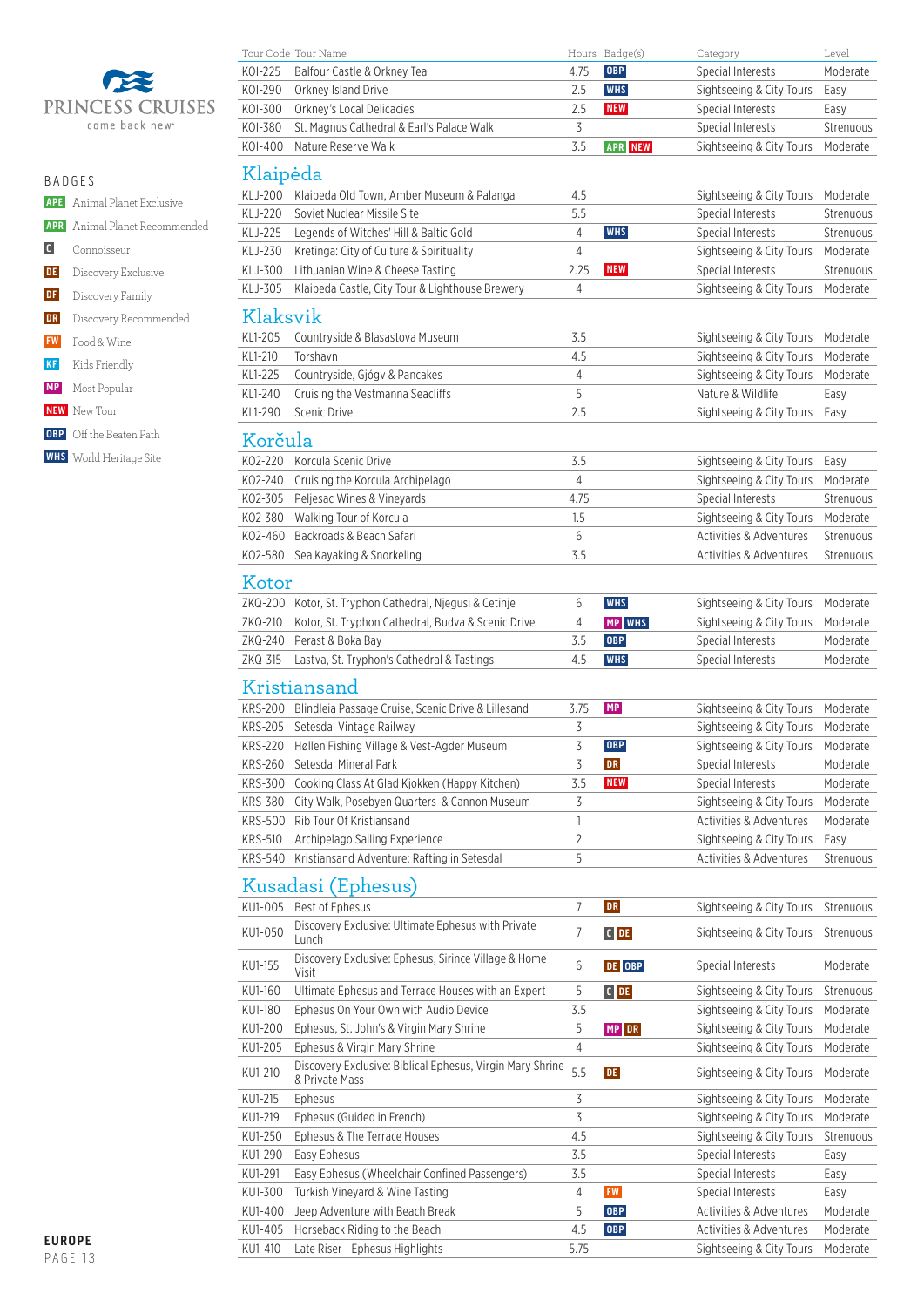PRINCESS CRUISES
come back new

BADGES

- APE Animal Planet Exclusive
- APR Animal Planet Recommended
- C Connoisseur
- DE Discovery Exclusive
- DF Discovery Family
- DR Discovery Recommended
- FW Food & Wine
- KF Kids Friendly
- MP Most Popular
- NEW New Tour
- OBP Off the Beaten Path
- WHS World Heritage Site

| Tour Code | Tour Name | Hours | Badge(s) | Category | Level |
|---|---|---|---|---|---|
| KOI-225 | Balfour Castle & Orkney Tea | 4.75 | OBP | Special Interests | Moderate |
| KOI-290 | Orkney Island Drive | 2.5 | WHS | Sightseeing & City Tours | Easy |
| KOI-300 | Orkney's Local Delicacies | 2.5 | NEW | Special Interests | Easy |
| KOI-380 | St. Magnus Cathedral & Earl's Palace Walk | 3 | | Special Interests | Strenuous |
| KOI-400 | Nature Reserve Walk | 3.5 | APR NEW | Sightseeing & City Tours | Moderate |

## Klaipėda

| Tour Code | Tour Name | Hours | Badge(s) | Category | Level |
|---|---|---|---|---|---|
| KLJ-200 | Klaipeda Old Town, Amber Museum & Palanga | 4.5 | | Sightseeing & City Tours | Moderate |
| KLJ-220 | Soviet Nuclear Missile Site | 5.5 | | Special Interests | Strenuous |
| KLJ-225 | Legends of Witches' Hill & Baltic Gold | 4 | WHS | Special Interests | Strenuous |
| KLJ-230 | Kretinga: City of Culture & Spirituality | 4 | | Sightseeing & City Tours | Moderate |
| KLJ-300 | Lithuanian Wine & Cheese Tasting | 2.25 | NEW | Special Interests | Strenuous |
| KLJ-305 | Klaipeda Castle, City Tour & Lighthouse Brewery | 4 | | Sightseeing & City Tours | Moderate |

## Klaksvik

| Tour Code | Tour Name | Hours | Badge(s) | Category | Level |
|---|---|---|---|---|---|
| KL1-205 | Countryside & Blasastova Museum | 3.5 | | Sightseeing & City Tours | Moderate |
| KL1-210 | Torshavn | 4.5 | | Sightseeing & City Tours | Moderate |
| KL1-225 | Countryside, Gjógv & Pancakes | 4 | | Sightseeing & City Tours | Moderate |
| KL1-240 | Cruising the Vestmanna Seacliffs | 5 | | Nature & Wildlife | Easy |
| KL1-290 | Scenic Drive | 2.5 | | Sightseeing & City Tours | Easy |

## Korčula

| Tour Code | Tour Name | Hours | Badge(s) | Category | Level |
|---|---|---|---|---|---|
| KO2-220 | Korcula Scenic Drive | 3.5 | | Sightseeing & City Tours | Easy |
| KO2-240 | Cruising the Korcula Archipelago | 4 | | Sightseeing & City Tours | Moderate |
| KO2-305 | Peljesac Wines & Vineyards | 4.75 | | Special Interests | Strenuous |
| KO2-380 | Walking Tour of Korcula | 1.5 | | Sightseeing & City Tours | Moderate |
| KO2-460 | Backroads & Beach Safari | 6 | | Activities & Adventures | Strenuous |
| KO2-580 | Sea Kayaking & Snorkeling | 3.5 | | Activities & Adventures | Strenuous |

## Kotor

| Tour Code | Tour Name | Hours | Badge(s) | Category | Level |
|---|---|---|---|---|---|
| ZKQ-200 | Kotor, St. Tryphon Cathedral, Njegusi & Cetinje | 6 | WHS | Sightseeing & City Tours | Moderate |
| ZKQ-210 | Kotor, St. Tryphon Cathedral, Budva & Scenic Drive | 4 | MP WHS | Sightseeing & City Tours | Moderate |
| ZKQ-240 | Perast & Boka Bay | 3.5 | OBP | Special Interests | Moderate |
| ZKQ-315 | Lastva, St. Tryphon's Cathedral & Tastings | 4.5 | WHS | Special Interests | Moderate |

## Kristiansand

| Tour Code | Tour Name | Hours | Badge(s) | Category | Level |
|---|---|---|---|---|---|
| KRS-200 | Blindleia Passage Cruise, Scenic Drive & Lillesand | 3.75 | MP | Sightseeing & City Tours | Moderate |
| KRS-205 | Setesdal Vintage Railway | 3 | | Sightseeing & City Tours | Moderate |
| KRS-220 | Høllen Fishing Village & Vest-Agder Museum | 3 | OBP | Sightseeing & City Tours | Moderate |
| KRS-260 | Setesdal Mineral Park | 3 | DR | Special Interests | Moderate |
| KRS-300 | Cooking Class At Glad Kjokken (Happy Kitchen) | 3.5 | NEW | Special Interests | Moderate |
| KRS-380 | City Walk, Posebyen Quarters & Cannon Museum | 3 | | Sightseeing & City Tours | Moderate |
| KRS-500 | Rib Tour Of Kristiansand | 1 | | Activities & Adventures | Moderate |
| KRS-510 | Archipelago Sailing Experience | 2 | | Sightseeing & City Tours | Easy |
| KRS-540 | Kristiansand Adventure: Rafting in Setesdal | 5 | | Activities & Adventures | Strenuous |

## Kusadasi (Ephesus)

| Tour Code | Tour Name | Hours | Badge(s) | Category | Level |
|---|---|---|---|---|---|
| KU1-005 | Best of Ephesus | 7 | DR | Sightseeing & City Tours | Strenuous |
| KU1-050 | Discovery Exclusive: Ultimate Ephesus with Private Lunch | 7 | C DE | Sightseeing & City Tours | Strenuous |
| KU1-155 | Discovery Exclusive: Ephesus, Sirince Village & Home Visit | 6 | DE OBP | Special Interests | Moderate |
| KU1-160 | Ultimate Ephesus and Terrace Houses with an Expert | 5 | C DE | Sightseeing & City Tours | Strenuous |
| KU1-180 | Ephesus On Your Own with Audio Device | 3.5 | | Sightseeing & City Tours | Moderate |
| KU1-200 | Ephesus, St. John's & Virgin Mary Shrine | 5 | MP DR | Sightseeing & City Tours | Moderate |
| KU1-205 | Ephesus & Virgin Mary Shrine | 4 | | Sightseeing & City Tours | Moderate |
| KU1-210 | Discovery Exclusive: Biblical Ephesus, Virgin Mary Shrine & Private Mass | 5.5 | DE | Sightseeing & City Tours | Moderate |
| KU1-215 | Ephesus | 3 | | Sightseeing & City Tours | Moderate |
| KU1-219 | Ephesus (Guided in French) | 3 | | Sightseeing & City Tours | Moderate |
| KU1-250 | Ephesus & The Terrace Houses | 4.5 | | Sightseeing & City Tours | Strenuous |
| KU1-290 | Easy Ephesus | 3.5 | | Special Interests | Easy |
| KU1-291 | Easy Ephesus (Wheelchair Confined Passengers) | 3.5 | | Special Interests | Easy |
| KU1-300 | Turkish Vineyard & Wine Tasting | 4 | FW | Special Interests | Easy |
| KU1-400 | Jeep Adventure with Beach Break | 5 | OBP | Activities & Adventures | Moderate |
| KU1-405 | Horseback Riding to the Beach | 4.5 | OBP | Activities & Adventures | Moderate |
| KU1-410 | Late Riser - Ephesus Highlights | 5.75 | | Sightseeing & City Tours | Moderate |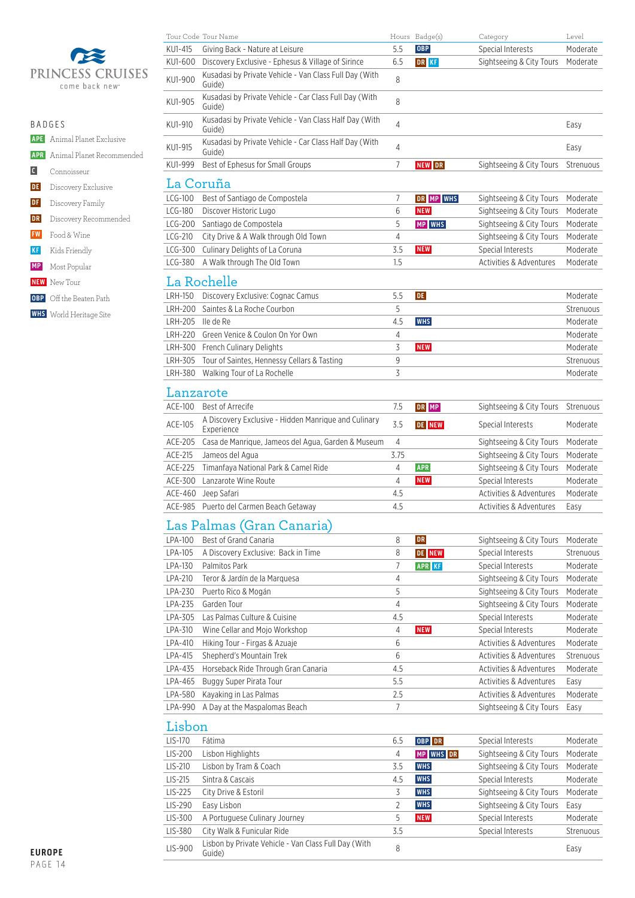PRINCESS CRUISES
come back new

BADGES

- APE Animal Planet Exclusive
- APR Animal Planet Recommended
- C Connoisseur
- DE Discovery Exclusive
- DF Discovery Family
- DR Discovery Recommended
- FW Food & Wine
- KF Kids Friendly
- MP Most Popular
- NEW New Tour
- OBP Off the Beaten Path
- WHS World Heritage Site

| Tour Code | Tour Name | Hours | Badge(s) | Category | Level |
|---|---|---|---|---|---|
| KU1-415 | Giving Back - Nature at Leisure | 5.5 | OBP | Special Interests | Moderate |
| KU1-600 | Discovery Exclusive - Ephesus & Village of Sirince | 6.5 | DR KF | Sightseeing & City Tours | Moderate |
| KU1-900 | Kusadasi by Private Vehicle - Van Class Full Day (With Guide) | 8 | | | |
| KU1-905 | Kusadasi by Private Vehicle - Car Class Full Day (With Guide) | 8 | | | |
| KU1-910 | Kusadasi by Private Vehicle - Van Class Half Day (With Guide) | 4 | | | Easy |
| KU1-915 | Kusadasi by Private Vehicle - Car Class Half Day (With Guide) | 4 | | | Easy |
| KU1-999 | Best of Ephesus for Small Groups | 7 | NEW DR | Sightseeing & City Tours | Strenuous |

## La Coruña

| Tour Code | Tour Name | Hours | Badge(s) | Category | Level |
|---|---|---|---|---|---|
| LCG-100 | Best of Santiago de Compostela | 7 | DR MP WHS | Sightseeing & City Tours | Moderate |
| LCG-180 | Discover Historic Lugo | 6 | NEW | Sightseeing & City Tours | Moderate |
| LCG-200 | Santiago de Compostela | 5 | MP WHS | Sightseeing & City Tours | Moderate |
| LCG-210 | City Drive & A Walk through Old Town | 4 | | Sightseeing & City Tours | Moderate |
| LCG-300 | Culinary Delights of La Coruna | 3.5 | NEW | Special Interests | Moderate |
| LCG-380 | A Walk through The Old Town | 1.5 | | Activities & Adventures | Moderate |

## La Rochelle

| Tour Code | Tour Name | Hours | Badge(s) | Category | Level |
|---|---|---|---|---|---|
| LRH-150 | Discovery Exclusive: Cognac Camus | 5.5 | DE | | Moderate |
| LRH-200 | Saintes & La Roche Courbon | 5 | | | Strenuous |
| LRH-205 | Ile de Re | 4.5 | WHS | | Moderate |
| LRH-220 | Green Venice & Coulon On Your Own | 4 | | | Moderate |
| LRH-300 | French Culinary Delights | 3 | NEW | | Moderate |
| LRH-305 | Tour of Saintes, Hennessy Cellars & Tasting | 9 | | | Strenuous |
| LRH-380 | Walking Tour of La Rochelle | 3 | | | Moderate |

## Lanzarote

| Tour Code | Tour Name | Hours | Badge(s) | Category | Level |
|---|---|---|---|---|---|
| ACE-100 | Best of Arrecife | 7.5 | DR MP | Sightseeing & City Tours | Strenuous |
| ACE-105 | A Discovery Exclusive - Hidden Manrique and Culinary Experience | 3.5 | DE NEW | Special Interests | Moderate |
| ACE-205 | Casa de Manrique, Jameos del Agua, Garden & Museum | 4 | | Sightseeing & City Tours | Moderate |
| ACE-215 | Jameos del Agua | 3.75 | | Sightseeing & City Tours | Moderate |
| ACE-225 | Timanfaya National Park & Camel Ride | 4 | APR | Sightseeing & City Tours | Moderate |
| ACE-300 | Lanzarote Wine Route | 4 | NEW | Special Interests | Moderate |
| ACE-460 | Jeep Safari | 4.5 | | Activities & Adventures | Moderate |
| ACE-985 | Puerto del Carmen Beach Getaway | 4.5 | | Activities & Adventures | Easy |

## Las Palmas (Gran Canaria)

| Tour Code | Tour Name | Hours | Badge(s) | Category | Level |
|---|---|---|---|---|---|
| LPA-100 | Best of Grand Canaria | 8 | DR | Sightseeing & City Tours | Moderate |
| LPA-105 | A Discovery Exclusive: Back in Time | 8 | DE NEW | Special Interests | Strenuous |
| LPA-130 | Palmitos Park | 7 | APR KF | Special Interests | Moderate |
| LPA-210 | Teror & Jardín de la Marquesa | 4 | | Sightseeing & City Tours | Moderate |
| LPA-230 | Puerto Rico & Mogán | 5 | | Sightseeing & City Tours | Moderate |
| LPA-235 | Garden Tour | 4 | | Sightseeing & City Tours | Moderate |
| LPA-305 | Las Palmas Culture & Cuisine | 4.5 | | Special Interests | Moderate |
| LPA-310 | Wine Cellar and Mojo Workshop | 4 | NEW | Special Interests | Moderate |
| LPA-410 | Hiking Tour - Firgas & Azuaje | 6 | | Activities & Adventures | Moderate |
| LPA-415 | Shepherd's Mountain Trek | 6 | | Activities & Adventures | Strenuous |
| LPA-435 | Horseback Ride Through Gran Canaria | 4.5 | | Activities & Adventures | Moderate |
| LPA-465 | Buggy Super Pirata Tour | 5.5 | | Activities & Adventures | Easy |
| LPA-580 | Kayaking in Las Palmas | 2.5 | | Activities & Adventures | Moderate |
| LPA-990 | A Day at the Maspalomas Beach | 7 | | Sightseeing & City Tours | Easy |

## Lisbon

| Tour Code | Tour Name | Hours | Badge(s) | Category | Level |
|---|---|---|---|---|---|
| LIS-170 | Fátima | 6.5 | OBP DR | Special Interests | Moderate |
| LIS-200 | Lisbon Highlights | 4 | MP WHS DR | Sightseeing & City Tours | Moderate |
| LIS-210 | Lisbon by Tram & Coach | 3.5 | WHS | Sightseeing & City Tours | Moderate |
| LIS-215 | Sintra & Cascais | 4.5 | WHS | Special Interests | Moderate |
| LIS-225 | City Drive & Estoril | 3 | WHS | Sightseeing & City Tours | Moderate |
| LIS-290 | Easy Lisbon | 2 | WHS | Sightseeing & City Tours | Easy |
| LIS-300 | A Portuguese Culinary Journey | 5 | NEW | Special Interests | Moderate |
| LIS-380 | City Walk & Funicular Ride | 3.5 | | Special Interests | Strenuous |
| LIS-900 | Lisbon by Private Vehicle - Van Class Full Day (With Guide) | 8 | | | Easy |

EUROPE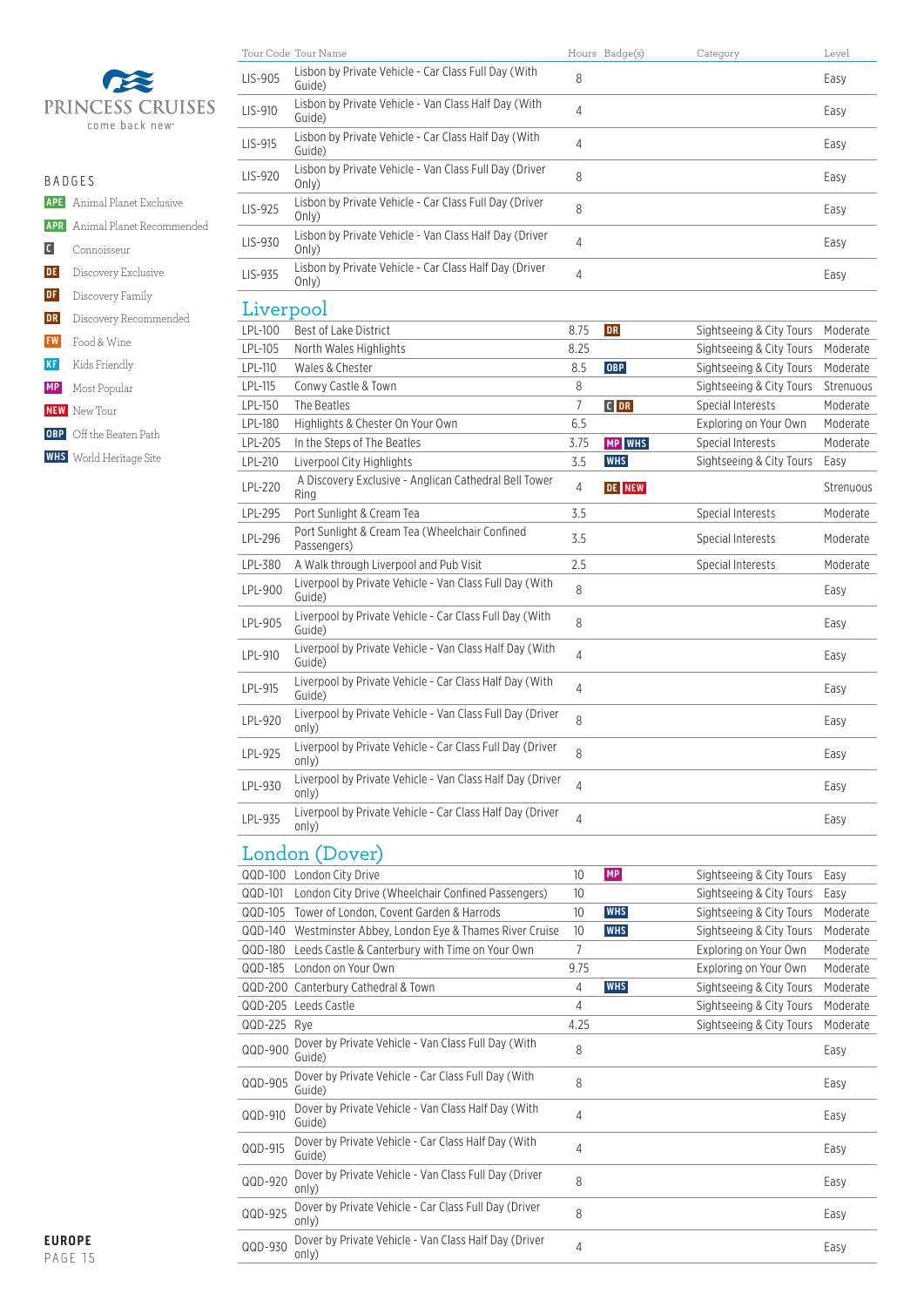**PRINCESS CRUISES**
come back new

## BADGES

- **APE** Animal Planet Exclusive
- **APR** Animal Planet Recommended
- **C** Connoisseur
- **DE** Discovery Exclusive
- **DF** Discovery Family
- **DR** Discovery Recommended
- **FW** Food & Wine
- **KF** Kids Friendly
- **MP** Most Popular
- **NEW** New Tour
- **OBP** Off the Beaten Path
- **WHS** World Heritage Site

| Tour Code | Tour Name | Hours | Badge(s) | Category | Level |
|---|---|---|---|---|---|
| LIS-905 | Lisbon by Private Vehicle - Car Class Full Day (With Guide) | 8 | | | Easy |
| LIS-910 | Lisbon by Private Vehicle - Van Class Half Day (With Guide) | 4 | | | Easy |
| LIS-915 | Lisbon by Private Vehicle - Car Class Half Day (With Guide) | 4 | | | Easy |
| LIS-920 | Lisbon by Private Vehicle - Van Class Full Day (Driver Only) | 8 | | | Easy |
| LIS-925 | Lisbon by Private Vehicle - Car Class Full Day (Driver Only) | 8 | | | Easy |
| LIS-930 | Lisbon by Private Vehicle - Van Class Half Day (Driver Only) | 4 | | | Easy |
| LIS-935 | Lisbon by Private Vehicle - Car Class Half Day (Driver Only) | 4 | | | Easy |

## Liverpool

| Tour Code | Tour Name | Hours | Badge(s) | Category | Level |
|---|---|---|---|---|---|
| LPL-100 | Best of Lake District | 8.75 | DR | Sightseeing & City Tours | Moderate |
| LPL-105 | North Wales Highlights | 8.25 | | Sightseeing & City Tours | Moderate |
| LPL-110 | Wales & Chester | 8.5 | OBP | Sightseeing & City Tours | Moderate |
| LPL-115 | Conwy Castle & Town | 8 | | Sightseeing & City Tours | Strenuous |
| LPL-150 | The Beatles | 7 | C DR | Special Interests | Moderate |
| LPL-180 | Highlights & Chester On Your Own | 6.5 | | Exploring on Your Own | Moderate |
| LPL-205 | In the Steps of The Beatles | 3.75 | MP WHS | Special Interests | Moderate |
| LPL-210 | Liverpool City Highlights | 3.5 | WHS | Sightseeing & City Tours | Easy |
| LPL-220 | A Discovery Exclusive - Anglican Cathedral Bell Tower Ring | 4 | DE NEW | | Strenuous |
| LPL-295 | Port Sunlight & Cream Tea | 3.5 | | Special Interests | Moderate |
| LPL-296 | Port Sunlight & Cream Tea (Wheelchair Confined Passengers) | 3.5 | | Special Interests | Moderate |
| LPL-380 | A Walk through Liverpool and Pub Visit | 2.5 | | Special Interests | Moderate |
| LPL-900 | Liverpool by Private Vehicle - Van Class Full Day (With Guide) | 8 | | | Easy |
| LPL-905 | Liverpool by Private Vehicle - Car Class Full Day (With Guide) | 8 | | | Easy |
| LPL-910 | Liverpool by Private Vehicle - Van Class Half Day (With Guide) | 4 | | | Easy |
| LPL-915 | Liverpool by Private Vehicle - Car Class Half Day (With Guide) | 4 | | | Easy |
| LPL-920 | Liverpool by Private Vehicle - Van Class Full Day (Driver only) | 8 | | | Easy |
| LPL-925 | Liverpool by Private Vehicle - Car Class Full Day (Driver only) | 8 | | | Easy |
| LPL-930 | Liverpool by Private Vehicle - Van Class Half Day (Driver only) | 4 | | | Easy |
| LPL-935 | Liverpool by Private Vehicle - Car Class Half Day (Driver only) | 4 | | | Easy |

## London (Dover)

| Tour Code | Tour Name | Hours | Badge(s) | Category | Level |
|---|---|---|---|---|---|
| QQD-100 | London City Drive | 10 | MP | Sightseeing & City Tours | Easy |
| QQD-101 | London City Drive (Wheelchair Confined Passengers) | 10 | | Sightseeing & City Tours | Easy |
| QQD-105 | Tower of London, Covent Garden & Harrods | 10 | WHS | Sightseeing & City Tours | Moderate |
| QQD-140 | Westminster Abbey, London Eye & Thames River Cruise | 10 | WHS | Sightseeing & City Tours | Moderate |
| QQD-180 | Leeds Castle & Canterbury with Time on Your Own | 7 | | Exploring on Your Own | Moderate |
| QQD-185 | London on Your Own | 9.75 | | Exploring on Your Own | Moderate |
| QQD-200 | Canterbury Cathedral & Town | 4 | WHS | Sightseeing & City Tours | Moderate |
| QQD-205 | Leeds Castle | 4 | | Sightseeing & City Tours | Moderate |
| QQD-225 | Rye | 4.25 | | Sightseeing & City Tours | Moderate |
| QQD-900 | Dover by Private Vehicle - Van Class Full Day (With Guide) | 8 | | | Easy |
| QQD-905 | Dover by Private Vehicle - Car Class Full Day (With Guide) | 8 | | | Easy |
| QQD-910 | Dover by Private Vehicle - Van Class Half Day (With Guide) | 4 | | | Easy |
| QQD-915 | Dover by Private Vehicle - Car Class Half Day (With Guide) | 4 | | | Easy |
| QQD-920 | Dover by Private Vehicle - Van Class Full Day (Driver only) | 8 | | | Easy |
| QQD-925 | Dover by Private Vehicle - Car Class Full Day (Driver only) | 8 | | | Easy |
| QQD-930 | Dover by Private Vehicle - Van Class Half Day (Driver only) | 4 | | | Easy |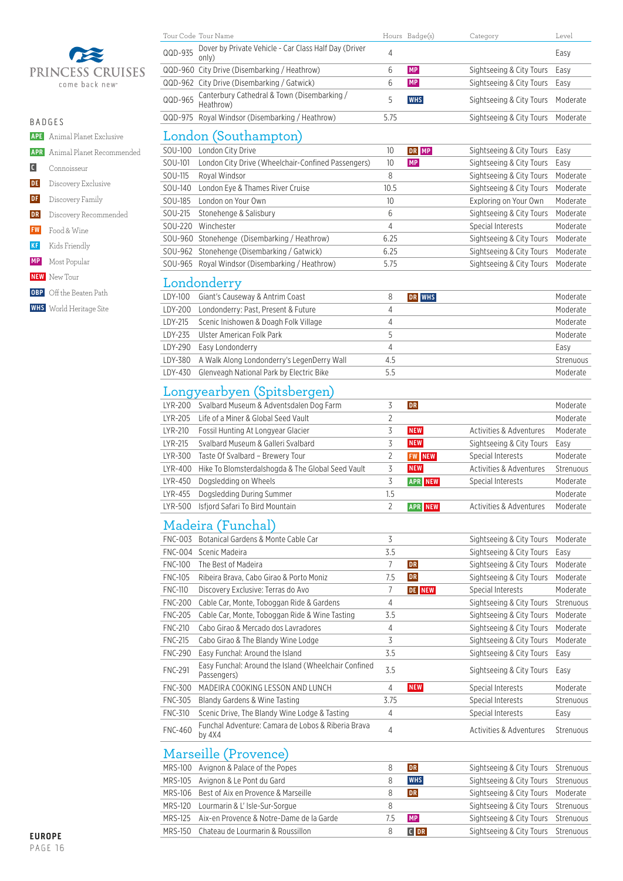# PRINCESS CRUISES
come back new

## BADGES

- **APE** Animal Planet Exclusive
- **APR** Animal Planet Recommended
- **C** Connoisseur
- **DE** Discovery Exclusive
- **DF** Discovery Family
- **DR** Discovery Recommended
- **FW** Food & Wine
- **KF** Kids Friendly
- **MP** Most Popular
- **NEW** New Tour
- **OBP** Off the Beaten Path
- **WHS** World Heritage Site

| Tour Code | Tour Name | Hours | Badge(s) | Category | Level |
|---|---|---|---|---|---|
| QQD-935 | Dover by Private Vehicle - Car Class Half Day (Driver only) | 4 | | | Easy |
| QQD-960 | City Drive (Disembarking / Heathrow) | 6 | MP | Sightseeing & City Tours | Easy |
| QQD-962 | City Drive (Disembarking / Gatwick) | 6 | MP | Sightseeing & City Tours | Easy |
| QQD-965 | Canterbury Cathedral & Town (Disembarking / Heathrow) | 5 | WHS | Sightseeing & City Tours | Moderate |
| QQD-975 | Royal Windsor (Disembarking / Heathrow) | 5.75 | | Sightseeing & City Tours | Moderate |

## London (Southampton)

| Tour Code | Tour Name | Hours | Badge(s) | Category | Level |
|---|---|---|---|---|---|
| SOU-100 | London City Drive | 10 | DR MP | Sightseeing & City Tours | Easy |
| SOU-101 | London City Drive (Wheelchair-Confined Passengers) | 10 | MP | Sightseeing & City Tours | Easy |
| SOU-115 | Royal Windsor | 8 | | Sightseeing & City Tours | Moderate |
| SOU-140 | London Eye & Thames River Cruise | 10.5 | | Sightseeing & City Tours | Moderate |
| SOU-185 | London on Your Own | 10 | | Exploring on Your Own | Moderate |
| SOU-215 | Stonehenge & Salisbury | 6 | | Sightseeing & City Tours | Moderate |
| SOU-220 | Winchester | 4 | | Special Interests | Moderate |
| SOU-960 | Stonehenge (Disembarking / Heathrow) | 6.25 | | Sightseeing & City Tours | Moderate |
| SOU-962 | Stonehenge (Disembarking / Gatwick) | 6.25 | | Sightseeing & City Tours | Moderate |
| SOU-965 | Royal Windsor (Disembarking / Heathrow) | 5.75 | | Sightseeing & City Tours | Moderate |

## Londonderry

| Tour Code | Tour Name | Hours | Badge(s) | Category | Level |
|---|---|---|---|---|---|
| LDY-100 | Giant's Causeway & Antrim Coast | 8 | DR WHS | | Moderate |
| LDY-200 | Londonderry: Past, Present & Future | 4 | | | Moderate |
| LDY-215 | Scenic Inishowen & Doagh Folk Village | 4 | | | Moderate |
| LDY-235 | Ulster American Folk Park | 5 | | | Moderate |
| LDY-290 | Easy Londonderry | 4 | | | Easy |
| LDY-380 | A Walk Along Londonderry's LegenDerry Wall | 4.5 | | | Strenuous |
| LDY-430 | Glenveagh National Park by Electric Bike | 5.5 | | | Moderate |

## Longyearbyen (Spitsbergen)

| Tour Code | Tour Name | Hours | Badge(s) | Category | Level |
|---|---|---|---|---|---|
| LYR-200 | Svalbard Museum & Adventsdalen Dog Farm | 3 | DR | | Moderate |
| LYR-205 | Life of a Miner & Global Seed Vault | 2 | | | Moderate |
| LYR-210 | Fossil Hunting At Longyear Glacier | 3 | NEW | Activities & Adventures | Moderate |
| LYR-215 | Svalbard Museum & Galleri Svalbard | 3 | NEW | Sightseeing & City Tours | Easy |
| LYR-300 | Taste Of Svalbard – Brewery Tour | 2 | FW NEW | Special Interests | Moderate |
| LYR-400 | Hike To Blomsterdalshogda & The Global Seed Vault | 3 | NEW | Activities & Adventures | Strenuous |
| LYR-450 | Dogsledding on Wheels | 3 | APR NEW | Special Interests | Moderate |
| LYR-455 | Dogsledding During Summer | 1.5 | | | Moderate |
| LYR-500 | Isfjord Safari To Bird Mountain | 2 | APR NEW | Activities & Adventures | Moderate |

## Madeira (Funchal)

| Tour Code | Tour Name | Hours | Badge(s) | Category | Level |
|---|---|---|---|---|---|
| FNC-003 | Botanical Gardens & Monte Cable Car | 3 | | Sightseeing & City Tours | Moderate |
| FNC-004 | Scenic Madeira | 3.5 | | Sightseeing & City Tours | Easy |
| FNC-100 | The Best of Madeira | 7 | DR | Sightseeing & City Tours | Moderate |
| FNC-105 | Ribeira Brava, Cabo Girao & Porto Moniz | 7.5 | DR | Sightseeing & City Tours | Moderate |
| FNC-110 | Discovery Exclusive: Terras do Avo | 7 | DE NEW | Special Interests | Moderate |
| FNC-200 | Cable Car, Monte, Toboggan Ride & Gardens | 4 | | Sightseeing & City Tours | Strenuous |
| FNC-205 | Cable Car, Monte, Toboggan Ride & Wine Tasting | 3.5 | | Sightseeing & City Tours | Moderate |
| FNC-210 | Cabo Girao & Mercado dos Lavradores | 4 | | Sightseeing & City Tours | Moderate |
| FNC-215 | Cabo Girao & The Blandy Wine Lodge | 3 | | Sightseeing & City Tours | Moderate |
| FNC-290 | Easy Funchal: Around the Island | 3.5 | | Sightseeing & City Tours | Easy |
| FNC-291 | Easy Funchal: Around the Island (Wheelchair Confined Passengers) | 3.5 | | Sightseeing & City Tours | Easy |
| FNC-300 | MADEIRA COOKING LESSON AND LUNCH | 4 | NEW | Special Interests | Moderate |
| FNC-305 | Blandy Gardens & Wine Tasting | 3.75 | | Special Interests | Strenuous |
| FNC-310 | Scenic Drive, The Blandy Wine Lodge & Tasting | 4 | | Special Interests | Easy |
| FNC-460 | Funchal Adventure: Camara de Lobos & Riberia Brava by 4X4 | 4 | | Activities & Adventures | Strenuous |

## Marseille (Provence)

| Tour Code | Tour Name | Hours | Badge(s) | Category | Level |
|---|---|---|---|---|---|
| MRS-100 | Avignon & Palace of the Popes | 8 | DR | Sightseeing & City Tours | Strenuous |
| MRS-105 | Avignon & Le Pont du Gard | 8 | WHS | Sightseeing & City Tours | Strenuous |
| MRS-106 | Best of Aix en Provence & Marseille | 8 | DR | Sightseeing & City Tours | Moderate |
| MRS-120 | Lourmarin & L' Isle-Sur-Sorgue | 8 | | Sightseeing & City Tours | Strenuous |
| MRS-125 | Aix-en Provence & Notre-Dame de la Garde | 7.5 | MP | Sightseeing & City Tours | Strenuous |
| MRS-150 | Chateau de Lourmarin & Roussillon | 8 | C DR | Sightseeing & City Tours | Strenuous |

EUROPE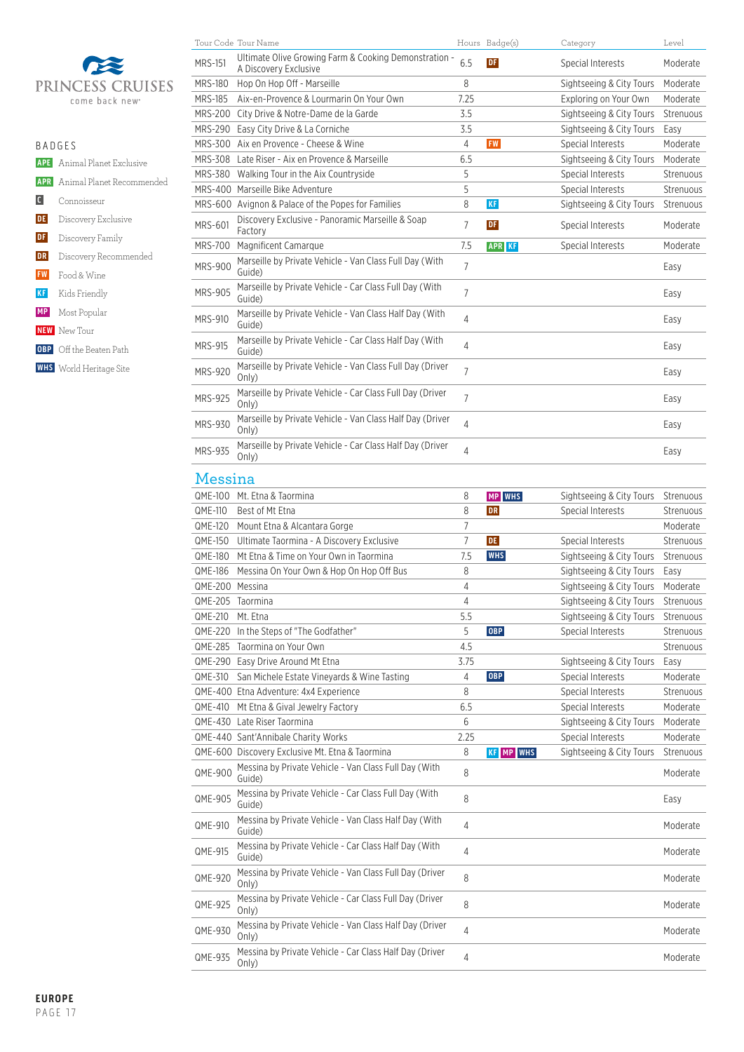PRINCESS CRUISES
come back new

BADGES

- APE Animal Planet Exclusive
- APR Animal Planet Recommended
- C Connoisseur
- DE Discovery Exclusive
- DF Discovery Family
- DR Discovery Recommended
- FW Food & Wine
- KF Kids Friendly
- MP Most Popular
- NEW New Tour
- OBP Off the Beaten Path
- WHS World Heritage Site

| Tour Code | Tour Name | Hours | Badge(s) | Category | Level |
|---|---|---|---|---|---|
| MRS-151 | Ultimate Olive Growing Farm & Cooking Demonstration - A Discovery Exclusive | 6.5 | DF | Special Interests | Moderate |
| MRS-180 | Hop On Hop Off - Marseille | 8 | | Sightseeing & City Tours | Moderate |
| MRS-185 | Aix-en-Provence & Lourmarin On Your Own | 7.25 | | Exploring on Your Own | Moderate |
| MRS-200 | City Drive & Notre-Dame de la Garde | 3.5 | | Sightseeing & City Tours | Strenuous |
| MRS-290 | Easy City Drive & La Corniche | 3.5 | | Sightseeing & City Tours | Easy |
| MRS-300 | Aix en Provence - Cheese & Wine | 4 | FW | Special Interests | Moderate |
| MRS-308 | Late Riser - Aix en Provence & Marseille | 6.5 | | Sightseeing & City Tours | Moderate |
| MRS-380 | Walking Tour in the Aix Countryside | 5 | | Special Interests | Strenuous |
| MRS-400 | Marseille Bike Adventure | 5 | | Special Interests | Strenuous |
| MRS-600 | Avignon & Palace of the Popes for Families | 8 | KF | Sightseeing & City Tours | Strenuous |
| MRS-601 | Discovery Exclusive - Panoramic Marseille & Soap Factory | 7 | DF | Special Interests | Moderate |
| MRS-700 | Magnificent Camarque | 7.5 | APR KF | Special Interests | Moderate |
| MRS-900 | Marseille by Private Vehicle - Van Class Full Day (With Guide) | 7 | | | Easy |
| MRS-905 | Marseille by Private Vehicle - Car Class Full Day (With Guide) | 7 | | | Easy |
| MRS-910 | Marseille by Private Vehicle - Van Class Half Day (With Guide) | 4 | | | Easy |
| MRS-915 | Marseille by Private Vehicle - Car Class Half Day (With Guide) | 4 | | | Easy |
| MRS-920 | Marseille by Private Vehicle - Van Class Full Day (Driver Only) | 7 | | | Easy |
| MRS-925 | Marseille by Private Vehicle - Car Class Full Day (Driver Only) | 7 | | | Easy |
| MRS-930 | Marseille by Private Vehicle - Van Class Half Day (Driver Only) | 4 | | | Easy |
| MRS-935 | Marseille by Private Vehicle - Car Class Half Day (Driver Only) | 4 | | | Easy |

## Messina

| Tour Code | Tour Name | Hours | Badge(s) | Category | Level |
|---|---|---|---|---|---|
| QME-100 | Mt. Etna & Taormina | 8 | MP WHS | Sightseeing & City Tours | Strenuous |
| QME-110 | Best of Mt Etna | 8 | DR | Special Interests | Strenuous |
| QME-120 | Mount Etna & Alcantara Gorge | 7 | | | Moderate |
| QME-150 | Ultimate Taormina - A Discovery Exclusive | 7 | DE | Special Interests | Strenuous |
| QME-180 | Mt Etna & Time on Your Own in Taormina | 7.5 | WHS | Sightseeing & City Tours | Strenuous |
| QME-186 | Messina On Your Own & Hop On Hop Off Bus | 8 | | Sightseeing & City Tours | Easy |
| QME-200 | Messina | 4 | | Sightseeing & City Tours | Moderate |
| QME-205 | Taormina | 4 | | Sightseeing & City Tours | Strenuous |
| QME-210 | Mt. Etna | 5.5 | | Sightseeing & City Tours | Strenuous |
| QME-220 | In the Steps of "The Godfather" | 5 | OBP | Special Interests | Strenuous |
| QME-285 | Taormina on Your Own | 4.5 | | | Strenuous |
| QME-290 | Easy Drive Around Mt Etna | 3.75 | | Sightseeing & City Tours | Easy |
| QME-310 | San Michele Estate Vineyards & Wine Tasting | 4 | OBP | Special Interests | Moderate |
| QME-400 | Etna Adventure: 4x4 Experience | 8 | | Special Interests | Strenuous |
| QME-410 | Mt Etna & Gival Jewelry Factory | 6.5 | | Special Interests | Moderate |
| QME-430 | Late Riser Taormina | 6 | | Sightseeing & City Tours | Moderate |
| QME-440 | Sant'Annibale Charity Works | 2.25 | | Special Interests | Moderate |
| QME-600 | Discovery Exclusive Mt. Etna & Taormina | 8 | KF MP WHS | Sightseeing & City Tours | Strenuous |
| QME-900 | Messina by Private Vehicle - Van Class Full Day (With Guide) | 8 | | | Moderate |
| QME-905 | Messina by Private Vehicle - Car Class Full Day (With Guide) | 8 | | | Easy |
| QME-910 | Messina by Private Vehicle - Van Class Half Day (With Guide) | 4 | | | Moderate |
| QME-915 | Messina by Private Vehicle - Car Class Half Day (With Guide) | 4 | | | Moderate |
| QME-920 | Messina by Private Vehicle - Van Class Full Day (Driver Only) | 8 | | | Moderate |
| QME-925 | Messina by Private Vehicle - Car Class Full Day (Driver Only) | 8 | | | Moderate |
| QME-930 | Messina by Private Vehicle - Van Class Half Day (Driver Only) | 4 | | | Moderate |
| QME-935 | Messina by Private Vehicle - Car Class Half Day (Driver Only) | 4 | | | Moderate |

EUROPE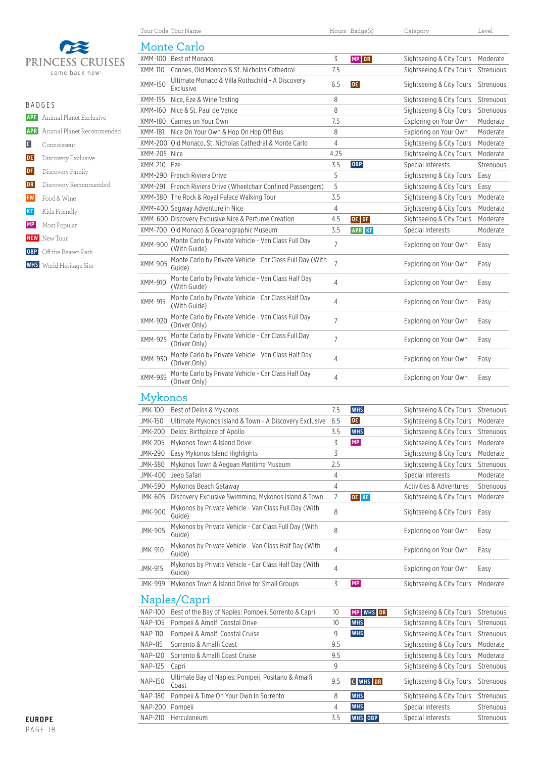PRINCESS CRUISES
come back new

**BADGES**

- APE Animal Planet Exclusive
- APR Animal Planet Recommended
- C Connoisseur
- DE Discovery Exclusive
- DF Discovery Family
- DR Discovery Recommended
- FW Food & Wine
- KF Kids Friendly
- MP Most Popular
- NEW New Tour
- OBP Off the Beaten Path
- WHS World Heritage Site

| Tour Code | Tour Name | Hours | Badge(s) | Category | Level |
|---|---|---|---|---|---|
| **Monte Carlo** | | | | | |
| XMM-100 | Best of Monaco | 3 | MP DR | Sightseeing & City Tours | Moderate |
| XMM-110 | Cannes, Old Monaco & St. Nicholas Cathedral | 7.5 | | Sightseeing & City Tours | Strenuous |
| XMM-150 | Ultimate Monaco & Villa Rothschild - A Discovery Exclusive | 6.5 | DE | Sightseeing & City Tours | Strenuous |
| XMM-155 | Nice, Eze & Wine Tasting | 8 | | Sightseeing & City Tours | Strenuous |
| XMM-160 | Nice & St. Paul de Vence | 8 | | Sightseeing & City Tours | Strenuous |
| XMM-180 | Cannes on Your Own | 7.5 | | Exploring on Your Own | Moderate |
| XMM-181 | Nice On Your Own & Hop On Hop Off Bus | 8 | | Exploring on Your Own | Moderate |
| XMM-200 | Old Monaco, St. Nicholas Cathedral & Monte Carlo | 4 | | Sightseeing & City Tours | Moderate |
| XMM-205 | Nice | 4.25 | | Sightseeing & City Tours | Moderate |
| XMM-210 | Eze | 3.5 | OBP | Special Interests | Strenuous |
| XMM-290 | French Riviera Drive | 5 | | Sightseeing & City Tours | Easy |
| XMM-291 | French Riviera Drive (Wheelchair Confined Passengers) | 5 | | Sightseeing & City Tours | Easy |
| XMM-380 | The Rock & Royal Palace Walking Tour | 3.5 | | Sightseeing & City Tours | Moderate |
| XMM-400 | Segway Adventure in Nice | 4 | | Sightseeing & City Tours | Moderate |
| XMM-600 | Discovery Exclusive Nice & Perfume Creation | 4.5 | DE DF | Sightseeing & City Tours | Moderate |
| XMM-700 | Old Monaco & Oceanographic Museum | 3.5 | APR KF | Special Interests | Moderate |
| XMM-900 | Monte Carlo by Private Vehicle - Van Class Full Day (With Guide) | 7 | | Exploring on Your Own | Easy |
| XMM-905 | Monte Carlo by Private Vehicle - Car Class Full Day (With Guide) | 7 | | Exploring on Your Own | Easy |
| XMM-910 | Monte Carlo by Private Vehicle - Van Class Half Day (With Guide) | 4 | | Exploring on Your Own | Easy |
| XMM-915 | Monte Carlo by Private Vehicle - Car Class Half Day (With Guide) | 4 | | Exploring on Your Own | Easy |
| XMM-920 | Monte Carlo by Private Vehicle - Van Class Full Day (Driver Only) | 7 | | Exploring on Your Own | Easy |
| XMM-925 | Monte Carlo by Private Vehicle - Car Class Full Day (Driver Only) | 7 | | Exploring on Your Own | Easy |
| XMM-930 | Monte Carlo by Private Vehicle - Van Class Half Day (Driver Only) | 4 | | Exploring on Your Own | Easy |
| XMM-935 | Monte Carlo by Private Vehicle - Car Class Half Day (Driver Only) | 4 | | Exploring on Your Own | Easy |
| **Mykonos** | | | | | |
| JMK-100 | Best of Delos & Mykonos | 7.5 | WHS | Sightseeing & City Tours | Strenuous |
| JMK-150 | Ultimate Mykonos Island & Town - A Discovery Exclusive | 6.5 | DE | Sightseeing & City Tours | Moderate |
| JMK-200 | Delos: Birthplace of Apollo | 3.5 | WHS | Sightseeing & City Tours | Strenuous |
| JMK-205 | Mykonos Town & Island Drive | 3 | MP | Sightseeing & City Tours | Moderate |
| JMK-290 | Easy Mykonos Island Highlights | 3 | | Sightseeing & City Tours | Moderate |
| JMK-380 | Mykonos Town & Aegean Maritime Museum | 2.5 | | Sightseeing & City Tours | Strenuous |
| JMK-400 | Jeep Safari | 4 | | Special Interests | Moderate |
| JMK-590 | Mykonos Beach Getaway | 4 | | Activities & Adventures | Strenuous |
| JMK-605 | Discovery Exclusive Swimming, Mykonos Island & Town | 7 | DE KF | Sightseeing & City Tours | Moderate |
| JMK-900 | Mykonos by Private Vehicle - Van Class Full Day (With Guide) | 8 | | Sightseeing & City Tours | Easy |
| JMK-905 | Mykonos by Private Vehicle - Car Class Full Day (With Guide) | 8 | | Exploring on Your Own | Easy |
| JMK-910 | Mykonos by Private Vehicle - Van Class Half Day (With Guide) | 4 | | Exploring on Your Own | Easy |
| JMK-915 | Mykonos by Private Vehicle - Car Class Half Day (With Guide) | 4 | | Exploring on Your Own | Easy |
| JMK-999 | Mykonos Town & Island Drive for Small Groups | 3 | MP | Sightseeing & City Tours | Moderate |
| **Naples/Capri** | | | | | |
| NAP-100 | Best of the Bay of Naples: Pompeii, Sorrento & Capri | 10 | MP WHS DR | Sightseeing & City Tours | Strenuous |
| NAP-105 | Pompeii & Amalfi Coastal Drive | 10 | WHS | Sightseeing & City Tours | Strenuous |
| NAP-110 | Pompeii & Amalfi Coastal Cruise | 9 | WHS | Sightseeing & City Tours | Strenuous |
| NAP-115 | Sorrento & Amalfi Coast | 9.5 | | Sightseeing & City Tours | Moderate |
| NAP-120 | Sorrento & Amalfi Coast Cruise | 9.5 | | Sightseeing & City Tours | Moderate |
| NAP-125 | Capri | 9 | | Sightseeing & City Tours | Strenuous |
| NAP-150 | Ultimate Bay of Naples: Pompeii, Positano & Amalfi Coast | 9.5 | C WHS DR | Sightseeing & City Tours | Strenuous |
| NAP-180 | Pompeii & Time On Your Own In Sorrento | 8 | WHS | Sightseeing & City Tours | Strenuous |
| NAP-200 | Pompeii | 4 | WHS | Special Interests | Strenuous |
| NAP-210 | Herculaneum | 3.5 | WHS OBP | Special Interests | Strenuous |

**EUROPE**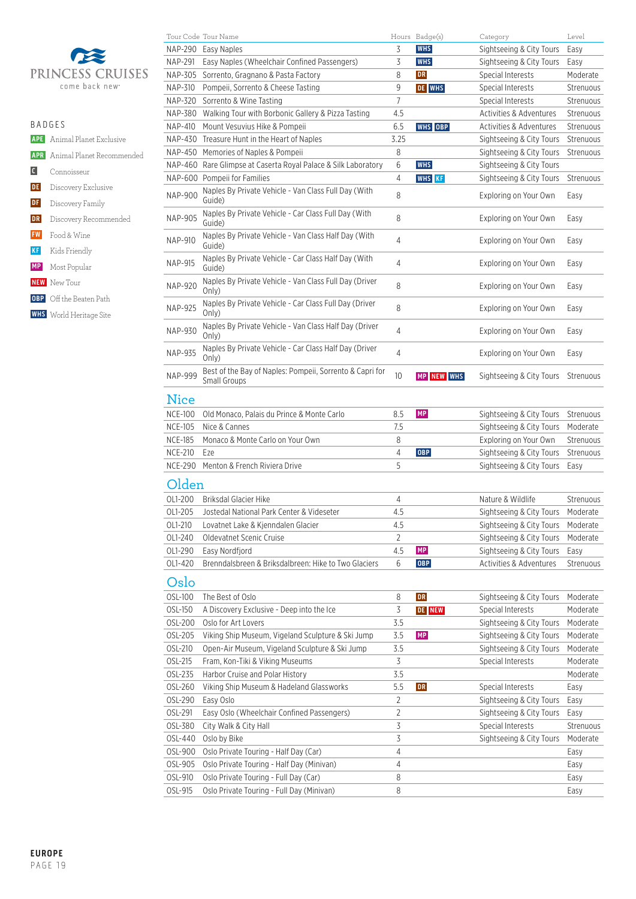PRINCESS CRUISES
come back new

BADGES

- APE Animal Planet Exclusive
- APR Animal Planet Recommended
- C Connoisseur
- DE Discovery Exclusive
- DF Discovery Family
- DR Discovery Recommended
- FW Food & Wine
- KF Kids Friendly
- MP Most Popular
- NEW New Tour
- OBP Off the Beaten Path
- WHS World Heritage Site

| Tour Code | Tour Name | Hours | Badge(s) | Category | Level |
|---|---|---|---|---|---|
| NAP-290 | Easy Naples | 3 | WHS | Sightseeing & City Tours | Easy |
| NAP-291 | Easy Naples (Wheelchair Confined Passengers) | 3 | WHS | Sightseeing & City Tours | Easy |
| NAP-305 | Sorrento, Gragnano & Pasta Factory | 8 | DR | Special Interests | Moderate |
| NAP-310 | Pompeii, Sorrento & Cheese Tasting | 9 | DE WHS | Special Interests | Strenuous |
| NAP-320 | Sorrento & Wine Tasting | 7 | | Special Interests | Strenuous |
| NAP-380 | Walking Tour with Borbonic Gallery & Pizza Tasting | 4.5 | | Activities & Adventures | Strenuous |
| NAP-410 | Mount Vesuvius Hike & Pompeii | 6.5 | WHS OBP | Activities & Adventures | Strenuous |
| NAP-430 | Treasure Hunt in the Heart of Naples | 3.25 | | Sightseeing & City Tours | Strenuous |
| NAP-450 | Memories of Naples & Pompeii | 8 | | Sightseeing & City Tours | Strenuous |
| NAP-460 | Rare Glimpse at Caserta Royal Palace & Silk Laboratory | 6 | WHS | Sightseeing & City Tours | |
| NAP-600 | Pompeii for Families | 4 | WHS KF | Sightseeing & City Tours | Strenuous |
| NAP-900 | Naples By Private Vehicle - Van Class Full Day (With Guide) | 8 | | Exploring on Your Own | Easy |
| NAP-905 | Naples By Private Vehicle - Car Class Full Day (With Guide) | 8 | | Exploring on Your Own | Easy |
| NAP-910 | Naples By Private Vehicle - Van Class Half Day (With Guide) | 4 | | Exploring on Your Own | Easy |
| NAP-915 | Naples By Private Vehicle - Car Class Half Day (With Guide) | 4 | | Exploring on Your Own | Easy |
| NAP-920 | Naples By Private Vehicle - Van Class Full Day (Driver Only) | 8 | | Exploring on Your Own | Easy |
| NAP-925 | Naples By Private Vehicle - Car Class Full Day (Driver Only) | 8 | | Exploring on Your Own | Easy |
| NAP-930 | Naples By Private Vehicle - Van Class Half Day (Driver Only) | 4 | | Exploring on Your Own | Easy |
| NAP-935 | Naples By Private Vehicle - Car Class Half Day (Driver Only) | 4 | | Exploring on Your Own | Easy |
| NAP-999 | Best of the Bay of Naples: Pompeii, Sorrento & Capri for Small Groups | 10 | MP NEW WHS | Sightseeing & City Tours | Strenuous |

## Nice

| Tour Code | Tour Name | Hours | Badge(s) | Category | Level |
|---|---|---|---|---|---|
| NCE-100 | Old Monaco, Palais du Prince & Monte Carlo | 8.5 | MP | Sightseeing & City Tours | Strenuous |
| NCE-105 | Nice & Cannes | 7.5 | | Sightseeing & City Tours | Moderate |
| NCE-185 | Monaco & Monte Carlo on Your Own | 8 | | Exploring on Your Own | Strenuous |
| NCE-210 | Eze | 4 | OBP | Sightseeing & City Tours | Strenuous |
| NCE-290 | Menton & French Riviera Drive | 5 | | Sightseeing & City Tours | Easy |

## Olden

| Tour Code | Tour Name | Hours | Badge(s) | Category | Level |
|---|---|---|---|---|---|
| OL1-200 | Briksdal Glacier Hike | 4 | | Nature & Wildlife | Strenuous |
| OL1-205 | Jostedal National Park Center & Videseter | 4.5 | | Sightseeing & City Tours | Moderate |
| OL1-210 | Lovatnet Lake & Kjenndalen Glacier | 4.5 | | Sightseeing & City Tours | Moderate |
| OL1-240 | Oldevatnet Scenic Cruise | 2 | | Sightseeing & City Tours | Moderate |
| OL1-290 | Easy Nordfjord | 4.5 | MP | Sightseeing & City Tours | Easy |
| OL1-420 | Brenndalsbreen & Briksdalbreen: Hike to Two Glaciers | 6 | OBP | Activities & Adventures | Strenuous |

## Oslo

| Tour Code | Tour Name | Hours | Badge(s) | Category | Level |
|---|---|---|---|---|---|
| OSL-100 | The Best of Oslo | 8 | DR | Sightseeing & City Tours | Moderate |
| OSL-150 | A Discovery Exclusive - Deep into the Ice | 3 | DE NEW | Special Interests | Moderate |
| OSL-200 | Oslo for Art Lovers | 3.5 | | Sightseeing & City Tours | Moderate |
| OSL-205 | Viking Ship Museum, Vigeland Sculpture & Ski Jump | 3.5 | MP | Sightseeing & City Tours | Moderate |
| OSL-210 | Open-Air Museum, Vigeland Sculpture & Ski Jump | 3.5 | | Sightseeing & City Tours | Moderate |
| OSL-215 | Fram, Kon-Tiki & Viking Museums | 3 | | Special Interests | Moderate |
| OSL-235 | Harbor Cruise and Polar History | 3.5 | | | Moderate |
| OSL-260 | Viking Ship Museum & Hadeland Glassworks | 5.5 | DR | Special Interests | Easy |
| OSL-290 | Easy Oslo | 2 | | Sightseeing & City Tours | Easy |
| OSL-291 | Easy Oslo (Wheelchair Confined Passengers) | 2 | | Sightseeing & City Tours | Easy |
| OSL-380 | City Walk & City Hall | 3 | | Special Interests | Strenuous |
| OSL-440 | Oslo by Bike | 3 | | Sightseeing & City Tours | Moderate |
| OSL-900 | Oslo Private Touring - Half Day (Car) | 4 | | | Easy |
| OSL-905 | Oslo Private Touring - Half Day (Minivan) | 4 | | | Easy |
| OSL-910 | Oslo Private Touring - Full Day (Car) | 8 | | | Easy |
| OSL-915 | Oslo Private Touring - Full Day (Minivan) | 8 | | | Easy |

**EUROPE**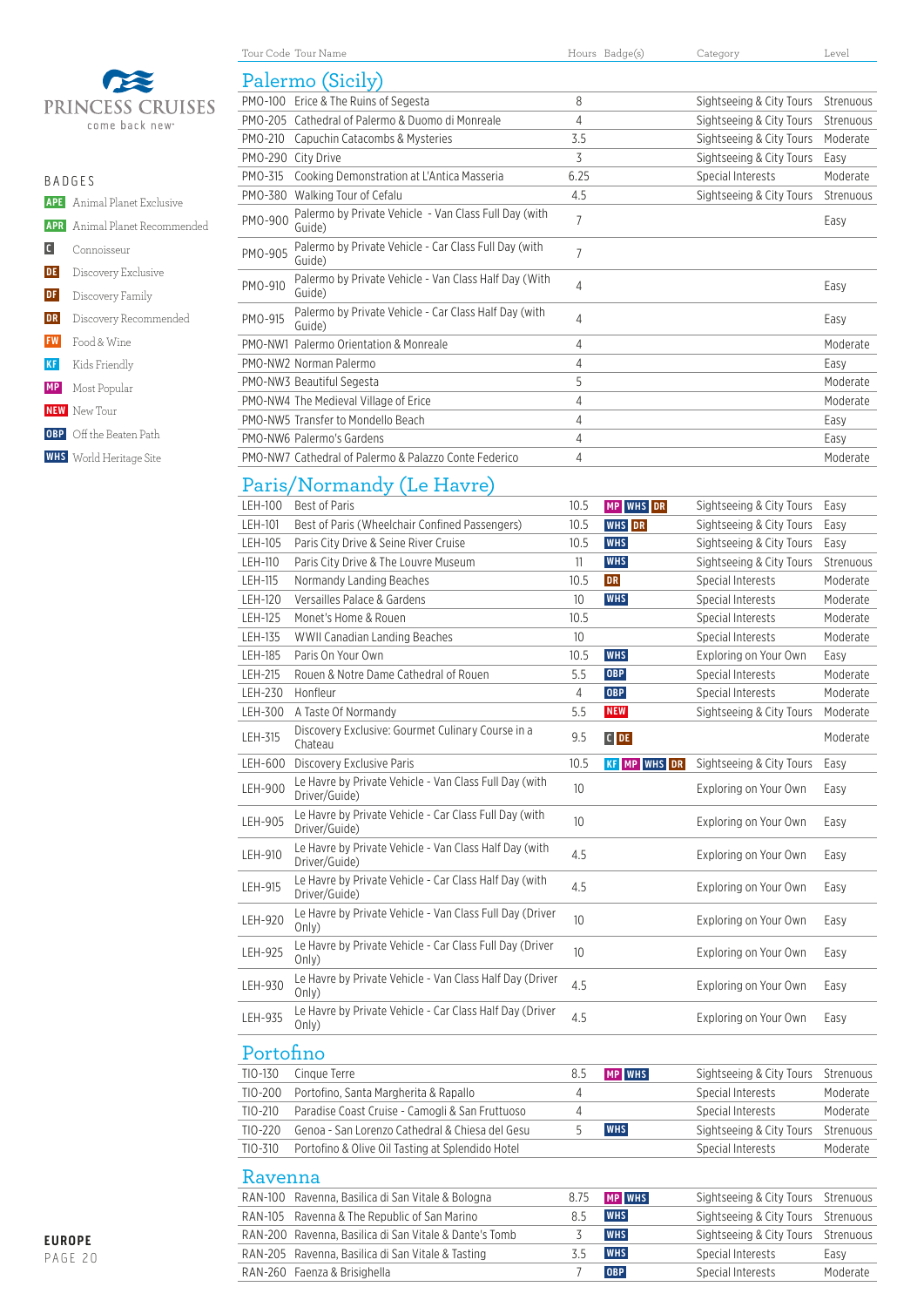PRINCESS CRUISES
come back new

BADGES

- APE Animal Planet Exclusive
- APR Animal Planet Recommended
- C Connoisseur
- DE Discovery Exclusive
- DF Discovery Family
- DR Discovery Recommended
- FW Food & Wine
- KF Kids Friendly
- MP Most Popular
- NEW New Tour
- OBP Off the Beaten Path
- WHS World Heritage Site

| Tour Code | Tour Name | Hours | Badge(s) | Category | Level |
|---|---|---|---|---|---|
| **Palermo (Sicily)** | | | | | |
| PMO-100 | Erice & The Ruins of Segesta | 8 | | Sightseeing & City Tours | Strenuous |
| PMO-205 | Cathedral of Palermo & Duomo di Monreale | 4 | | Sightseeing & City Tours | Strenuous |
| PMO-210 | Capuchin Catacombs & Mysteries | 3.5 | | Sightseeing & City Tours | Moderate |
| PMO-290 | City Drive | 3 | | Sightseeing & City Tours | Easy |
| PMO-315 | Cooking Demonstration at L'Antica Masseria | 6.25 | | Special Interests | Moderate |
| PMO-380 | Walking Tour of Cefalu | 4.5 | | Sightseeing & City Tours | Strenuous |
| PMO-900 | Palermo by Private Vehicle - Van Class Full Day (with Guide) | 7 | | | Easy |
| PMO-905 | Palermo by Private Vehicle - Car Class Full Day (with Guide) | 7 | | | |
| PMO-910 | Palermo by Private Vehicle - Van Class Half Day (With Guide) | 4 | | | Easy |
| PMO-915 | Palermo by Private Vehicle - Car Class Half Day (with Guide) | 4 | | | Easy |
| PMO-NW1 | Palermo Orientation & Monreale | 4 | | | Moderate |
| PMO-NW2 | Norman Palermo | 4 | | | Easy |
| PMO-NW3 | Beautiful Segesta | 5 | | | Moderate |
| PMO-NW4 | The Medieval Village of Erice | 4 | | | Moderate |
| PMO-NW5 | Transfer to Mondello Beach | 4 | | | Easy |
| PMO-NW6 | Palermo's Gardens | 4 | | | Easy |
| PMO-NW7 | Cathedral of Palermo & Palazzo Conte Federico | 4 | | | Moderate |
| **Paris/Normandy (Le Havre)** | | | | | |
| LEH-100 | Best of Paris | 10.5 | MP WHS DR | Sightseeing & City Tours | Easy |
| LEH-101 | Best of Paris (Wheelchair Confined Passengers) | 10.5 | WHS DR | Sightseeing & City Tours | Easy |
| LEH-105 | Paris City Drive & Seine River Cruise | 10.5 | WHS | Sightseeing & City Tours | Easy |
| LEH-110 | Paris City Drive & The Louvre Museum | 11 | WHS | Sightseeing & City Tours | Strenuous |
| LEH-115 | Normandy Landing Beaches | 10.5 | DR | Special Interests | Moderate |
| LEH-120 | Versailles Palace & Gardens | 10 | WHS | Special Interests | Moderate |
| LEH-125 | Monet's Home & Rouen | 10.5 | | Special Interests | Moderate |
| LEH-135 | WWII Canadian Landing Beaches | 10 | | Special Interests | Moderate |
| LEH-185 | Paris On Your Own | 10.5 | WHS | Exploring on Your Own | Easy |
| LEH-215 | Rouen & Notre Dame Cathedral of Rouen | 5.5 | OBP | Special Interests | Moderate |
| LEH-230 | Honfleur | 4 | OBP | Special Interests | Moderate |
| LEH-300 | A Taste Of Normandy | 5.5 | NEW | Sightseeing & City Tours | Moderate |
| LEH-315 | Discovery Exclusive: Gourmet Culinary Course in a Chateau | 9.5 | C DE | | Moderate |
| LEH-600 | Discovery Exclusive Paris | 10.5 | KF MP WHS DR | Sightseeing & City Tours | Easy |
| LEH-900 | Le Havre by Private Vehicle - Van Class Full Day (with Driver/Guide) | 10 | | Exploring on Your Own | Easy |
| LEH-905 | Le Havre by Private Vehicle - Car Class Full Day (with Driver/Guide) | 10 | | Exploring on Your Own | Easy |
| LEH-910 | Le Havre by Private Vehicle - Van Class Half Day (with Driver/Guide) | 4.5 | | Exploring on Your Own | Easy |
| LEH-915 | Le Havre by Private Vehicle - Car Class Half Day (with Driver/Guide) | 4.5 | | Exploring on Your Own | Easy |
| LEH-920 | Le Havre by Private Vehicle - Van Class Full Day (Driver Only) | 10 | | Exploring on Your Own | Easy |
| LEH-925 | Le Havre by Private Vehicle - Car Class Full Day (Driver Only) | 10 | | Exploring on Your Own | Easy |
| LEH-930 | Le Havre by Private Vehicle - Van Class Half Day (Driver Only) | 4.5 | | Exploring on Your Own | Easy |
| LEH-935 | Le Havre by Private Vehicle - Car Class Half Day (Driver Only) | 4.5 | | Exploring on Your Own | Easy |
| **Portofino** | | | | | |
| TIO-130 | Cinque Terre | 8.5 | MP WHS | Sightseeing & City Tours | Strenuous |
| TIO-200 | Portofino, Santa Margherita & Rapallo | 4 | | Special Interests | Moderate |
| TIO-210 | Paradise Coast Cruise - Camogli & San Fruttuoso | 4 | | Special Interests | Moderate |
| TIO-220 | Genoa - San Lorenzo Cathedral & Chiesa del Gesu | 5 | WHS | Sightseeing & City Tours | Strenuous |
| TIO-310 | Portofino & Olive Oil Tasting at Splendido Hotel | | | Special Interests | Moderate |
| **Ravenna** | | | | | |
| RAN-100 | Ravenna, Basilica di San Vitale & Bologna | 8.75 | MP WHS | Sightseeing & City Tours | Strenuous |
| RAN-105 | Ravenna & The Republic of San Marino | 8.5 | WHS | Sightseeing & City Tours | Strenuous |
| RAN-200 | Ravenna, Basilica di San Vitale & Dante's Tomb | 3 | WHS | Sightseeing & City Tours | Strenuous |
| RAN-205 | Ravenna, Basilica di San Vitale & Tasting | 3.5 | WHS | Special Interests | Easy |
| RAN-260 | Faenza & Brisighella | 7 | OBP | Special Interests | Moderate |

EUROPE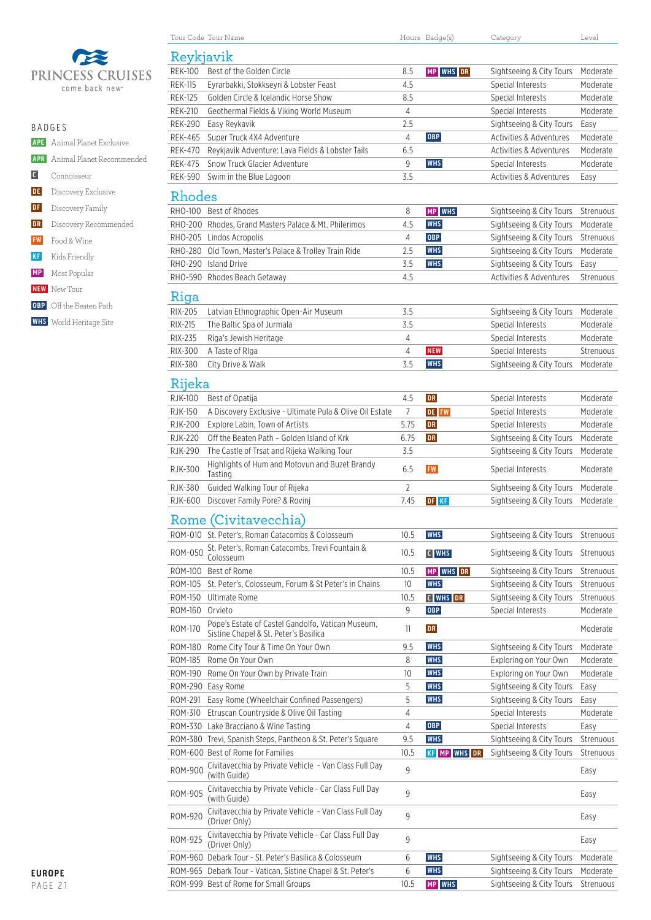# PRINCESS CRUISES

come back new

## BADGES

- **APE** Animal Planet Exclusive
- **APR** Animal Planet Recommended
- **C** Connoisseur
- **DE** Discovery Exclusive
- **DF** Discovery Family
- **DR** Discovery Recommended
- **FW** Food & Wine
- **KF** Kids Friendly
- **MP** Most Popular
- **NEW** New Tour
- **OBP** Off the Beaten Path
- **WHS** World Heritage Site

| Tour Code | Tour Name | Hours | Badge(s) | Category | Level |
|---|---|---|---|---|---|
| **Reykjavik** | | | | | |
| REK-100 | Best of the Golden Circle | 8.5 | MP WHS DR | Sightseeing & City Tours | Moderate |
| REK-115 | Eyrarbakki, Stokkseyri & Lobster Feast | 4.5 | | Special Interests | Moderate |
| REK-125 | Golden Circle & Icelandic Horse Show | 8.5 | | Special Interests | Moderate |
| REK-210 | Geothermal Fields & Viking World Museum | 4 | | Special Interests | Moderate |
| REK-290 | Easy Reykavik | 2.5 | | Sightseeing & City Tours | Easy |
| REK-465 | Super Truck 4X4 Adventure | 4 | OBP | Activities & Adventures | Moderate |
| REK-470 | Reykjavik Adventure: Lava Fields & Lobster Tails | 6.5 | | Activities & Adventures | Moderate |
| REK-475 | Snow Truck Glacier Adventure | 9 | WHS | Special Interests | Moderate |
| REK-590 | Swim in the Blue Lagoon | 3.5 | | Activities & Adventures | Easy |
| **Rhodes** | | | | | |
| RHO-100 | Best of Rhodes | 8 | MP WHS | Sightseeing & City Tours | Strenuous |
| RHO-200 | Rhodes, Grand Masters Palace & Mt. Philerimos | 4.5 | WHS | Sightseeing & City Tours | Moderate |
| RHO-205 | Lindos Acropolis | 4 | OBP | Sightseeing & City Tours | Strenuous |
| RHO-280 | Old Town, Master's Palace & Trolley Train Ride | 2.5 | WHS | Sightseeing & City Tours | Moderate |
| RHO-290 | Island Drive | 3.5 | WHS | Sightseeing & City Tours | Easy |
| RHO-590 | Rhodes Beach Getaway | 4.5 | | Activities & Adventures | Strenuous |
| **Riga** | | | | | |
| RIX-205 | Latvian Ethnographic Open-Air Museum | 3.5 | | Sightseeing & City Tours | Moderate |
| RIX-215 | The Baltic Spa of Jurmala | 3.5 | | Special Interests | Moderate |
| RIX-235 | Riga's Jewish Heritage | 4 | | Special Interests | Moderate |
| RIX-300 | A Taste of RIga | 4 | NEW | Special Interests | Strenuous |
| RIX-380 | City Drive & Walk | 3.5 | WHS | Sightseeing & City Tours | Moderate |
| **Rijeka** | | | | | |
| RJK-100 | Best of Opatija | 4.5 | DR | Special Interests | Moderate |
| RJK-150 | A Discovery Exclusive - Ultimate Pula & Olive Oil Estate | 7 | DE FW | Special Interests | Moderate |
| RJK-200 | Explore Labin, Town of Artists | 5.75 | DR | Special Interests | Moderate |
| RJK-220 | Off the Beaten Path – Golden Island of Krk | 6.75 | DR | Sightseeing & City Tours | Moderate |
| RJK-290 | The Castle of Trsat and Rijeka Walking Tour | 3.5 | | Sightseeing & City Tours | Moderate |
| RJK-300 | Highlights of Hum and Motovun and Buzet Brandy Tasting | 6.5 | FW | Special Interests | Moderate |
| RJK-380 | Guided Walking Tour of Rijeka | 2 | | Sightseeing & City Tours | Moderate |
| RJK-600 | Discover Family Pore? & Rovinj | 7.45 | DF KF | Sightseeing & City Tours | Moderate |
| **Rome (Civitavecchia)** | | | | | |
| ROM-010 | St. Peter's, Roman Catacombs & Colosseum | 10.5 | WHS | Sightseeing & City Tours | Strenuous |
| ROM-050 | St. Peter's, Roman Catacombs, Trevi Fountain & Colosseum | 10.5 | C WHS | Sightseeing & City Tours | Strenuous |
| ROM-100 | Best of Rome | 10.5 | MP WHS DR | Sightseeing & City Tours | Strenuous |
| ROM-105 | St. Peter's, Colosseum, Forum & St Peter's in Chains | 10 | WHS | Sightseeing & City Tours | Strenuous |
| ROM-150 | Ultimate Rome | 10.5 | C WHS DR | Sightseeing & City Tours | Strenuous |
| ROM-160 | Orvieto | 9 | OBP | Special Interests | Moderate |
| ROM-170 | Pope's Estate of Castel Gandolfo, Vatican Museum, Sistine Chapel & St. Peter's Basilica | 11 | DR | | Moderate |
| ROM-180 | Rome City Tour & Time On Your Own | 9.5 | WHS | Sightseeing & City Tours | Moderate |
| ROM-185 | Rome On Your Own | 8 | WHS | Exploring on Your Own | Moderate |
| ROM-190 | Rome On Your Own by Private Train | 10 | WHS | Exploring on Your Own | Moderate |
| ROM-290 | Easy Rome | 5 | WHS | Sightseeing & City Tours | Easy |
| ROM-291 | Easy Rome (Wheelchair Confined Passengers) | 5 | WHS | Sightseeing & City Tours | Easy |
| ROM-310 | Etruscan Countryside & Olive Oil Tasting | 4 | | Special Interests | Moderate |
| ROM-330 | Lake Bracciano & Wine Tasting | 4 | OBP | Special Interests | Easy |
| ROM-380 | Trevi, Spanish Steps, Pantheon & St. Peter's Square | 9.5 | WHS | Sightseeing & City Tours | Strenuous |
| ROM-600 | Best of Rome for Families | 10.5 | KF MP WHS DR | Sightseeing & City Tours | Strenuous |
| ROM-900 | Civitavecchia by Private Vehicle - Van Class Full Day (with Guide) | 9 | | | Easy |
| ROM-905 | Civitavecchia by Private Vehicle - Car Class Full Day (with Guide) | 9 | | | Easy |
| ROM-920 | Civitavecchia by Private Vehicle - Van Class Full Day (Driver Only) | 9 | | | Easy |
| ROM-925 | Civitavecchia by Private Vehicle - Car Class Full Day (Driver Only) | 9 | | | Easy |
| ROM-960 | Debark Tour - St. Peter's Basilica & Colosseum | 6 | WHS | Sightseeing & City Tours | Moderate |
| ROM-965 | Debark Tour - Vatican, Sistine Chapel & St. Peter's | 6 | WHS | Sightseeing & City Tours | Moderate |
| ROM-999 | Best of Rome for Small Groups | 10.5 | MP WHS | Sightseeing & City Tours | Strenuous |

**EUROPE**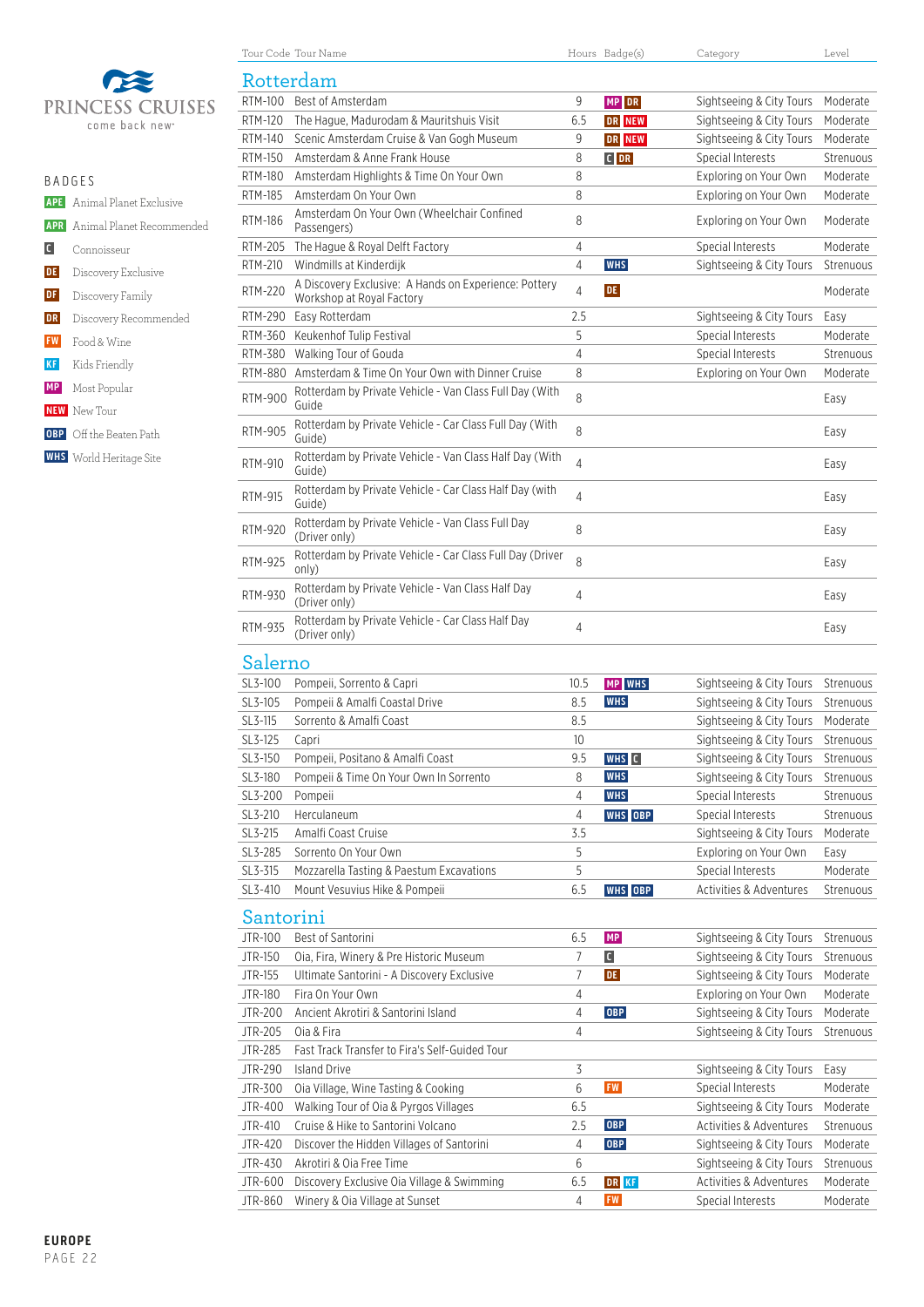PRINCESS CRUISES
come back new

## BADGES

- APE Animal Planet Exclusive
- APR Animal Planet Recommended
- C Connoisseur
- DE Discovery Exclusive
- DF Discovery Family
- DR Discovery Recommended
- FW Food & Wine
- KF Kids Friendly
- MP Most Popular
- NEW New Tour
- OBP Off the Beaten Path
- WHS World Heritage Site

## Rotterdam

| Tour Code | Tour Name | Hours | Badge(s) | Category | Level |
|---|---|---|---|---|---|
| RTM-100 | Best of Amsterdam | 9 | MP DR | Sightseeing & City Tours | Moderate |
| RTM-120 | The Hague, Madurodam & Mauritshuis Visit | 6.5 | DR NEW | Sightseeing & City Tours | Moderate |
| RTM-140 | Scenic Amsterdam Cruise & Van Gogh Museum | 9 | DR NEW | Sightseeing & City Tours | Moderate |
| RTM-150 | Amsterdam & Anne Frank House | 8 | C DR | Special Interests | Strenuous |
| RTM-180 | Amsterdam Highlights & Time On Your Own | 8 | | Exploring on Your Own | Moderate |
| RTM-185 | Amsterdam On Your Own | 8 | | Exploring on Your Own | Moderate |
| RTM-186 | Amsterdam On Your Own (Wheelchair Confined Passengers) | 8 | | Exploring on Your Own | Moderate |
| RTM-205 | The Hague & Royal Delft Factory | 4 | | Special Interests | Moderate |
| RTM-210 | Windmills at Kinderdijk | 4 | WHS | Sightseeing & City Tours | Strenuous |
| RTM-220 | A Discovery Exclusive: A Hands on Experience: Pottery Workshop at Royal Factory | 4 | DE | | Moderate |
| RTM-290 | Easy Rotterdam | 2.5 | | Sightseeing & City Tours | Easy |
| RTM-360 | Keukenhof Tulip Festival | 5 | | Special Interests | Moderate |
| RTM-380 | Walking Tour of Gouda | 4 | | Special Interests | Strenuous |
| RTM-880 | Amsterdam & Time On Your Own with Dinner Cruise | 8 | | Exploring on Your Own | Moderate |
| RTM-900 | Rotterdam by Private Vehicle - Van Class Full Day (With Guide | 8 | | | Easy |
| RTM-905 | Rotterdam by Private Vehicle - Car Class Full Day (With Guide) | 8 | | | Easy |
| RTM-910 | Rotterdam by Private Vehicle - Van Class Half Day (With Guide) | 4 | | | Easy |
| RTM-915 | Rotterdam by Private Vehicle - Car Class Half Day (with Guide) | 4 | | | Easy |
| RTM-920 | Rotterdam by Private Vehicle - Van Class Full Day (Driver only) | 8 | | | Easy |
| RTM-925 | Rotterdam by Private Vehicle - Car Class Full Day (Driver only) | 8 | | | Easy |
| RTM-930 | Rotterdam by Private Vehicle - Van Class Half Day (Driver only) | 4 | | | Easy |
| RTM-935 | Rotterdam by Private Vehicle - Car Class Half Day (Driver only) | 4 | | | Easy |

## Salerno

| Tour Code | Tour Name | Hours | Badge(s) | Category | Level |
|---|---|---|---|---|---|
| SL3-100 | Pompeii, Sorrento & Capri | 10.5 | MP WHS | Sightseeing & City Tours | Strenuous |
| SL3-105 | Pompeii & Amalfi Coastal Drive | 8.5 | WHS | Sightseeing & City Tours | Strenuous |
| SL3-115 | Sorrento & Amalfi Coast | 8.5 | | Sightseeing & City Tours | Moderate |
| SL3-125 | Capri | 10 | | Sightseeing & City Tours | Strenuous |
| SL3-150 | Pompeii, Positano & Amalfi Coast | 9.5 | WHS C | Sightseeing & City Tours | Strenuous |
| SL3-180 | Pompeii & Time On Your Own In Sorrento | 8 | WHS | Sightseeing & City Tours | Strenuous |
| SL3-200 | Pompeii | 4 | WHS | Special Interests | Strenuous |
| SL3-210 | Herculaneum | 4 | WHS OBP | Special Interests | Strenuous |
| SL3-215 | Amalfi Coast Cruise | 3.5 | | Sightseeing & City Tours | Moderate |
| SL3-285 | Sorrento On Your Own | 5 | | Exploring on Your Own | Easy |
| SL3-315 | Mozzarella Tasting & Paestum Excavations | 5 | | Special Interests | Moderate |
| SL3-410 | Mount Vesuvius Hike & Pompeii | 6.5 | WHS OBP | Activities & Adventures | Strenuous |

## Santorini

| Tour Code | Tour Name | Hours | Badge(s) | Category | Level |
|---|---|---|---|---|---|
| JTR-100 | Best of Santorini | 6.5 | MP | Sightseeing & City Tours | Strenuous |
| JTR-150 | Oia, Fira, Winery & Pre Historic Museum | 7 | C | Sightseeing & City Tours | Strenuous |
| JTR-155 | Ultimate Santorini - A Discovery Exclusive | 7 | DE | Sightseeing & City Tours | Moderate |
| JTR-180 | Fira On Your Own | 4 | | Exploring on Your Own | Moderate |
| JTR-200 | Ancient Akrotiri & Santorini Island | 4 | OBP | Sightseeing & City Tours | Moderate |
| JTR-205 | Oia & Fira | 4 | | Sightseeing & City Tours | Strenuous |
| JTR-285 | Fast Track Transfer to Fira's Self-Guided Tour | | | | |
| JTR-290 | Island Drive | 3 | | Sightseeing & City Tours | Easy |
| JTR-300 | Oia Village, Wine Tasting & Cooking | 6 | FW | Special Interests | Moderate |
| JTR-400 | Walking Tour of Oia & Pyrgos Villages | 6.5 | | Sightseeing & City Tours | Moderate |
| JTR-410 | Cruise & Hike to Santorini Volcano | 2.5 | OBP | Activities & Adventures | Strenuous |
| JTR-420 | Discover the Hidden Villages of Santorini | 4 | OBP | Sightseeing & City Tours | Moderate |
| JTR-430 | Akrotiri & Oia Free Time | 6 | | Sightseeing & City Tours | Strenuous |
| JTR-600 | Discovery Exclusive Oia Village & Swimming | 6.5 | DR KF | Activities & Adventures | Moderate |
| JTR-860 | Winery & Oia Village at Sunset | 4 | FW | Special Interests | Moderate |

EUROPE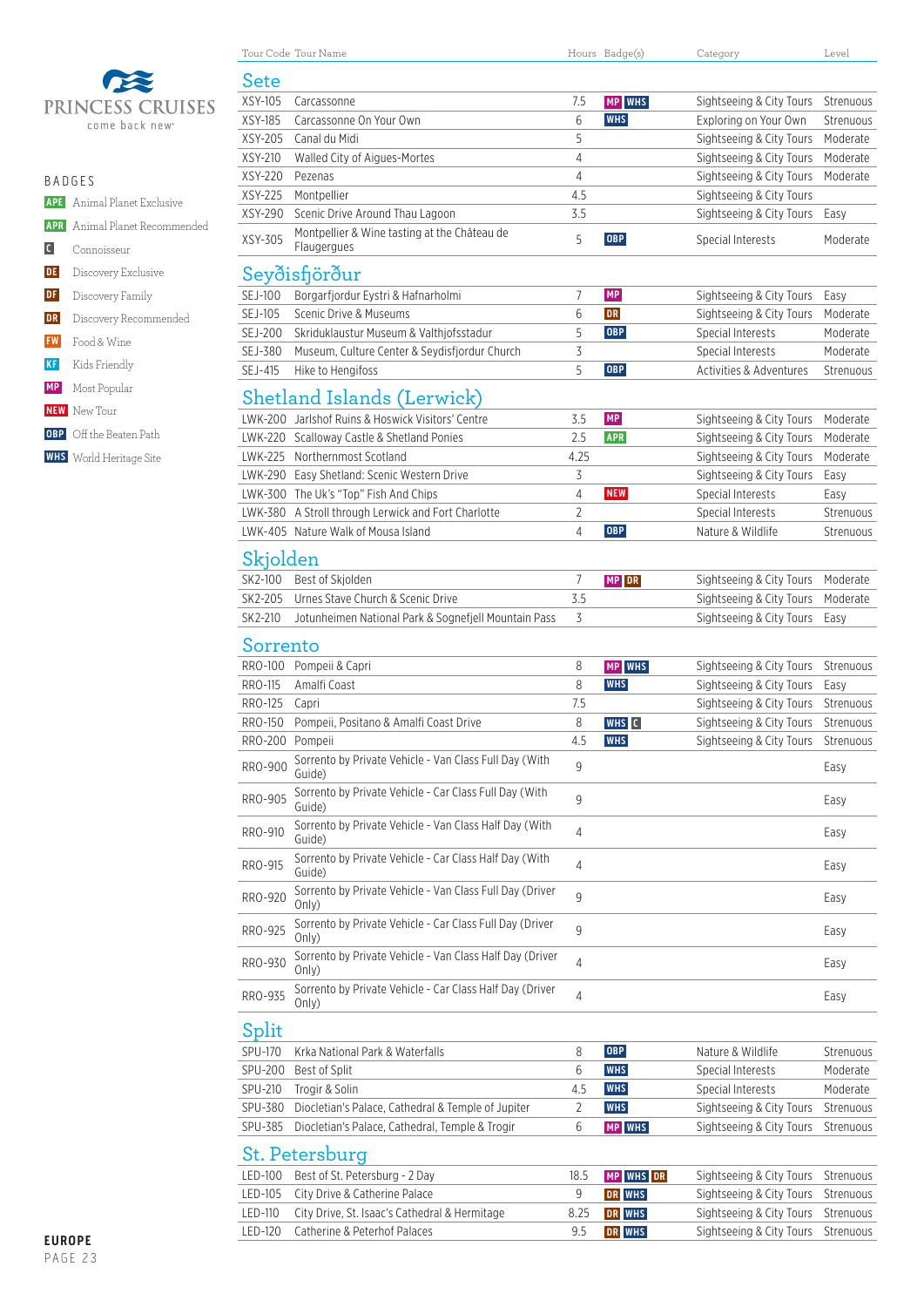PRINCESS CRUISES

come back new

BADGES

- APE Animal Planet Exclusive
- APR Animal Planet Recommended
- C Connoisseur
- DE Discovery Exclusive
- DF Discovery Family
- DR Discovery Recommended
- FW Food & Wine
- KF Kids Friendly
- MP Most Popular
- NEW New Tour
- OBP Off the Beaten Path
- WHS World Heritage Site

| Tour Code | Tour Name | Hours | Badge(s) | Category | Level |
|---|---|---|---|---|---|
| **Sete** | | | | | |
| XSY-105 | Carcassonne | 7.5 | MP WHS | Sightseeing & City Tours | Strenuous |
| XSY-185 | Carcassonne On Your Own | 6 | WHS | Exploring on Your Own | Strenuous |
| XSY-205 | Canal du Midi | 5 | | Sightseeing & City Tours | Moderate |
| XSY-210 | Walled City of Aigues-Mortes | 4 | | Sightseeing & City Tours | Moderate |
| XSY-220 | Pezenas | 4 | | Sightseeing & City Tours | Moderate |
| XSY-225 | Montpellier | 4.5 | | Sightseeing & City Tours | |
| XSY-290 | Scenic Drive Around Thau Lagoon | 3.5 | | Sightseeing & City Tours | Easy |
| XSY-305 | Montpellier & Wine tasting at the Château de Flaugergues | 5 | OBP | Special Interests | Moderate |
| **Seyðisfjörður** | | | | | |
| SEJ-100 | Borgarfjordur Eystri & Hafnarholmi | 7 | MP | Sightseeing & City Tours | Easy |
| SEJ-105 | Scenic Drive & Museums | 6 | DR | Sightseeing & City Tours | Moderate |
| SEJ-200 | Skriduklaustur Museum & Valthjofsstadur | 5 | OBP | Special Interests | Moderate |
| SEJ-380 | Museum, Culture Center & Seydisfjordur Church | 3 | | Special Interests | Moderate |
| SEJ-415 | Hike to Hengifoss | 5 | OBP | Activities & Adventures | Strenuous |
| **Shetland Islands (Lerwick)** | | | | | |
| LWK-200 | Jarlshof Ruins & Hoswick Visitors' Centre | 3.5 | MP | Sightseeing & City Tours | Moderate |
| LWK-220 | Scalloway Castle & Shetland Ponies | 2.5 | APR | Sightseeing & City Tours | Moderate |
| LWK-225 | Northernmost Scotland | 4.25 | | Sightseeing & City Tours | Moderate |
| LWK-290 | Easy Shetland: Scenic Western Drive | 3 | | Sightseeing & City Tours | Easy |
| LWK-300 | The Uk's "Top" Fish And Chips | 4 | NEW | Special Interests | Easy |
| LWK-380 | A Stroll through Lerwick and Fort Charlotte | 2 | | Special Interests | Strenuous |
| LWK-405 | Nature Walk of Mousa Island | 4 | OBP | Nature & Wildlife | Strenuous |
| **Skjolden** | | | | | |
| SK2-100 | Best of Skjolden | 7 | MP DR | Sightseeing & City Tours | Moderate |
| SK2-205 | Urnes Stave Church & Scenic Drive | 3.5 | | Sightseeing & City Tours | Moderate |
| SK2-210 | Jotunheimen National Park & Sognefjell Mountain Pass | 3 | | Sightseeing & City Tours | Easy |
| **Sorrento** | | | | | |
| RRO-100 | Pompeii & Capri | 8 | MP WHS | Sightseeing & City Tours | Strenuous |
| RRO-115 | Amalfi Coast | 8 | WHS | Sightseeing & City Tours | Easy |
| RRO-125 | Capri | 7.5 | | Sightseeing & City Tours | Strenuous |
| RRO-150 | Pompeii, Positano & Amalfi Coast Drive | 8 | WHS C | Sightseeing & City Tours | Strenuous |
| RRO-200 | Pompeii | 4.5 | WHS | Sightseeing & City Tours | Strenuous |
| RRO-900 | Sorrento by Private Vehicle - Van Class Full Day (With Guide) | 9 | | | Easy |
| RRO-905 | Sorrento by Private Vehicle - Car Class Full Day (With Guide) | 9 | | | Easy |
| RRO-910 | Sorrento by Private Vehicle - Van Class Half Day (With Guide) | 4 | | | Easy |
| RRO-915 | Sorrento by Private Vehicle - Car Class Half Day (With Guide) | 4 | | | Easy |
| RRO-920 | Sorrento by Private Vehicle - Van Class Full Day (Driver Only) | 9 | | | Easy |
| RRO-925 | Sorrento by Private Vehicle - Car Class Full Day (Driver Only) | 9 | | | Easy |
| RRO-930 | Sorrento by Private Vehicle - Van Class Half Day (Driver Only) | 4 | | | Easy |
| RRO-935 | Sorrento by Private Vehicle - Car Class Half Day (Driver Only) | 4 | | | Easy |
| **Split** | | | | | |
| SPU-170 | Krka National Park & Waterfalls | 8 | OBP | Nature & Wildlife | Strenuous |
| SPU-200 | Best of Split | 6 | WHS | Special Interests | Moderate |
| SPU-210 | Trogir & Solin | 4.5 | WHS | Special Interests | Moderate |
| SPU-380 | Diocletian's Palace, Cathedral & Temple of Jupiter | 2 | WHS | Sightseeing & City Tours | Strenuous |
| SPU-385 | Diocletian's Palace, Cathedral, Temple & Trogir | 6 | MP WHS | Sightseeing & City Tours | Strenuous |
| **St. Petersburg** | | | | | |
| LED-100 | Best of St. Petersburg - 2 Day | 18.5 | MP WHS DR | Sightseeing & City Tours | Strenuous |
| LED-105 | City Drive & Catherine Palace | 9 | DR WHS | Sightseeing & City Tours | Strenuous |
| LED-110 | City Drive, St. Isaac's Cathedral & Hermitage | 8.25 | DR WHS | Sightseeing & City Tours | Strenuous |
| LED-120 | Catherine & Peterhof Palaces | 9.5 | DR WHS | Sightseeing & City Tours | Strenuous |

EUROPE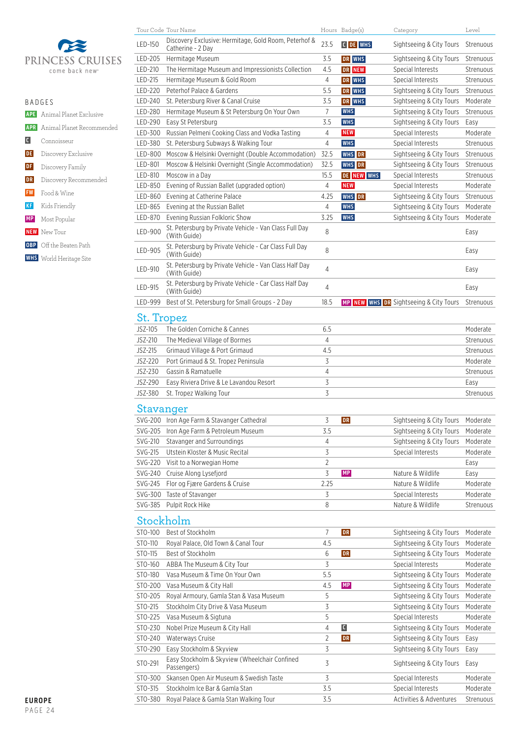PRINCESS CRUISES
come back new

## BADGES

- APE Animal Planet Exclusive
- APR Animal Planet Recommended
- C Connoisseur
- DE Discovery Exclusive
- DF Discovery Family
- DR Discovery Recommended
- FW Food & Wine
- KF Kids Friendly
- MP Most Popular
- NEW New Tour
- OBP Off the Beaten Path
- WHS World Heritage Site

| Tour Code | Tour Name | Hours | Badge(s) | Category | Level |
|---|---|---|---|---|---|
| LED-150 | Discovery Exclusive: Hermitage, Gold Room, Peterhof & Catherine - 2 Day | 23.5 | C DE WHS | Sightseeing & City Tours | Strenuous |
| LED-205 | Hermitage Museum | 3.5 | DR WHS | Sightseeing & City Tours | Strenuous |
| LED-210 | The Hermitage Museum and Impressionists Collection | 4.5 | DR NEW | Special Interests | Strenuous |
| LED-215 | Hermitage Museum & Gold Room | 4 | DR WHS | Special Interests | Strenuous |
| LED-220 | Peterhof Palace & Gardens | 5.5 | DR WHS | Sightseeing & City Tours | Strenuous |
| LED-240 | St. Petersburg River & Canal Cruise | 3.5 | DR WHS | Sightseeing & City Tours | Moderate |
| LED-280 | Hermitage Museum & St Petersburg On Your Own | 7 | WHS | Sightseeing & City Tours | Strenuous |
| LED-290 | Easy St Petersburg | 3.5 | WHS | Sightseeing & City Tours | Easy |
| LED-300 | Russian Pelmeni Cooking Class and Vodka Tasting | 4 | NEW | Special Interests | Moderate |
| LED-380 | St. Petersburg Subways & Walking Tour | 4 | WHS | Special Interests | Strenuous |
| LED-800 | Moscow & Helsinki Overnight (Double Accommodation) | 32.5 | WHS DR | Sightseeing & City Tours | Strenuous |
| LED-801 | Moscow & Helsinki Overnight (Single Accommodation) | 32.5 | WHS DR | Sightseeing & City Tours | Strenuous |
| LED-810 | Moscow in a Day | 15.5 | DE NEW WHS | Special Interests | Strenuous |
| LED-850 | Evening of Russian Ballet (upgraded option) | 4 | NEW | Special Interests | Moderate |
| LED-860 | Evening at Catherine Palace | 4.25 | WHS DR | Sightseeing & City Tours | Strenuous |
| LED-865 | Evening at the Russian Ballet | 4 | WHS | Sightseeing & City Tours | Moderate |
| LED-870 | Evening Russian Folkloric Show | 3.25 | WHS | Sightseeing & City Tours | Moderate |
| LED-900 | St. Petersburg by Private Vehicle - Van Class Full Day (With Guide) | 8 | | | Easy |
| LED-905 | St. Petersburg by Private Vehicle - Car Class Full Day (With Guide) | 8 | | | Easy |
| LED-910 | St. Petersburg by Private Vehicle - Van Class Half Day (With Guide) | 4 | | | Easy |
| LED-915 | St. Petersburg by Private Vehicle - Car Class Half Day (With Guide) | 4 | | | Easy |
| LED-999 | Best of St. Petersburg for Small Groups - 2 Day | 18.5 | MP NEW WHS DR | Sightseeing & City Tours | Strenuous |

## St. Tropez

| Tour Code | Tour Name | Hours | Badge(s) | Category | Level |
|---|---|---|---|---|---|
| JSZ-105 | The Golden Corniche & Cannes | 6.5 | | | Moderate |
| JSZ-210 | The Medieval Village of Bormes | 4 | | | Strenuous |
| JSZ-215 | Grimaud Village & Port Grimaud | 4.5 | | | Strenuous |
| JSZ-220 | Port Grimaud & St. Tropez Peninsula | 3 | | | Moderate |
| JSZ-230 | Gassin & Ramatuelle | 4 | | | Strenuous |
| JSZ-290 | Easy Riviera Drive & Le Lavandou Resort | 3 | | | Easy |
| JSZ-380 | St. Tropez Walking Tour | 3 | | | Strenuous |

## Stavanger

| Tour Code | Tour Name | Hours | Badge(s) | Category | Level |
|---|---|---|---|---|---|
| SVG-200 | Iron Age Farm & Stavanger Cathedral | 3 | DR | Sightseeing & City Tours | Moderate |
| SVG-205 | Iron Age Farm & Petroleum Museum | 3.5 | | Sightseeing & City Tours | Moderate |
| SVG-210 | Stavanger and Surroundings | 4 | | Sightseeing & City Tours | Moderate |
| SVG-215 | Utstein Kloster & Music Recital | 3 | | Special Interests | Moderate |
| SVG-220 | Visit to a Norwegian Home | 2 | | | Easy |
| SVG-240 | Cruise Along Lysefjord | 3 | MP | Nature & Wildlife | Easy |
| SVG-245 | Flor og Fjære Gardens & Cruise | 2.25 | | Nature & Wildlife | Moderate |
| SVG-300 | Taste of Stavanger | 3 | | Special Interests | Moderate |
| SVG-385 | Pulpit Rock Hike | 8 | | Nature & Wildlife | Strenuous |

## Stockholm

| Tour Code | Tour Name | Hours | Badge(s) | Category | Level |
|---|---|---|---|---|---|
| STO-100 | Best of Stockholm | 7 | DR | Sightseeing & City Tours | Moderate |
| STO-110 | Royal Palace, Old Town & Canal Tour | 4.5 | | Sightseeing & City Tours | Moderate |
| STO-115 | Best of Stockholm | 6 | DR | Sightseeing & City Tours | Moderate |
| STO-160 | ABBA The Museum & City Tour | 3 | | Special Interests | Moderate |
| STO-180 | Vasa Museum & Time On Your Own | 5.5 | | Sightseeing & City Tours | Moderate |
| STO-200 | Vasa Museum & City Hall | 4.5 | MP | Sightseeing & City Tours | Moderate |
| STO-205 | Royal Armoury, Gamla Stan & Vasa Museum | 5 | | Sightseeing & City Tours | Moderate |
| STO-215 | Stockholm City Drive & Vasa Museum | 3 | | Sightseeing & City Tours | Moderate |
| STO-225 | Vasa Museum & Sigtuna | 5 | | Special Interests | Moderate |
| STO-230 | Nobel Prize Museum & City Hall | 4 | C | Sightseeing & City Tours | Moderate |
| STO-240 | Waterways Cruise | 2 | DR | Sightseeing & City Tours | Easy |
| STO-290 | Easy Stockholm & Skyview | 3 | | Sightseeing & City Tours | Easy |
| STO-291 | Easy Stockholm & Skyview (Wheelchair Confined Passengers) | 3 | | Sightseeing & City Tours | Easy |
| STO-300 | Skansen Open Air Museum & Swedish Taste | 3 | | Special Interests | Moderate |
| STO-315 | Stockholm Ice Bar & Gamla Stan | 3.5 | | Special Interests | Moderate |
| STO-380 | Royal Palace & Gamla Stan Walking Tour | 3.5 | | Activities & Adventures | Strenuous |

EUROPE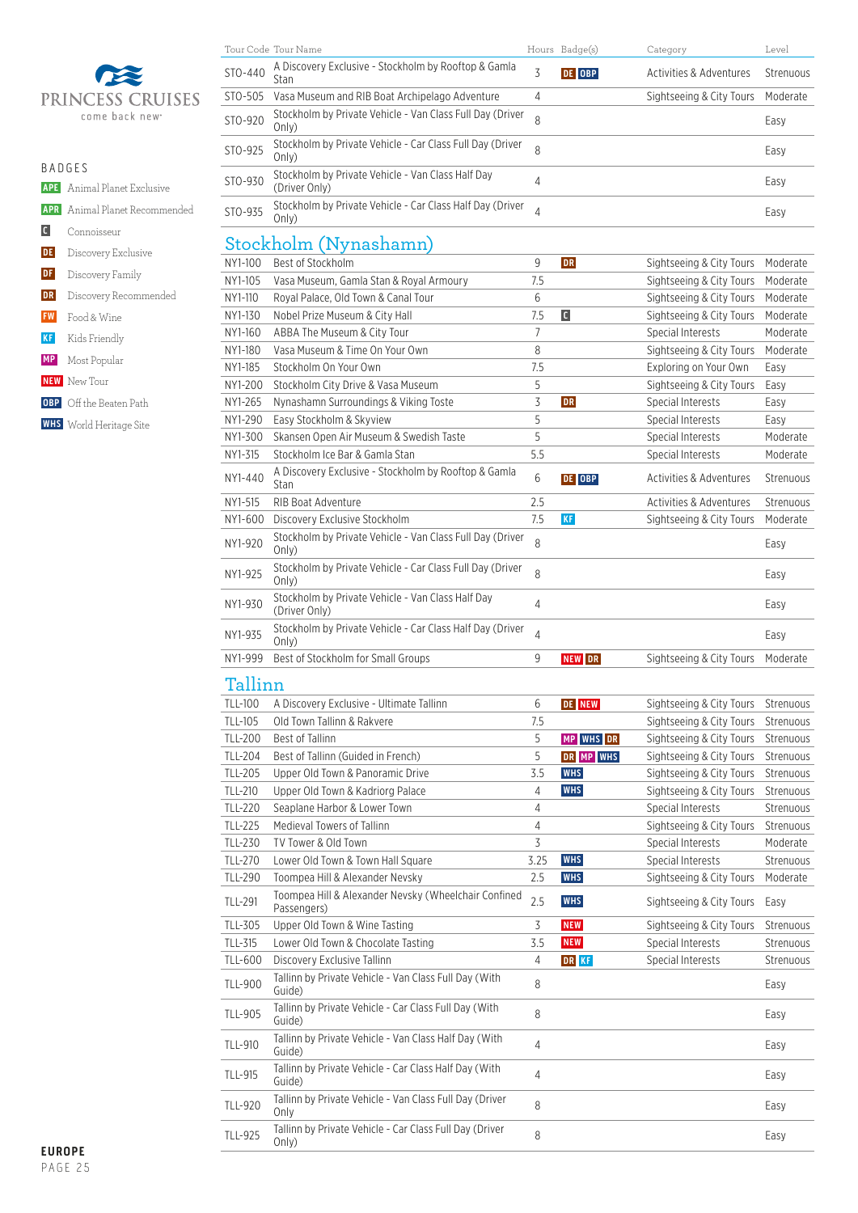# PRINCESS CRUISES

come back new

## BADGES

- APE Animal Planet Exclusive
- APR Animal Planet Recommended
- C Connoisseur
- DE Discovery Exclusive
- DF Discovery Family
- DR Discovery Recommended
- FW Food & Wine
- KF Kids Friendly
- MP Most Popular
- NEW New Tour
- OBP Off the Beaten Path
- WHS World Heritage Site

| Tour Code | Tour Name | Hours | Badge(s) | Category | Level |
|---|---|---|---|---|---|
| STO-440 | A Discovery Exclusive - Stockholm by Rooftop & Gamla Stan | 3 | DE OBP | Activities & Adventures | Strenuous |
| STO-505 | Vasa Museum and RIB Boat Archipelago Adventure | 4 | | Sightseeing & City Tours | Moderate |
| STO-920 | Stockholm by Private Vehicle - Van Class Full Day (Driver Only) | 8 | | | Easy |
| STO-925 | Stockholm by Private Vehicle - Car Class Full Day (Driver Only) | 8 | | | Easy |
| STO-930 | Stockholm by Private Vehicle - Van Class Half Day (Driver Only) | 4 | | | Easy |
| STO-935 | Stockholm by Private Vehicle - Car Class Half Day (Driver Only) | 4 | | | Easy |

## Stockholm (Nynashamn)

| Tour Code | Tour Name | Hours | Badge(s) | Category | Level |
|---|---|---|---|---|---|
| NY1-100 | Best of Stockholm | 9 | DR | Sightseeing & City Tours | Moderate |
| NY1-105 | Vasa Museum, Gamla Stan & Royal Armoury | 7.5 | | Sightseeing & City Tours | Moderate |
| NY1-110 | Royal Palace, Old Town & Canal Tour | 6 | | Sightseeing & City Tours | Moderate |
| NY1-130 | Nobel Prize Museum & City Hall | 7.5 | C | Sightseeing & City Tours | Moderate |
| NY1-160 | ABBA The Museum & City Tour | 7 | | Special Interests | Moderate |
| NY1-180 | Vasa Museum & Time On Your Own | 8 | | Sightseeing & City Tours | Moderate |
| NY1-185 | Stockholm On Your Own | 7.5 | | Exploring on Your Own | Easy |
| NY1-200 | Stockholm City Drive & Vasa Museum | 5 | | Sightseeing & City Tours | Easy |
| NY1-265 | Nynashamn Surroundings & Viking Toste | 3 | DR | Special Interests | Easy |
| NY1-290 | Easy Stockholm & Skyview | 5 | | Special Interests | Easy |
| NY1-300 | Skansen Open Air Museum & Swedish Taste | 5 | | Special Interests | Moderate |
| NY1-315 | Stockholm Ice Bar & Gamla Stan | 5.5 | | Special Interests | Moderate |
| NY1-440 | A Discovery Exclusive - Stockholm by Rooftop & Gamla Stan | 6 | DE OBP | Activities & Adventures | Strenuous |
| NY1-515 | RIB Boat Adventure | 2.5 | | Activities & Adventures | Strenuous |
| NY1-600 | Discovery Exclusive Stockholm | 7.5 | KF | Sightseeing & City Tours | Moderate |
| NY1-920 | Stockholm by Private Vehicle - Van Class Full Day (Driver Only) | 8 | | | Easy |
| NY1-925 | Stockholm by Private Vehicle - Car Class Full Day (Driver Only) | 8 | | | Easy |
| NY1-930 | Stockholm by Private Vehicle - Van Class Half Day (Driver Only) | 4 | | | Easy |
| NY1-935 | Stockholm by Private Vehicle - Car Class Half Day (Driver Only) | 4 | | | Easy |
| NY1-999 | Best of Stockholm for Small Groups | 9 | NEW DR | Sightseeing & City Tours | Moderate |

## Tallinn

| Tour Code | Tour Name | Hours | Badge(s) | Category | Level |
|---|---|---|---|---|---|
| TLL-100 | A Discovery Exclusive - Ultimate Tallinn | 6 | DE NEW | Sightseeing & City Tours | Strenuous |
| TLL-105 | Old Town Tallinn & Rakvere | 7.5 | | Sightseeing & City Tours | Strenuous |
| TLL-200 | Best of Tallinn | 5 | MP WHS DR | Sightseeing & City Tours | Strenuous |
| TLL-204 | Best of Tallinn (Guided in French) | 5 | DR MP WHS | Sightseeing & City Tours | Strenuous |
| TLL-205 | Upper Old Town & Panoramic Drive | 3.5 | WHS | Sightseeing & City Tours | Strenuous |
| TLL-210 | Upper Old Town & Kadriorg Palace | 4 | WHS | Sightseeing & City Tours | Strenuous |
| TLL-220 | Seaplane Harbor & Lower Town | 4 | | Special Interests | Strenuous |
| TLL-225 | Medieval Towers of Tallinn | 4 | | Sightseeing & City Tours | Strenuous |
| TLL-230 | TV Tower & Old Town | 3 | | Special Interests | Moderate |
| TLL-270 | Lower Old Town & Town Hall Square | 3.25 | WHS | Special Interests | Strenuous |
| TLL-290 | Toompea Hill & Alexander Nevsky | 2.5 | WHS | Sightseeing & City Tours | Moderate |
| TLL-291 | Toompea Hill & Alexander Nevsky (Wheelchair Confined Passengers) | 2.5 | WHS | Sightseeing & City Tours | Easy |
| TLL-305 | Upper Old Town & Wine Tasting | 3 | NEW | Sightseeing & City Tours | Strenuous |
| TLL-315 | Lower Old Town & Chocolate Tasting | 3.5 | NEW | Special Interests | Strenuous |
| TLL-600 | Discovery Exclusive Tallinn | 4 | DR KF | Special Interests | Strenuous |
| TLL-900 | Tallinn by Private Vehicle - Van Class Full Day (With Guide) | 8 | | | Easy |
| TLL-905 | Tallinn by Private Vehicle - Car Class Full Day (With Guide) | 8 | | | Easy |
| TLL-910 | Tallinn by Private Vehicle - Van Class Half Day (With Guide) | 4 | | | Easy |
| TLL-915 | Tallinn by Private Vehicle - Car Class Half Day (With Guide) | 4 | | | Easy |
| TLL-920 | Tallinn by Private Vehicle - Van Class Full Day (Driver Only | 8 | | | Easy |
| TLL-925 | Tallinn by Private Vehicle - Car Class Full Day (Driver Only) | 8 | | | Easy |

EUROPE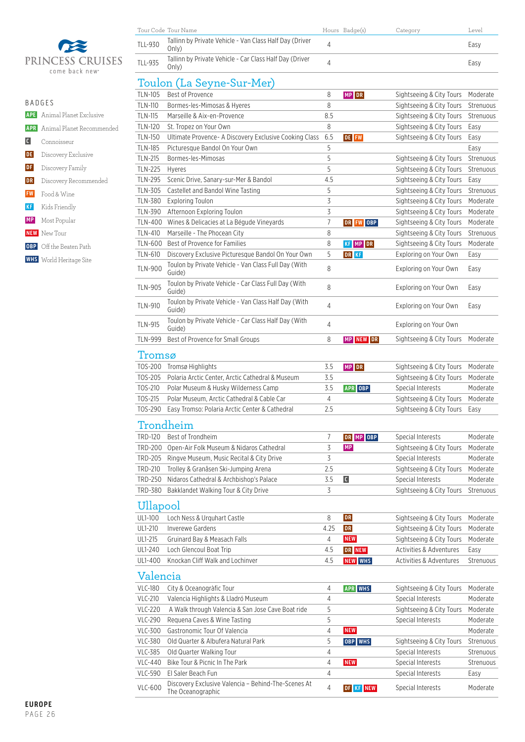PRINCESS CRUISES
come back new

## BADGES

- APE Animal Planet Exclusive
- APR Animal Planet Recommended
- C Connoisseur
- DE Discovery Exclusive
- DF Discovery Family
- DR Discovery Recommended
- FW Food & Wine
- KF Kids Friendly
- MP Most Popular
- NEW New Tour
- OBP Off the Beaten Path
- WHS World Heritage Site

| Tour Code | Tour Name | Hours | Badge(s) | Category | Level |
|---|---|---|---|---|---|
| TLL-930 | Tallinn by Private Vehicle - Van Class Half Day (Driver Only) | 4 | | | Easy |
| TLL-935 | Tallinn by Private Vehicle - Car Class Half Day (Driver Only) | 4 | | | Easy |

## Toulon (La Seyne-Sur-Mer)

| Tour Code | Tour Name | Hours | Badge(s) | Category | Level |
|---|---|---|---|---|---|
| TLN-105 | Best of Provence | 8 | MP DR | Sightseeing & City Tours | Moderate |
| TLN-110 | Bormes-les-Mimosas & Hyeres | 8 | | Sightseeing & City Tours | Strenuous |
| TLN-115 | Marseille & Aix-en-Provence | 8.5 | | Sightseeing & City Tours | Strenuous |
| TLN-120 | St. Tropez on Your Own | 8 | | Sightseeing & City Tours | Easy |
| TLN-150 | Ultimate Provence- A Discovery Exclusive Cooking Class | 6.5 | DE FW | Sightseeing & City Tours | Easy |
| TLN-185 | Picturesque Bandol On Your Own | 5 | | | Easy |
| TLN-215 | Bormes-les-Mimosas | 5 | | Sightseeing & City Tours | Strenuous |
| TLN-225 | Hyeres | 5 | | Sightseeing & City Tours | Strenuous |
| TLN-295 | Scenic Drive, Sanary-sur-Mer & Bandol | 4.5 | | Sightseeing & City Tours | Easy |
| TLN-305 | Castellet and Bandol Wine Tasting | 5 | | Sightseeing & City Tours | Strenuous |
| TLN-380 | Exploring Toulon | 3 | | Sightseeing & City Tours | Moderate |
| TLN-390 | Afternoon Exploring Toulon | 3 | | Sightseeing & City Tours | Moderate |
| TLN-400 | Wines & Delicacies at La Bégude Vineyards | 7 | DR FW OBP | Sightseeing & City Tours | Moderate |
| TLN-410 | Marseille - The Phocean City | 8 | | Sightseeing & City Tours | Strenuous |
| TLN-600 | Best of Provence for Families | 8 | KF MP DR | Sightseeing & City Tours | Moderate |
| TLN-610 | Discovery Exclusive Picturesque Bandol On Your Own | 5 | DR KF | Exploring on Your Own | Easy |
| TLN-900 | Toulon by Private Vehicle - Van Class Full Day (With Guide) | 8 | | Exploring on Your Own | Easy |
| TLN-905 | Toulon by Private Vehicle - Car Class Full Day (With Guide) | 8 | | Exploring on Your Own | Easy |
| TLN-910 | Toulon by Private Vehicle - Van Class Half Day (With Guide) | 4 | | Exploring on Your Own | Easy |
| TLN-915 | Toulon by Private Vehicle - Car Class Half Day (With Guide) | 4 | | Exploring on Your Own | |
| TLN-999 | Best of Provence for Small Groups | 8 | MP NEW DR | Sightseeing & City Tours | Moderate |

## Tromsø

| Tour Code | Tour Name | Hours | Badge(s) | Category | Level |
|---|---|---|---|---|---|
| TOS-200 | Tromsø Highlights | 3.5 | MP DR | Sightseeing & City Tours | Moderate |
| TOS-205 | Polaria Arctic Center, Arctic Cathedral & Museum | 3.5 | | Sightseeing & City Tours | Moderate |
| TOS-210 | Polar Museum & Husky Wilderness Camp | 3.5 | APR OBP | Special Interests | Moderate |
| TOS-215 | Polar Museum, Arctic Cathedral & Cable Car | 4 | | Sightseeing & City Tours | Moderate |
| TOS-290 | Easy Tromso: Polaria Arctic Center & Cathedral | 2.5 | | Sightseeing & City Tours | Easy |

## Trondheim

| Tour Code | Tour Name | Hours | Badge(s) | Category | Level |
|---|---|---|---|---|---|
| TRD-120 | Best of Trondheim | 7 | DR MP OBP | Special Interests | Moderate |
| TRD-200 | Open-Air Folk Museum & Nidaros Cathedral | 3 | MP | Sightseeing & City Tours | Moderate |
| TRD-205 | Ringve Museum, Music Recital & City Drive | 3 | | Special Interests | Moderate |
| TRD-210 | Trolley & Granåsen Ski-Jumping Arena | 2.5 | | Sightseeing & City Tours | Moderate |
| TRD-250 | Nidaros Cathedral & Archbishop's Palace | 3.5 | C | Special Interests | Moderate |
| TRD-380 | Bakklandet Walking Tour & City Drive | 3 | | Sightseeing & City Tours | Strenuous |

## Ullapool

| Tour Code | Tour Name | Hours | Badge(s) | Category | Level |
|---|---|---|---|---|---|
| ULl-100 | Loch Ness & Urquhart Castle | 8 | DR | Sightseeing & City Tours | Moderate |
| ULl-210 | Inverewe Gardens | 4.25 | DR | Sightseeing & City Tours | Moderate |
| ULl-215 | Gruinard Bay & Measach Falls | 4 | NEW | Sightseeing & City Tours | Moderate |
| ULl-240 | Loch Glencoul Boat Trip | 4.5 | DR NEW | Activities & Adventures | Easy |
| ULl-400 | Knockan Cliff Walk and Lochinver | 4.5 | NEW WHS | Activities & Adventures | Strenuous |

## Valencia

| Tour Code | Tour Name | Hours | Badge(s) | Category | Level |
|---|---|---|---|---|---|
| VLC-180 | City & Oceanogràfic Tour | 4 | APR WHS | Sightseeing & City Tours | Moderate |
| VLC-210 | Valencia Highlights & Lladró Museum | 4 | | Special Interests | Moderate |
| VLC-220 | A Walk through Valencia & San Jose Cave Boat ride | 5 | | Sightseeing & City Tours | Moderate |
| VLC-290 | Requena Caves & Wine Tasting | 5 | | Special Interests | Moderate |
| VLC-300 | Gastronomic Tour Of Valencia | 4 | NEW | | Moderate |
| VLC-380 | Old Quarter & Albufera Natural Park | 5 | OBP WHS | Sightseeing & City Tours | Strenuous |
| VLC-385 | Old Quarter Walking Tour | 4 | | Special Interests | Strenuous |
| VLC-440 | Bike Tour & Picnic In The Park | 4 | NEW | Special Interests | Strenuous |
| VLC-590 | El Saler Beach Fun | 4 | | Special Interests | Easy |
| VLC-600 | Discovery Exclusive Valencia – Behind-The-Scenes At The Oceanographic | 4 | DF KF NEW | Special Interests | Moderate |

**EUROPE**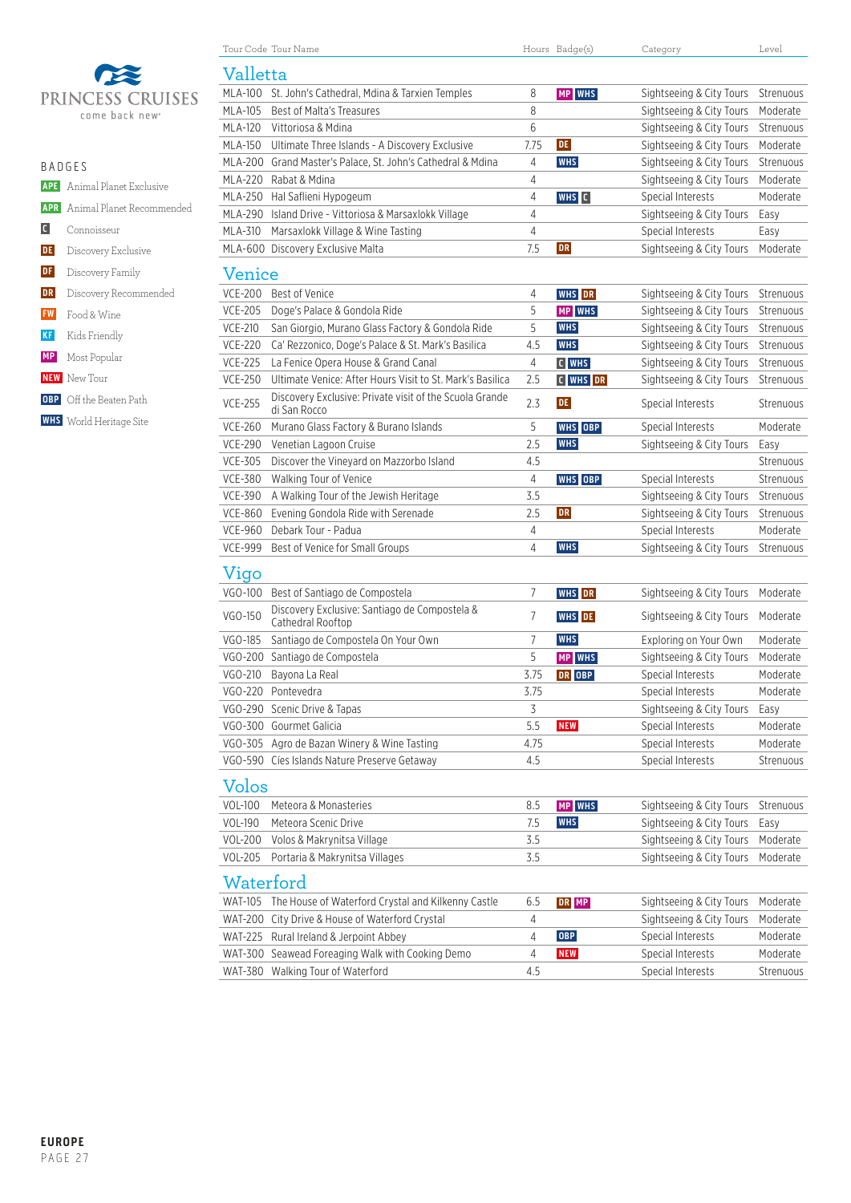PRINCESS CRUISES
come back new

BADGES

- APE Animal Planet Exclusive
- APR Animal Planet Recommended
- C Connoisseur
- DE Discovery Exclusive
- DF Discovery Family
- DR Discovery Recommended
- FW Food & Wine
- KF Kids Friendly
- MP Most Popular
- NEW New Tour
- OBP Off the Beaten Path
- WHS World Heritage Site

| Tour Code | Tour Name | Hours | Badge(s) | Category | Level |
|---|---|---|---|---|---|
| **Valletta** | | | | | |
| MLA-100 | St. John's Cathedral, Mdina & Tarxien Temples | 8 | MP WHS | Sightseeing & City Tours | Strenuous |
| MLA-105 | Best of Malta's Treasures | 8 | | Sightseeing & City Tours | Moderate |
| MLA-120 | Vittoriosa & Mdina | 6 | | Sightseeing & City Tours | Strenuous |
| MLA-150 | Ultimate Three Islands - A Discovery Exclusive | 7.75 | DE | Sightseeing & City Tours | Moderate |
| MLA-200 | Grand Master's Palace, St. John's Cathedral & Mdina | 4 | WHS | Sightseeing & City Tours | Strenuous |
| MLA-220 | Rabat & Mdina | 4 | | Sightseeing & City Tours | Moderate |
| MLA-250 | Hal Saflieni Hypogeum | 4 | WHS C | Special Interests | Moderate |
| MLA-290 | Island Drive - Vittoriosa & Marsaxlokk Village | 4 | | Sightseeing & City Tours | Easy |
| MLA-310 | Marsaxlokk Village & Wine Tasting | 4 | | Special Interests | Easy |
| MLA-600 | Discovery Exclusive Malta | 7.5 | DR | Sightseeing & City Tours | Moderate |
| **Venice** | | | | | |
| VCE-200 | Best of Venice | 4 | WHS DR | Sightseeing & City Tours | Strenuous |
| VCE-205 | Doge's Palace & Gondola Ride | 5 | MP WHS | Sightseeing & City Tours | Strenuous |
| VCE-210 | San Giorgio, Murano Glass Factory & Gondola Ride | 5 | WHS | Sightseeing & City Tours | Strenuous |
| VCE-220 | Ca' Rezzonico, Doge's Palace & St. Mark's Basilica | 4.5 | WHS | Sightseeing & City Tours | Strenuous |
| VCE-225 | La Fenice Opera House & Grand Canal | 4 | C WHS | Sightseeing & City Tours | Strenuous |
| VCE-250 | Ultimate Venice: After Hours Visit to St. Mark's Basilica | 2.5 | C WHS DR | Sightseeing & City Tours | Strenuous |
| VCE-255 | Discovery Exclusive: Private visit of the Scuola Grande di San Rocco | 2.3 | DE | Special Interests | Strenuous |
| VCE-260 | Murano Glass Factory & Burano Islands | 5 | WHS OBP | Special Interests | Moderate |
| VCE-290 | Venetian Lagoon Cruise | 2.5 | WHS | Sightseeing & City Tours | Easy |
| VCE-305 | Discover the Vineyard on Mazzorbo Island | 4.5 | | | Strenuous |
| VCE-380 | Walking Tour of Venice | 4 | WHS OBP | Special Interests | Strenuous |
| VCE-390 | A Walking Tour of the Jewish Heritage | 3.5 | | Sightseeing & City Tours | Strenuous |
| VCE-860 | Evening Gondola Ride with Serenade | 2.5 | DR | Sightseeing & City Tours | Strenuous |
| VCE-960 | Debark Tour - Padua | 4 | | Special Interests | Moderate |
| VCE-999 | Best of Venice for Small Groups | 4 | WHS | Sightseeing & City Tours | Strenuous |
| **Vigo** | | | | | |
| VGO-100 | Best of Santiago de Compostela | 7 | WHS DR | Sightseeing & City Tours | Moderate |
| VGO-150 | Discovery Exclusive: Santiago de Compostela & Cathedral Rooftop | 7 | WHS DE | Sightseeing & City Tours | Moderate |
| VGO-185 | Santiago de Compostela On Your Own | 7 | WHS | Exploring on Your Own | Moderate |
| VGO-200 | Santiago de Compostela | 5 | MP WHS | Sightseeing & City Tours | Moderate |
| VGO-210 | Bayona La Real | 3.75 | DR OBP | Special Interests | Moderate |
| VGO-220 | Pontevedra | 3.75 | | Special Interests | Moderate |
| VGO-290 | Scenic Drive & Tapas | 3 | | Sightseeing & City Tours | Easy |
| VGO-300 | Gourmet Galicia | 5.5 | NEW | Special Interests | Moderate |
| VGO-305 | Agro de Bazan Winery & Wine Tasting | 4.75 | | Special Interests | Moderate |
| VGO-590 | Cíes Islands Nature Preserve Getaway | 4.5 | | Special Interests | Strenuous |
| **Volos** | | | | | |
| VOL-100 | Meteora & Monasteries | 8.5 | MP WHS | Sightseeing & City Tours | Strenuous |
| VOL-190 | Meteora Scenic Drive | 7.5 | WHS | Sightseeing & City Tours | Easy |
| VOL-200 | Volos & Makrynitsa Village | 3.5 | | Sightseeing & City Tours | Moderate |
| VOL-205 | Portaria & Makrynitsa Villages | 3.5 | | Sightseeing & City Tours | Moderate |
| **Waterford** | | | | | |
| WAT-105 | The House of Waterford Crystal and Kilkenny Castle | 6.5 | DR MP | Sightseeing & City Tours | Moderate |
| WAT-200 | City Drive & House of Waterford Crystal | 4 | | Sightseeing & City Tours | Moderate |
| WAT-225 | Rural Ireland & Jerpoint Abbey | 4 | OBP | Special Interests | Moderate |
| WAT-300 | Seawead Foreaging Walk with Cooking Demo | 4 | NEW | Special Interests | Moderate |
| WAT-380 | Walking Tour of Waterford | 4.5 | | Special Interests | Strenuous |

EUROPE